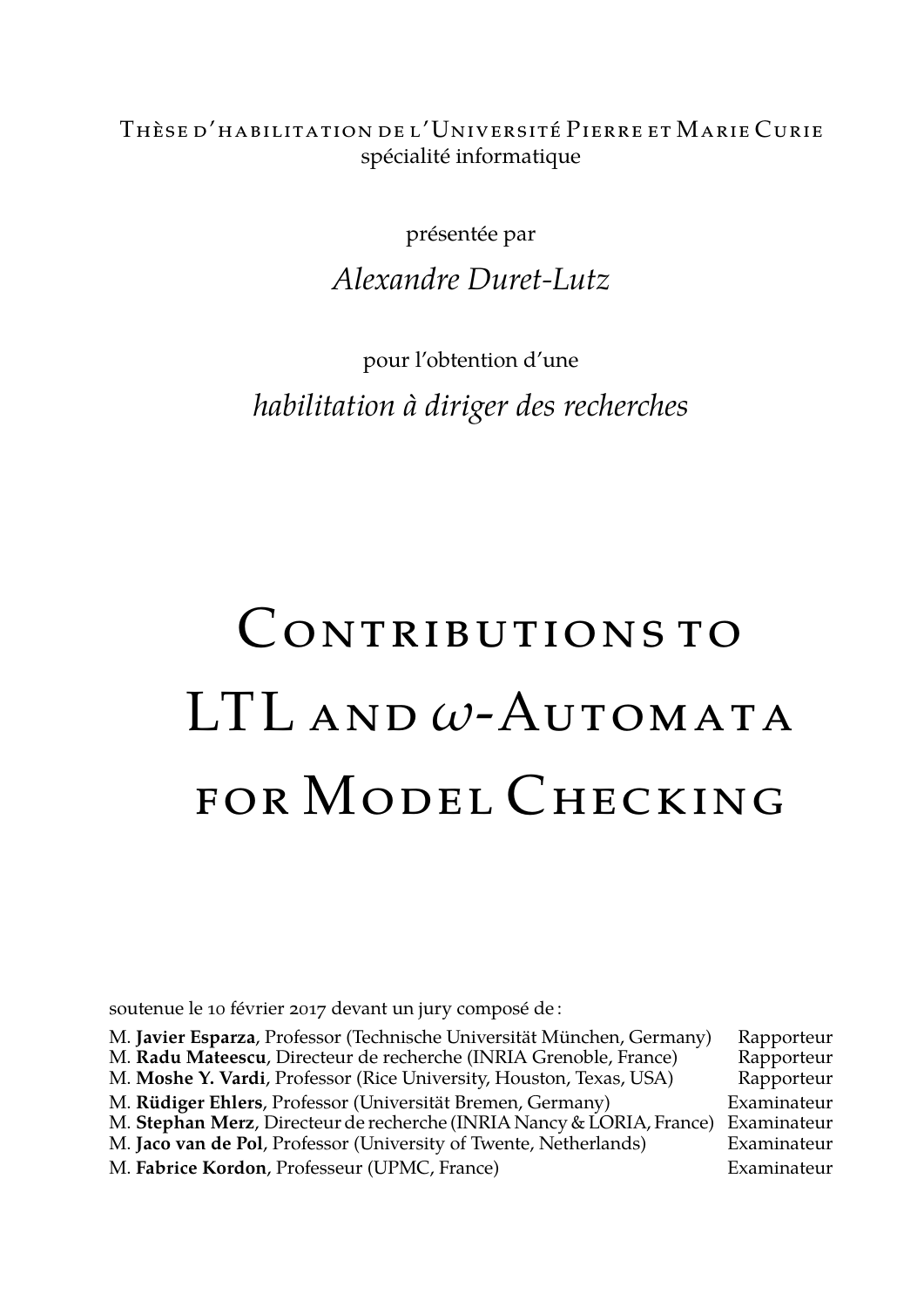Thèse d'habilitation de l'Université Pierre et Marie Curie
spécialité informatique

présentée par

*Alexandre Duret-Lutz*

pour l'obtention d'une

*habilitation à diriger des recherches*

# Contributions to LTL and $\omega$-Automata for Model Checking

soutenue le 10 février 2017 devant un jury composé de :

| | |
|---|---|
| M. **Javier Esparza**, Professor (Technische Universität München, Germany) | Rapporteur |
| M. **Radu Mateescu**, Directeur de recherche (INRIA Grenoble, France) | Rapporteur |
| M. **Moshe Y. Vardi**, Professor (Rice University, Houston, Texas, USA) | Rapporteur |
| M. **Rüdiger Ehlers**, Professor (Universität Bremen, Germany) | Examinateur |
| M. **Stephan Merz**, Directeur de recherche (INRIA Nancy & LORIA, France) | Examinateur |
| M. **Jaco van de Pol**, Professor (University of Twente, Netherlands) | Examinateur |
| M. **Fabrice Kordon**, Professeur (UPMC, France) | Examinateur |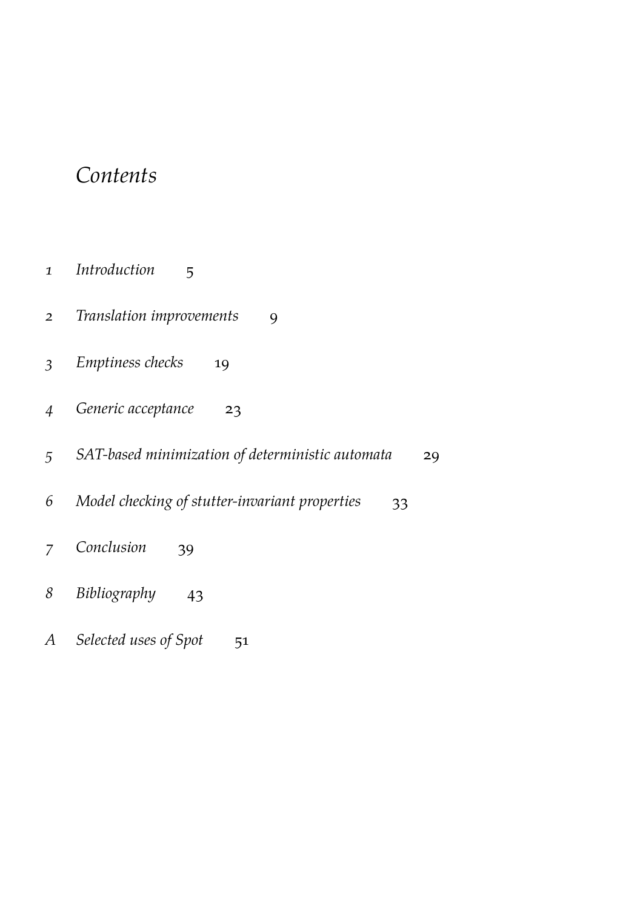# *Contents*

1 *Introduction* 5

2 *Translation improvements* 9

3 *Emptiness checks* 19

4 *Generic acceptance* 23

5 *SAT-based minimization of deterministic automata* 29

6 *Model checking of stutter-invariant properties* 33

7 *Conclusion* 39

8 *Bibliography* 43

A *Selected uses of Spot* 51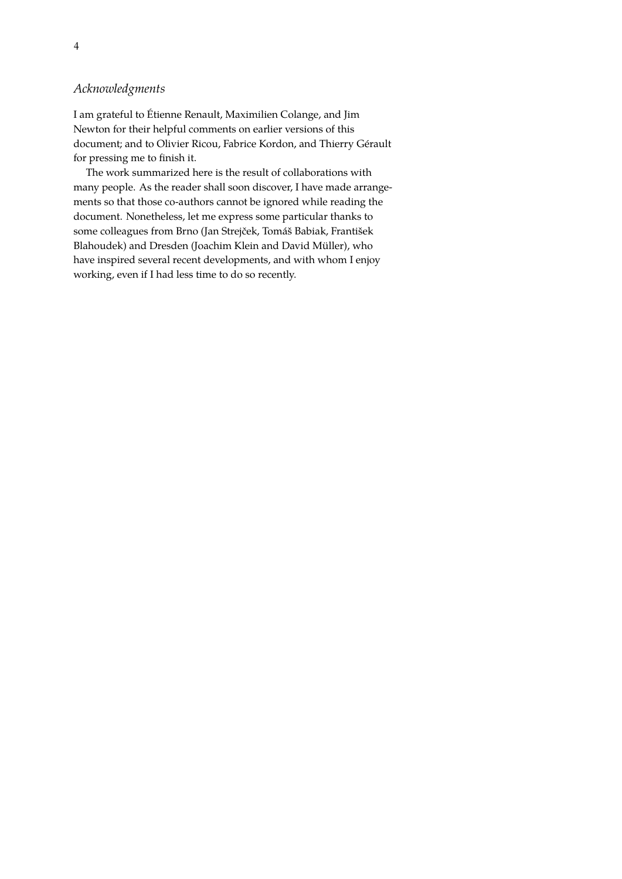## *Acknowledgments*

I am grateful to Étienne Renault, Maximilien Colange, and Jim Newton for their helpful comments on earlier versions of this document; and to Olivier Ricou, Fabrice Kordon, and Thierry Gérault for pressing me to finish it.

The work summarized here is the result of collaborations with many people. As the reader shall soon discover, I have made arrangements so that those co-authors cannot be ignored while reading the document. Nonetheless, let me express some particular thanks to some colleagues from Brno (Jan Strejček, Tomáš Babiak, František Blahoudek) and Dresden (Joachim Klein and David Müller), who have inspired several recent developments, and with whom I enjoy working, even if I had less time to do so recently.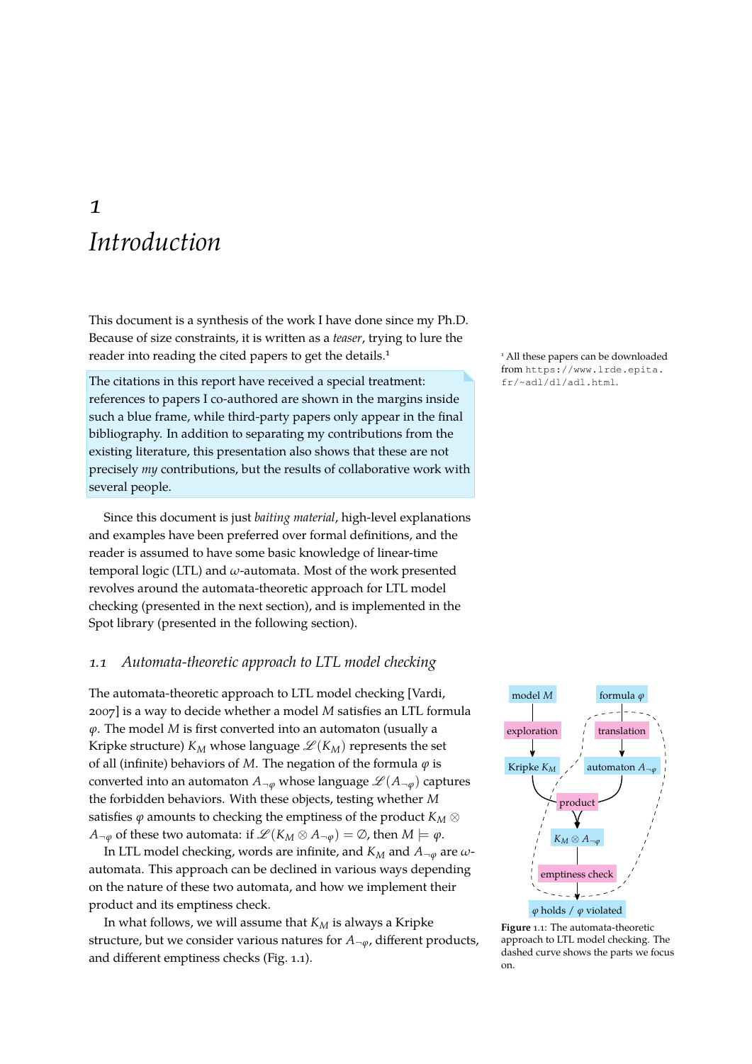# 1 Introduction

This document is a synthesis of the work I have done since my Ph.D. Because of size constraints, it is written as a *teaser*, trying to lure the reader into reading the cited papers to get the details.[1]

[1] All these papers can be downloaded from `https://www.lrde.epita.fr/~adl/dl/adl.html`.

The citations in this report have received a special treatment: references to papers I co-authored are shown in the margins inside such a blue frame, while third-party papers only appear in the final bibliography. In addition to separating my contributions from the existing literature, this presentation also shows that these are not precisely *my* contributions, but the results of collaborative work with several people.

Since this document is just *baiting material*, high-level explanations and examples have been preferred over formal definitions, and the reader is assumed to have some basic knowledge of linear-time temporal logic (LTL) and $\omega$-automata. Most of the work presented revolves around the automata-theoretic approach for LTL model checking (presented in the next section), and is implemented in the Spot library (presented in the following section).

## 1.1 *Automata-theoretic approach to LTL model checking*

The automata-theoretic approach to LTL model checking [Vardi, 2007] is a way to decide whether a model $M$ satisfies an LTL formula $\varphi$. The model $M$ is first converted into an automaton (usually a Kripke structure) $K_M$ whose language $\mathscr{L}(K_M)$ represents the set of all (infinite) behaviors of $M$. The negation of the formula $\varphi$ is converted into an automaton $A_{\neg\varphi}$ whose language $\mathscr{L}(A_{\neg\varphi})$ captures the forbidden behaviors. With these objects, testing whether $M$ satisfies $\varphi$ amounts to checking the emptiness of the product $K_M \otimes A_{\neg\varphi}$ of these two automata: if $\mathscr{L}(K_M \otimes A_{\neg\varphi}) = \emptyset$, then $M \models \varphi$.

In LTL model checking, words are infinite, and $K_M$ and $A_{\neg\varphi}$ are $\omega$-automata. This approach can be declined in various ways depending on the nature of these two automata, and how we implement their product and its emptiness check.

In what follows, we will assume that $K_M$ is always a Kripke structure, but we consider various natures for $A_{\neg\varphi}$, different products, and different emptiness checks (Fig. 1.1).

model $M$ → exploration → Kripke $K_M$; formula $\varphi$ → translation → automaton $A_{\neg\varphi}$; both → product → $K_M \otimes A_{\neg\varphi}$ → emptiness check → $\varphi$ holds / $\varphi$ violated

**Figure** 1.1: The automata-theoretic approach to LTL model checking. The dashed curve shows the parts we focus on.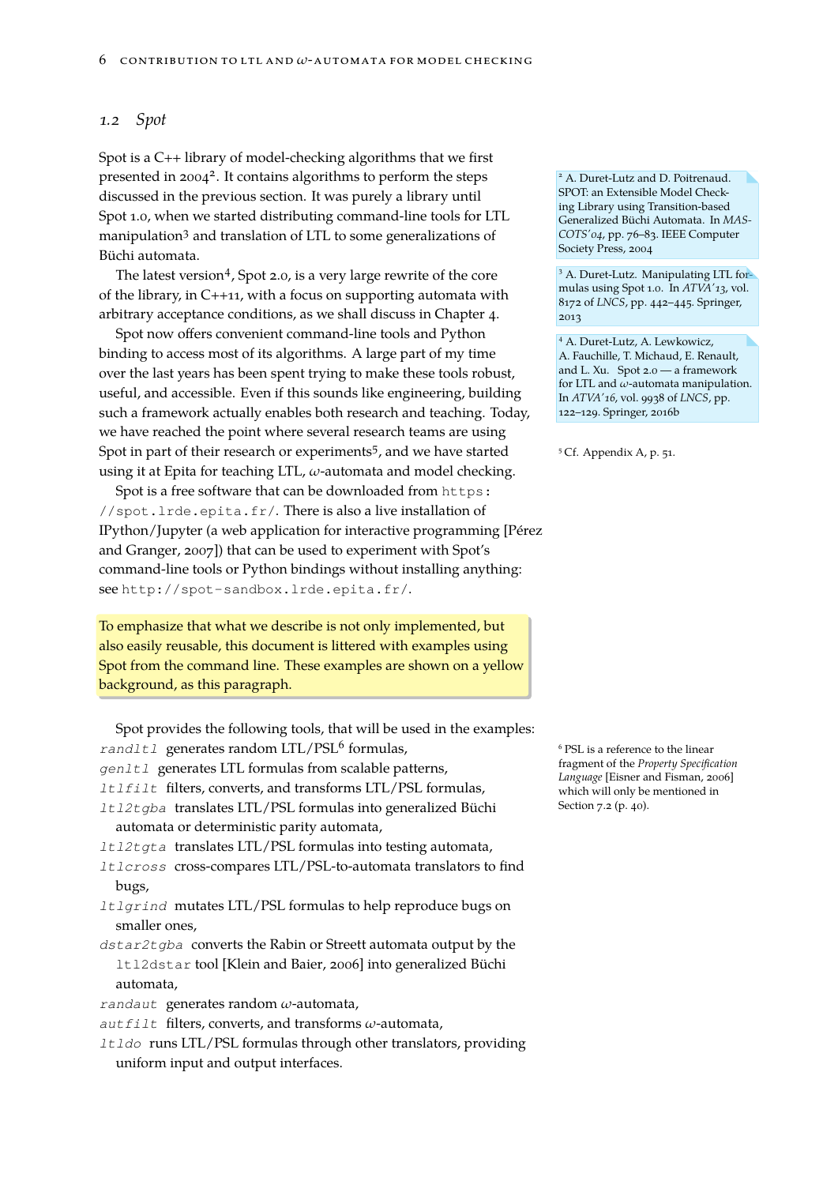## 1.2 Spot

Spot is a C++ library of model-checking algorithms that we first presented in 2004[2]. It contains algorithms to perform the steps discussed in the previous section. It was purely a library until Spot 1.0, when we started distributing command-line tools for LTL manipulation[3] and translation of LTL to some generalizations of Büchi automata.

[2] A. Duret-Lutz and D. Poitrenaud. SPOT: an Extensible Model Checking Library using Transition-based Generalized Büchi Automata. In *MASCOTS'04*, pp. 76–83. IEEE Computer Society Press, 2004

[3] A. Duret-Lutz. Manipulating LTL formulas using Spot 1.0. In *ATVA'13*, vol. 8172 of *LNCS*, pp. 442–445. Springer, 2013

The latest version[4], Spot 2.0, is a very large rewrite of the core of the library, in C++11, with a focus on supporting automata with arbitrary acceptance conditions, as we shall discuss in Chapter 4.

[4] A. Duret-Lutz, A. Lewkowicz, A. Fauchille, T. Michaud, E. Renault, and L. Xu. Spot 2.0 — a framework for LTL and $\omega$-automata manipulation. In *ATVA'16*, vol. 9938 of *LNCS*, pp. 122–129. Springer, 2016b

Spot now offers convenient command-line tools and Python binding to access most of its algorithms. A large part of my time over the last years has been spent trying to make these tools robust, useful, and accessible. Even if this sounds like engineering, building such a framework actually enables both research and teaching. Today, we have reached the point where several research teams are using Spot in part of their research or experiments[5], and we have started using it at Epita for teaching LTL, $\omega$-automata and model checking.

[5] Cf. Appendix A, p. 51.

Spot is a free software that can be downloaded from `https://spot.lrde.epita.fr/`. There is also a live installation of IPython/Jupyter (a web application for interactive programming [Pérez and Granger, 2007]) that can be used to experiment with Spot's command-line tools or Python bindings without installing anything: see `http://spot-sandbox.lrde.epita.fr/`.

> To emphasize that what we describe is not only implemented, but also easily reusable, this document is littered with examples using Spot from the command line. These examples are shown on a yellow background, as this paragraph.

Spot provides the following tools, that will be used in the examples:

- `randltl` generates random LTL/PSL[6] formulas,
- `genltl` generates LTL formulas from scalable patterns,
- `ltlfilt` filters, converts, and transforms LTL/PSL formulas,
- `ltl2tgba` translates LTL/PSL formulas into generalized Büchi automata or deterministic parity automata,
- `ltl2tgta` translates LTL/PSL formulas into testing automata,
- `ltlcross` cross-compares LTL/PSL-to-automata translators to find bugs,
- `ltlgrind` mutates LTL/PSL formulas to help reproduce bugs on smaller ones,
- `dstar2tgba` converts the Rabin or Streett automata output by the `ltl2dstar` tool [Klein and Baier, 2006] into generalized Büchi automata,
- `randaut` generates random $\omega$-automata,
- `autfilt` filters, converts, and transforms $\omega$-automata,
- `ltldo` runs LTL/PSL formulas through other translators, providing uniform input and output interfaces.

[6] PSL is a reference to the linear fragment of the *Property Specification Language* [Eisner and Fisman, 2006] which will only be mentioned in Section 7.2 (p. 40).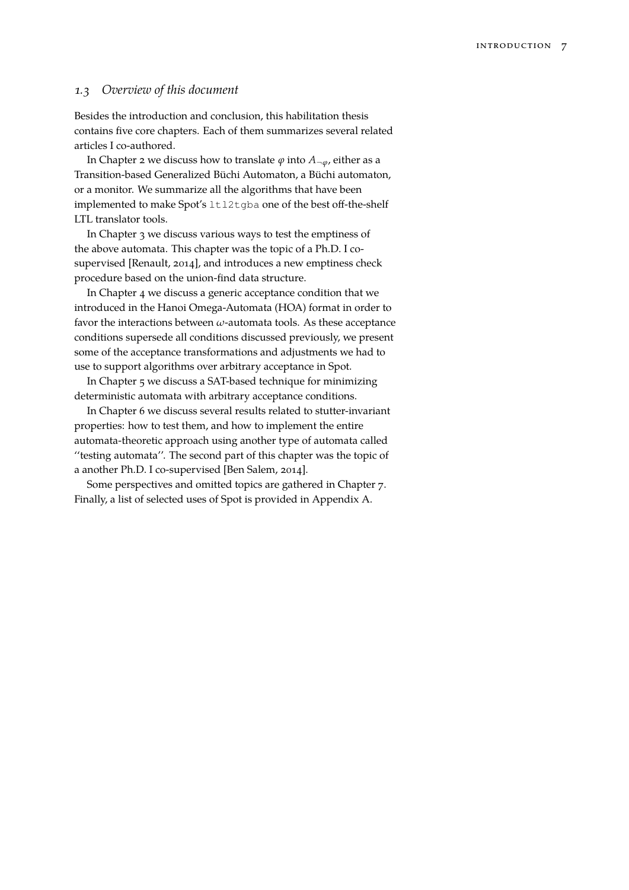## *1.3 Overview of this document*

Besides the introduction and conclusion, this habilitation thesis contains five core chapters. Each of them summarizes several related articles I co-authored.

In Chapter 2 we discuss how to translate $\varphi$ into $A_{\neg\varphi}$, either as a Transition-based Generalized Büchi Automaton, a Büchi automaton, or a monitor. We summarize all the algorithms that have been implemented to make Spot's `ltl2tgba` one of the best off-the-shelf LTL translator tools.

In Chapter 3 we discuss various ways to test the emptiness of the above automata. This chapter was the topic of a Ph.D. I co-supervised [Renault, 2014], and introduces a new emptiness check procedure based on the union-find data structure.

In Chapter 4 we discuss a generic acceptance condition that we introduced in the Hanoi Omega-Automata (HOA) format in order to favor the interactions between $\omega$-automata tools. As these acceptance conditions supersede all conditions discussed previously, we present some of the acceptance transformations and adjustments we had to use to support algorithms over arbitrary acceptance in Spot.

In Chapter 5 we discuss a SAT-based technique for minimizing deterministic automata with arbitrary acceptance conditions.

In Chapter 6 we discuss several results related to stutter-invariant properties: how to test them, and how to implement the entire automata-theoretic approach using another type of automata called "testing automata". The second part of this chapter was the topic of a another Ph.D. I co-supervised [Ben Salem, 2014].

Some perspectives and omitted topics are gathered in Chapter 7. Finally, a list of selected uses of Spot is provided in Appendix A.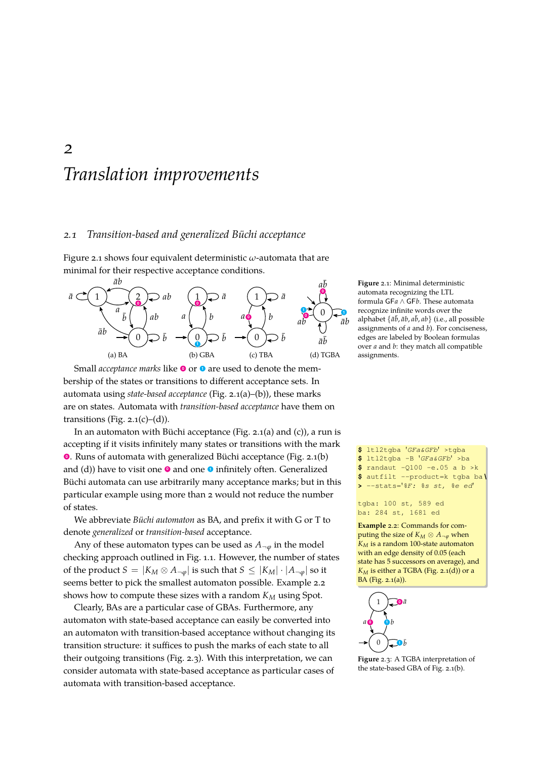# 2 Translation improvements

## 2.1 Transition-based and generalized Büchi acceptance

Figure 2.1 shows four equivalent deterministic $\omega$-automata that are minimal for their respective acceptance conditions.

(a) BA (b) GBA (c) TBA (d) TGBA

**Figure 2.1:** Minimal deterministic automata recognizing the LTL formula $\mathsf{GF}a \wedge \mathsf{GF}b$. These automata recognize infinite words over the alphabet $\{\bar{a}\bar{b}, \bar{a}b, a\bar{b}, ab\}$ (i.e., all possible assignments of $a$ and $b$). For conciseness, edges are labeled by Boolean formulas over $a$ and $b$: they match all compatible assignments.

Small *acceptance marks* like ⓿ or ❶ are used to denote the membership of the states or transitions to different acceptance sets. In automata using *state-based acceptance* (Fig. 2.1(a)–(b)), these marks are on states. Automata with *transition-based acceptance* have them on transitions (Fig. 2.1(c)–(d)).

In an automaton with Büchi acceptance (Fig. 2.1(a) and (c)), a run is accepting if it visits infinitely many states or transitions with the mark ⓿. Runs of automata with generalized Büchi acceptance (Fig. 2.1(b) and (d)) have to visit one ⓿ and one ❶ infinitely often. Generalized Büchi automata can use arbitrarily many acceptance marks; but in this particular example using more than 2 would not reduce the number of states.

We abbreviate *Büchi automaton* as BA, and prefix it with G or T to denote *generalized* or *transition-based* acceptance.

Any of these automaton types can be used as $A_{\neg\varphi}$ in the model checking approach outlined in Fig. 1.1. However, the number of states of the product $S = |K_M \otimes A_{\neg\varphi}|$ is such that $S \leq |K_M| \cdot |A_{\neg\varphi}|$ so it seems better to pick the smallest automaton possible. Example 2.2 shows how to compute these sizes with a random $K_M$ using Spot.

```
$ ltl2tgba 'GFa&GFb' >tgba
$ ltl2tgba -B 'GFa&GFb' >ba
$ randaut -Q100 -e.05 a b >k
$ autfilt --product=k tgba ba\
> --stats='%F: %s st, %e ed'

tgba: 100 st, 589 ed
ba: 284 st, 1681 ed
```

**Example 2.2:** Commands for computing the size of $K_M \otimes A_{\neg\varphi}$ when $K_M$ is a random 100-state automaton with an edge density of 0.05 (each state has 5 successors on average), and $K_M$ is either a TGBA (Fig. 2.1(d)) or a BA (Fig. 2.1(a)).

Clearly, BAs are a particular case of GBAs. Furthermore, any automaton with state-based acceptance can easily be converted into an automaton with transition-based acceptance without changing its transition structure: it suffices to push the marks of each state to all their outgoing transitions (Fig. 2.3). With this interpretation, we can consider automata with state-based acceptance as particular cases of automata with transition-based acceptance.

**Figure 2.3:** A TGBA interpretation of the state-based GBA of Fig. 2.1(b).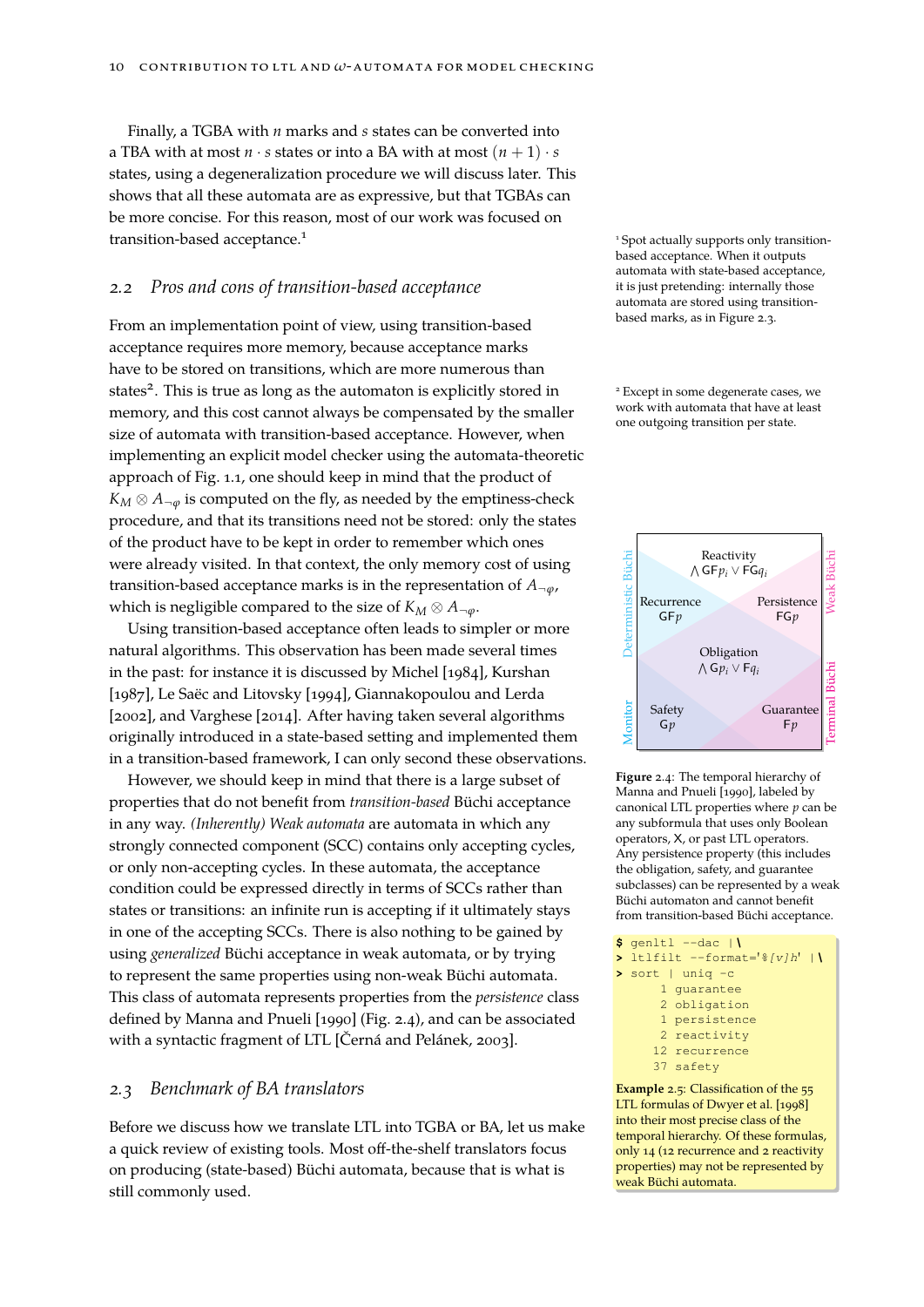Finally, a TGBA with $n$ marks and $s$ states can be converted into a TBA with at most $n \cdot s$ states or into a BA with at most $(n+1) \cdot s$ states, using a degeneralization procedure we will discuss later. This shows that all these automata are as expressive, but that TGBAs can be more concise. For this reason, most of our work was focused on transition-based acceptance.[1]

[1] Spot actually supports only transition-based acceptance. When it outputs automata with state-based acceptance, it is just pretending: internally those automata are stored using transition-based marks, as in Figure 2.3.

## 2.2 *Pros and cons of transition-based acceptance*

From an implementation point of view, using transition-based acceptance requires more memory, because acceptance marks have to be stored on transitions, which are more numerous than states[2]. This is true as long as the automaton is explicitly stored in memory, and this cost cannot always be compensated by the smaller size of automata with transition-based acceptance. However, when implementing an explicit model checker using the automata-theoretic approach of Fig. 1.1, one should keep in mind that the product of $K_M \otimes A_{\neg\varphi}$ is computed on the fly, as needed by the emptiness-check procedure, and that its transitions need not be stored: only the states of the product have to be kept in order to remember which ones were already visited. In that context, the only memory cost of using transition-based acceptance marks is in the representation of $A_{\neg\varphi}$, which is negligible compared to the size of $K_M \otimes A_{\neg\varphi}$.

[2] Except in some degenerate cases, we work with automata that have at least one outgoing transition per state.

Using transition-based acceptance often leads to simpler or more natural algorithms. This observation has been made several times in the past: for instance it is discussed by Michel [1984], Kurshan [1987], Le Saëc and Litovsky [1994], Giannakopoulou and Lerda [2002], and Varghese [2014]. After having taken several algorithms originally introduced in a state-based setting and implemented them in a transition-based framework, I can only second these observations.

However, we should keep in mind that there is a large subset of properties that do not benefit from *transition-based* Büchi acceptance in any way. *(Inherently) Weak automata* are automata in which any strongly connected component (SCC) contains only accepting cycles, or only non-accepting cycles. In these automata, the acceptance condition could be expressed directly in terms of SCCs rather than states or transitions: an infinite run is accepting if it ultimately stays in one of the accepting SCCs. There is also nothing to be gained by using *generalized* Büchi acceptance in weak automata, or by trying to represent the same properties using non-weak Büchi automata. This class of automata represents properties from the *persistence* class defined by Manna and Pnueli [1990] (Fig. 2.4), and can be associated with a syntactic fragment of LTL [Černá and Pelánek, 2003].

Reactivity $\bigwedge \mathsf{GF}p_i \vee \mathsf{FG}q_i$ | Recurrence $\mathsf{GF}p$ | Persistence $\mathsf{FG}p$ | Obligation $\bigwedge \mathsf{G}p_i \vee \mathsf{F}q_i$ | Safety $\mathsf{G}p$ | Guarantee $\mathsf{F}p$ | Deterministic Büchi | Weak Büchi | Monitor | Terminal Büchi

**Figure** 2.4: The temporal hierarchy of Manna and Pnueli [1990], labeled by canonical LTL properties where $p$ can be any subformula that uses only Boolean operators, X, or past LTL operators. Any persistence property (this includes the obligation, safety, and guarantee subclasses) can be represented by a weak Büchi automaton and cannot benefit from transition-based Büchi acceptance.

```
$ genltl --dac | \
> ltlfilt --format='%[v]h' | \
> sort | uniq -c
      1 guarantee
      2 obligation
      1 persistence
      2 reactivity
     12 recurrence
     37 safety
```

**Example** 2.5: Classification of the 55 LTL formulas of Dwyer et al. [1998] into their most precise class of the temporal hierarchy. Of these formulas, only 14 (12 recurrence and 2 reactivity properties) may not be represented by weak Büchi automata.

## 2.3 *Benchmark of BA translators*

Before we discuss how we translate LTL into TGBA or BA, let us make a quick review of existing tools. Most off-the-shelf translators focus on producing (state-based) Büchi automata, because that is what is still commonly used.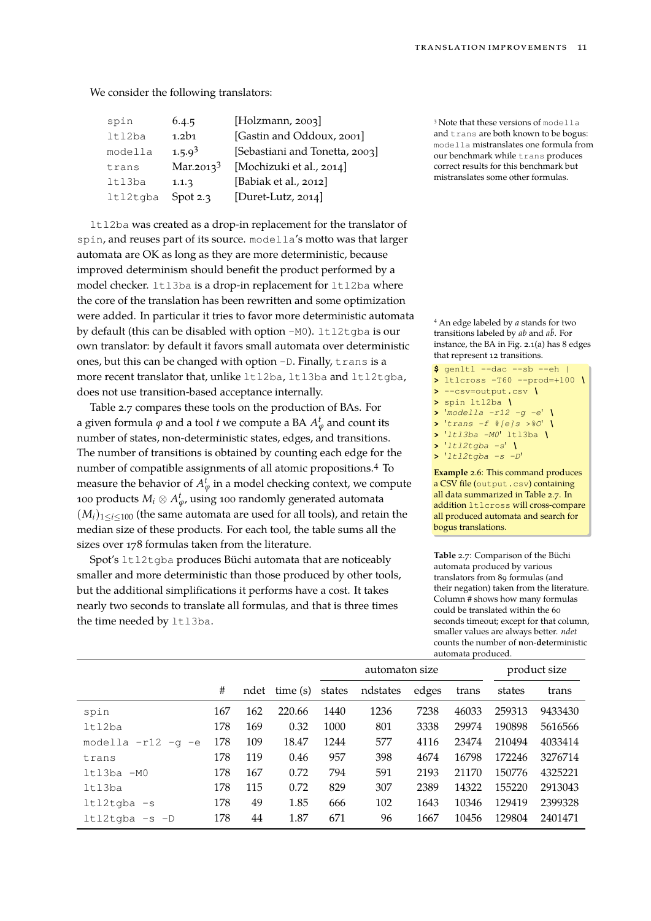We consider the following translators:

| | | |
|---|---|---|
| `spin` | 6.4.5 | [Holzmann, 2003] |
| `ltl2ba` | 1.2b1 | [Gastin and Oddoux, 2001] |
| `modella` | 1.5.9[3] | [Sebastiani and Tonetta, 2003] |
| `trans` | Mar.2013[3] | [Mochizuki et al., 2014] |
| `ltl3ba` | 1.1.3 | [Babiak et al., 2012] |
| `ltl2tgba` | Spot 2.3 | [Duret-Lutz, 2014] |

[3] Note that these versions of `modella` and `trans` are both known to be bogus: `modella` mistranslates one formula from our benchmark while `trans` produces correct results for this benchmark but mistranslates some other formulas.

`ltl2ba` was created as a drop-in replacement for the translator of `spin`, and reuses part of its source. `modella`'s motto was that larger automata are OK as long as they are more deterministic, because improved determinism should benefit the product performed by a model checker. `ltl3ba` is a drop-in replacement for `ltl2ba` where the core of the translation has been rewritten and some optimization were added. In particular it tries to favor more deterministic automata by default (this can be disabled with option `-M0`). `ltl2tgba` is our own translator: by default it favors small automata over deterministic ones, but this can be changed with option `-D`. Finally, `trans` is a more recent translator that, unlike `ltl2ba`, `ltl3ba` and `ltl2tgba`, does not use transition-based acceptance internally.

Table 2.7 compares these tools on the production of BAs. For a given formula $\varphi$ and a tool $t$ we compute a BA $A^t_\varphi$ and count its number of states, non-deterministic states, edges, and transitions. The number of transitions is obtained by counting each edge for the number of compatible assignments of all atomic propositions.[4] To measure the behavior of $A^t_\varphi$ in a model checking context, we compute 100 products $M_i \otimes A^t_\varphi$, using 100 randomly generated automata $(M_i)_{1\le i\le 100}$ (the same automata are used for all tools), and retain the median size of these products. For each tool, the table sums all the sizes over 178 formulas taken from the literature.

[4] An edge labeled by $a$ stands for two transitions labeled by $ab$ and $a\bar{b}$. For instance, the BA in Fig. 2.1(a) has 8 edges that represent 12 transitions.

```
$ genltl --dac --sb --eh |
> ltlcross -T60 --prod=+100 \
> --csv=output.csv \
> spin ltl2ba \
> 'modella -r12 -g -e' \
> 'trans -f %[e]s >%O' \
> 'ltl3ba -M0' ltl3ba \
> 'ltl2tgba -s' \
> 'ltl2tgba -s -D'
```

**Example** 2.6: This command produces a CSV file (`output.csv`) containing all data summarized in Table 2.7. In addition `ltlcross` will cross-compare all produced automata and search for bogus translations.

Spot's `ltl2tgba` produces Büchi automata that are noticeably smaller and more deterministic than those produced by other tools, but the additional simplifications it performs have a cost. It takes nearly two seconds to translate all formulas, and that is three times the time needed by `ltl3ba`.

**Table** 2.7: Comparison of the Büchi automata produced by various translators from 89 formulas (and their negation) taken from the literature. Column # shows how many formulas could be translated within the 60 seconds timeout; except for that column, smaller values are always better. *ndet* counts the number of **n**on-**det**erministic automata produced.

| | | | | automaton size | | | | product size | |
|---|---|---|---|---|---|---|---|---|---|
| | # | ndet | time (s) | states | ndstates | edges | trans | states | trans |
| `spin` | 167 | 162 | 220.66 | 1440 | 1236 | 7238 | 46033 | 259313 | 9433430 |
| `ltl2ba` | 178 | 169 | 0.32 | 1000 | 801 | 3338 | 29974 | 190898 | 5616566 |
| `modella -r12 -g -e` | 178 | 109 | 18.47 | 1244 | 577 | 4116 | 23474 | 210494 | 4033414 |
| `trans` | 178 | 119 | 0.46 | 957 | 398 | 4674 | 16798 | 172246 | 3276714 |
| `ltl3ba -M0` | 178 | 167 | 0.72 | 794 | 591 | 2193 | 21170 | 150776 | 4325221 |
| `ltl3ba` | 178 | 115 | 0.72 | 829 | 307 | 2389 | 14322 | 155220 | 2913043 |
| `ltl2tgba -s` | 178 | 49 | 1.85 | 666 | 102 | 1643 | 10346 | 129419 | 2399328 |
| `ltl2tgba -s -D` | 178 | 44 | 1.87 | 671 | 96 | 1667 | 10456 | 129804 | 2401471 |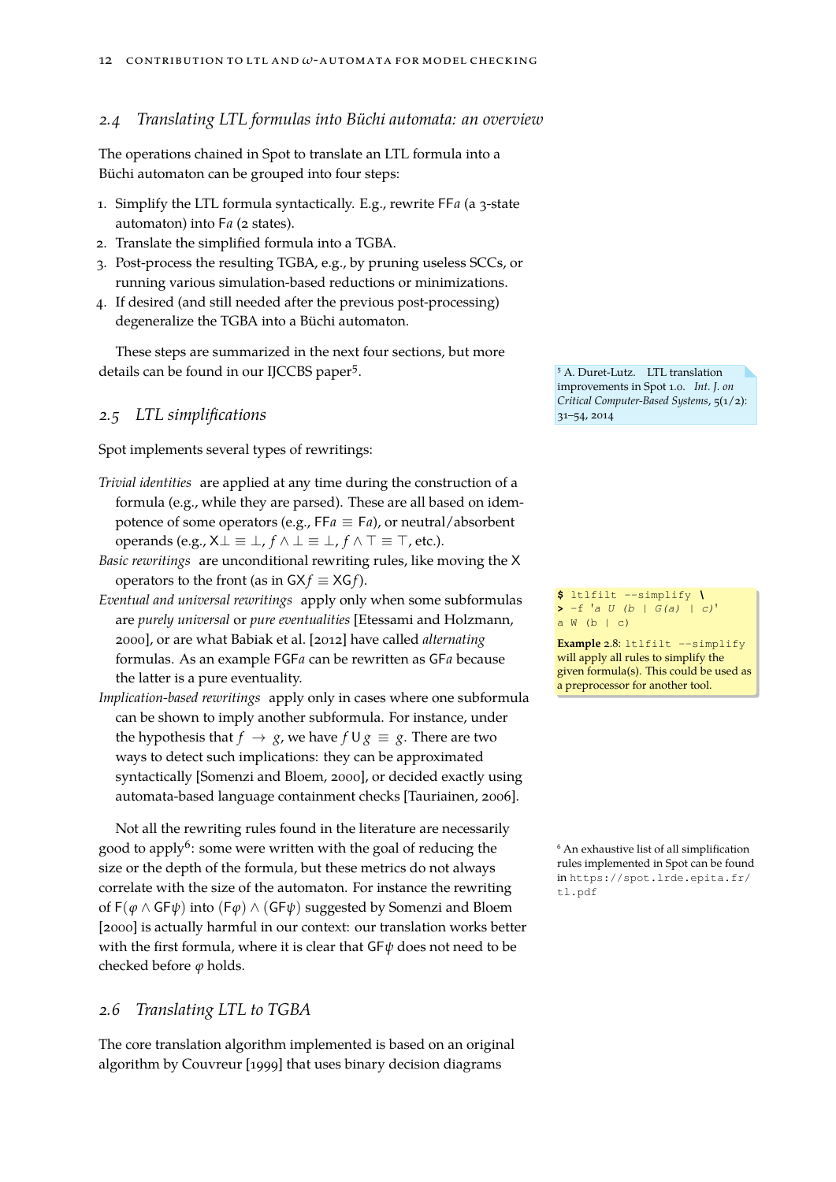## 2.4 Translating LTL formulas into Büchi automata: an overview

The operations chained in Spot to translate an LTL formula into a Büchi automaton can be grouped into four steps:

1. Simplify the LTL formula syntactically. E.g., rewrite $\mathsf{FF}a$ (a 3-state automaton) into $\mathsf{F}a$ (2 states).
2. Translate the simplified formula into a TGBA.
3. Post-process the resulting TGBA, e.g., by pruning useless SCCs, or running various simulation-based reductions or minimizations.
4. If desired (and still needed after the previous post-processing) degeneralize the TGBA into a Büchi automaton.

These steps are summarized in the next four sections, but more details can be found in our IJCCBS paper[5].

[5] A. Duret-Lutz. LTL translation improvements in Spot 1.0. *Int. J. on Critical Computer-Based Systems*, 5(1/2): 31–54, 2014

## 2.5 LTL simplifications

Spot implements several types of rewritings:

*Trivial identities* are applied at any time during the construction of a formula (e.g., while they are parsed). These are all based on idempotence of some operators (e.g., $\mathsf{FF}a \equiv \mathsf{F}a$), or neutral/absorbent operands (e.g., $\mathsf{X}\bot \equiv \bot$, $f \wedge \bot \equiv \bot$, $f \wedge \top \equiv \top$, etc.).

*Basic rewritings* are unconditional rewriting rules, like moving the $\mathsf{X}$ operators to the front (as in $\mathsf{GX}f \equiv \mathsf{XG}f$).

*Eventual and universal rewritings* apply only when some subformulas are *purely universal* or *pure eventualities* [Etessami and Holzmann, 2000], or are what Babiak et al. [2012] have called *alternating* formulas. As an example $\mathsf{FGF}a$ can be rewritten as $\mathsf{GF}a$ because the latter is a pure eventuality.

*Implication-based rewritings* apply only in cases where one subformula can be shown to imply another subformula. For instance, under the hypothesis that $f \rightarrow g$, we have $f \,\mathsf{U}\, g \equiv g$. There are two ways to detect such implications: they can be approximated syntactically [Somenzi and Bloem, 2000], or decided exactly using automata-based language containment checks [Tauriainen, 2006].

```
$ ltlfilt --simplify \
> -f 'a U (b | G(a) | c)'
a W (b | c)
```

**Example 2.8:** `ltlfilt --simplify` will apply all rules to simplify the given formula(s). This could be used as a preprocessor for another tool.

Not all the rewriting rules found in the literature are necessarily good to apply[6]: some were written with the goal of reducing the size or the depth of the formula, but these metrics do not always correlate with the size of the automaton. For instance the rewriting of $\mathsf{F}(\varphi \wedge \mathsf{GF}\psi)$ into $(\mathsf{F}\varphi) \wedge (\mathsf{GF}\psi)$ suggested by Somenzi and Bloem [2000] is actually harmful in our context: our translation works better with the first formula, where it is clear that $\mathsf{GF}\psi$ does not need to be checked before $\varphi$ holds.

[6] An exhaustive list of all simplification rules implemented in Spot can be found in `https://spot.lrde.epita.fr/tl.pdf`

## 2.6 Translating LTL to TGBA

The core translation algorithm implemented is based on an original algorithm by Couvreur [1999] that uses binary decision diagrams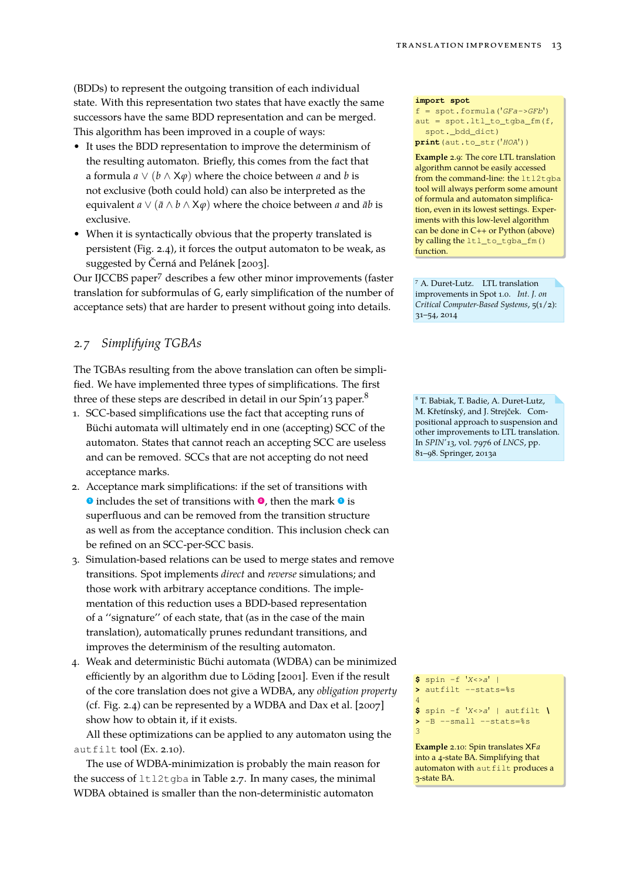(BDDs) to represent the outgoing transition of each individual state. With this representation two states that have exactly the same successors have the same BDD representation and can be merged. This algorithm has been improved in a couple of ways:

- It uses the BDD representation to improve the determinism of the resulting automaton. Briefly, this comes from the fact that a formula $a \lor (b \land \mathsf{X}\varphi)$ where the choice between $a$ and $b$ is not exclusive (both could hold) can also be interpreted as the equivalent $a \lor (\bar{a} \land b \land \mathsf{X}\varphi)$ where the choice between $a$ and $\bar{a}b$ is exclusive.
- When it is syntactically obvious that the property translated is persistent (Fig. 2.4), it forces the output automaton to be weak, as suggested by Černá and Pelánek [2003].

Our IJCCBS paper[7] describes a few other minor improvements (faster translation for subformulas of G, early simplification of the number of acceptance sets) that are harder to present without going into details.

```
import spot
f = spot.formula('GFa->GFb')
aut = spot.ltl_to_tgba_fm(f,
  spot._bdd_dict)
print(aut.to_str('HOA'))
```

**Example** 2.9: The core LTL translation algorithm cannot be easily accessed from the command-line: the `ltl2tgba` tool will always perform some amount of formula and automaton simplification, even in its lowest settings. Experiments with this low-level algorithm can be done in C++ or Python (above) by calling the `ltl_to_tgba_fm()` function.

[7] A. Duret-Lutz. LTL translation improvements in Spot 1.0. *Int. J. on Critical Computer-Based Systems*, 5(1/2): 31–54, 2014

## 2.7 *Simplifying TGBAs*

The TGBAs resulting from the above translation can often be simplified. We have implemented three types of simplifications. The first three of these steps are described in detail in our Spin'13 paper.[8]

[8] T. Babiak, T. Badie, A. Duret-Lutz, M. Křetínský, and J. Strejček. Compositional approach to suspension and other improvements to LTL translation. In *SPIN'13*, vol. 7976 of *LNCS*, pp. 81–98. Springer, 2013a

1. SCC-based simplifications use the fact that accepting runs of Büchi automata will ultimately end in one (accepting) SCC of the automaton. States that cannot reach an accepting SCC are useless and can be removed. SCCs that are not accepting do not need acceptance marks.
2. Acceptance mark simplifications: if the set of transitions with ❶ includes the set of transitions with ⓿, then the mark ❶ is superfluous and can be removed from the transition structure as well as from the acceptance condition. This inclusion check can be refined on an SCC-per-SCC basis.
3. Simulation-based relations can be used to merge states and remove transitions. Spot implements *direct* and *reverse* simulations; and those work with arbitrary acceptance conditions. The implementation of this reduction uses a BDD-based representation of a "signature" of each state, that (as in the case of the main translation), automatically prunes redundant transitions, and improves the determinism of the resulting automaton.
4. Weak and deterministic Büchi automata (WDBA) can be minimized efficiently by an algorithm due to Löding [2001]. Even if the result of the core translation does not give a WDBA, any *obligation property* (cf. Fig. 2.4) can be represented by a WDBA and Dax et al. [2007] show how to obtain it, if it exists.

All these optimizations can be applied to any automaton using the `autfilt` tool (Ex. 2.10).

The use of WDBA-minimization is probably the main reason for the success of `ltl2tgba` in Table 2.7. In many cases, the minimal WDBA obtained is smaller than the non-deterministic automaton

```
$ spin -f 'X<>a' |
> autfilt --stats=%s
4
$ spin -f 'X<>a' | autfilt \
> -B --small --stats=%s
3
```

**Example** 2.10: Spin translates X*Fa* into a 4-state BA. Simplifying that automaton with `autfilt` produces a 3-state BA.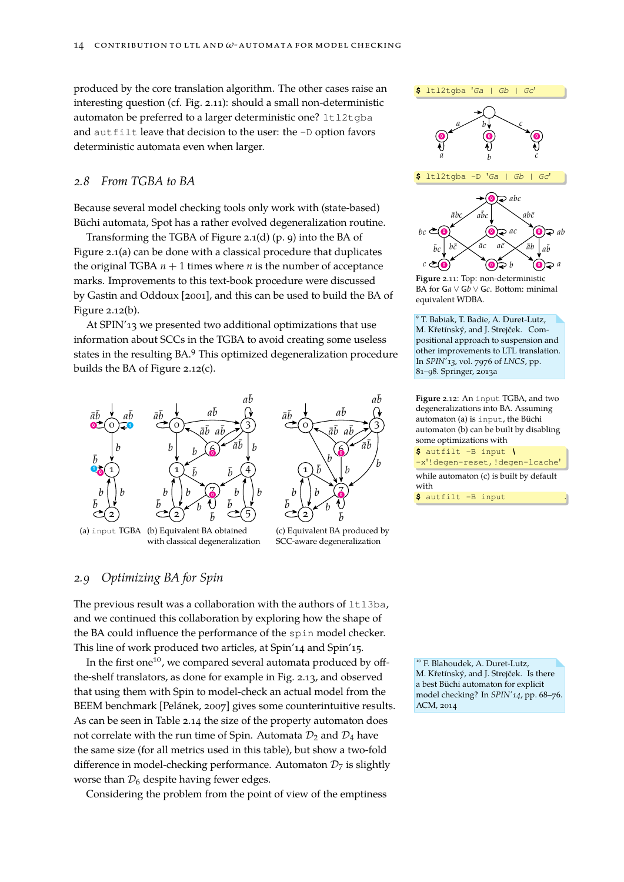produced by the core translation algorithm. The other cases raise an interesting question (cf. Fig. 2.11): should a small non-deterministic automaton be preferred to a larger deterministic one? `ltl2tgba` and `autfilt` leave that decision to the user: the `-D` option favors deterministic automata even when larger.

```
$ ltl2tgba 'Ga | Gb | Gc'
```

```
$ ltl2tgba -D 'Ga | Gb | Gc'
```

**Figure 2.11**: Top: non-deterministic BA for G*a* ∨ G*b* ∨ G*c*. Bottom: minimal equivalent WDBA.

## 2.8 *From TGBA to BA*

Because several model checking tools only work with (state-based) Büchi automata, Spot has a rather evolved degeneralization routine.

Transforming the TGBA of Figure 2.1(d) (p. 9) into the BA of Figure 2.1(a) can be done with a classical procedure that duplicates the original TGBA $n+1$ times where $n$ is the number of acceptance marks. Improvements to this text-book procedure were discussed by Gastin and Oddoux [2001], and this can be used to build the BA of Figure 2.12(b).

At SPIN'13 we presented two additional optimizations that use information about SCCs in the TGBA to avoid creating some useless states in the resulting BA.[9] This optimized degeneralization procedure builds the BA of Figure 2.12(c).

[9] T. Babiak, T. Badie, A. Duret-Lutz, M. Křetínský, and J. Strejček. Compositional approach to suspension and other improvements to LTL translation. In *SPIN'13*, vol. 7976 of *LNCS*, pp. 81–98. Springer, 2013a

(a) `input` TGBA (b) Equivalent BA obtained with classical degeneralization (c) Equivalent BA produced by SCC-aware degeneralization

**Figure 2.12**: An `input` TGBA, and two degeneralizations into BA. Assuming automaton (a) is `input`, the Büchi automaton (b) can be built by disabling some optimizations with

```
$ autfilt -B input \
-x'!degen-reset,!degen-lcache'
```

while automaton (c) is built by default with

```
$ autfilt -B input
```

## 2.9 *Optimizing BA for Spin*

The previous result was a collaboration with the authors of `ltl3ba`, and we continued this collaboration by exploring how the shape of the BA could influence the performance of the `spin` model checker. This line of work produced two articles, at Spin'14 and Spin'15.

In the first one[10], we compared several automata produced by off-the-shelf translators, as done for example in Fig. 2.13, and observed that using them with Spin to model-check an actual model from the BEEM benchmark [Pelánek, 2007] gives some counterintuitive results. As can be seen in Table 2.14 the size of the property automaton does not correlate with the run time of Spin. Automata $\mathcal{D}_2$ and $\mathcal{D}_4$ have the same size (for all metrics used in this table), but show a two-fold difference in model-checking performance. Automaton $\mathcal{D}_7$ is slightly worse than $\mathcal{D}_6$ despite having fewer edges.

[10] F. Blahoudek, A. Duret-Lutz, M. Křetínský, and J. Strejček. Is there a best Büchi automaton for explicit model checking? In *SPIN'14*, pp. 68–76. ACM, 2014

Considering the problem from the point of view of the emptiness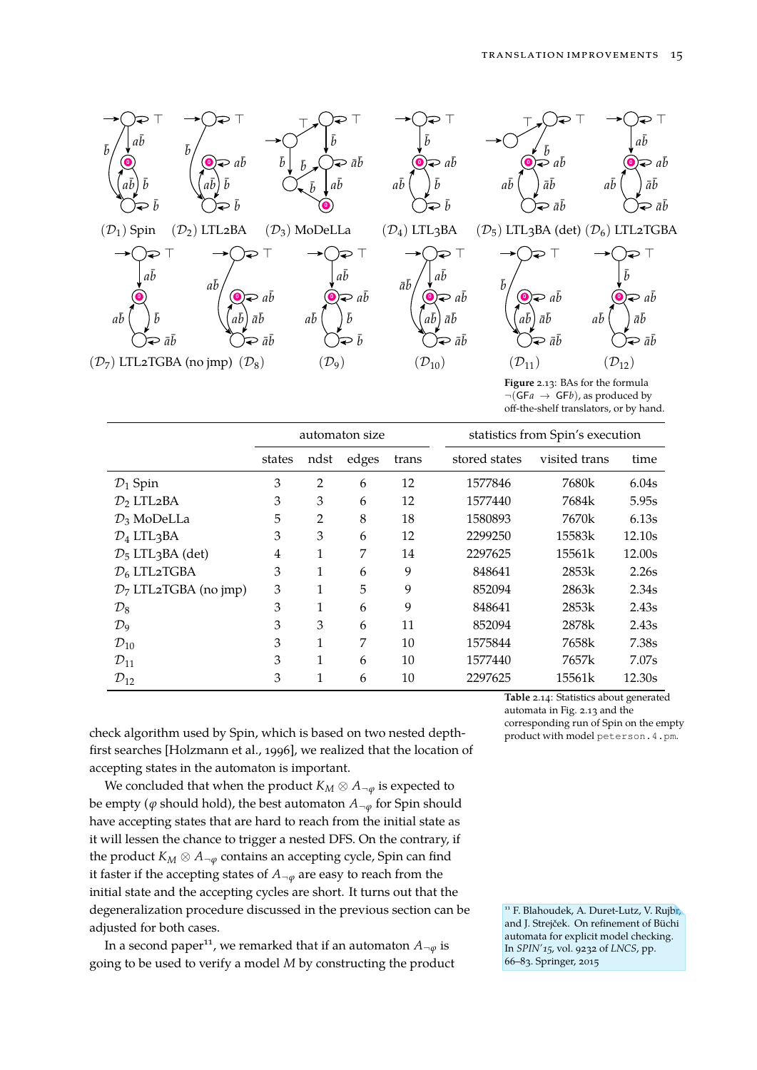Figure 2.13: BAs for the formula $\neg(\mathsf{GF}a \rightarrow \mathsf{GF}b)$, as produced by off-the-shelf translators, or by hand.

| | automaton size | | | | statistics from Spin's execution | | |
|---|---|---|---|---|---|---|---|
| | states | ndst | edges | trans | stored states | visited trans | time |
| $\mathcal{D}_1$ Spin | 3 | 2 | 6 | 12 | 1577846 | 7680k | 6.04s |
| $\mathcal{D}_2$ LTL2BA | 3 | 3 | 6 | 12 | 1577440 | 7684k | 5.95s |
| $\mathcal{D}_3$ MoDeLLa | 5 | 2 | 8 | 18 | 1580893 | 7670k | 6.13s |
| $\mathcal{D}_4$ LTL3BA | 3 | 3 | 6 | 12 | 2299250 | 15583k | 12.10s |
| $\mathcal{D}_5$ LTL3BA (det) | 4 | 1 | 7 | 14 | 2297625 | 15561k | 12.00s |
| $\mathcal{D}_6$ LTL2TGBA | 3 | 1 | 6 | 9 | 848641 | 2853k | 2.26s |
| $\mathcal{D}_7$ LTL2TGBA (no jmp) | 3 | 1 | 5 | 9 | 852094 | 2863k | 2.34s |
| $\mathcal{D}_8$ | 3 | 1 | 6 | 9 | 848641 | 2853k | 2.43s |
| $\mathcal{D}_9$ | 3 | 3 | 6 | 11 | 852094 | 2878k | 2.43s |
| $\mathcal{D}_{10}$ | 3 | 1 | 7 | 10 | 1575844 | 7658k | 7.38s |
| $\mathcal{D}_{11}$ | 3 | 1 | 6 | 10 | 1577440 | 7657k | 7.07s |
| $\mathcal{D}_{12}$ | 3 | 1 | 6 | 10 | 2297625 | 15561k | 12.30s |

**Table** 2.14: Statistics about generated automata in Fig. 2.13 and the corresponding run of Spin on the empty product with model `peterson.4.pm`.

check algorithm used by Spin, which is based on two nested depth-first searches [Holzmann et al., 1996], we realized that the location of accepting states in the automaton is important.

We concluded that when the product $K_M \otimes A_{\neg\varphi}$ is expected to be empty ($\varphi$ should hold), the best automaton $A_{\neg\varphi}$ for Spin should have accepting states that are hard to reach from the initial state as it will lessen the chance to trigger a nested DFS. On the contrary, if the product $K_M \otimes A_{\neg\varphi}$ contains an accepting cycle, Spin can find it faster if the accepting states of $A_{\neg\varphi}$ are easy to reach from the initial state and the accepting cycles are short. It turns out that the degeneralization procedure discussed in the previous section can be adjusted for both cases.

In a second paper[11], we remarked that if an automaton $A_{\neg\varphi}$ is going to be used to verify a model $M$ by constructing the product

[11] F. Blahoudek, A. Duret-Lutz, V. Rujbr, and J. Strejček. On refinement of Büchi automata for explicit model checking. In *SPIN'15*, vol. 9232 of *LNCS*, pp. 66–83. Springer, 2015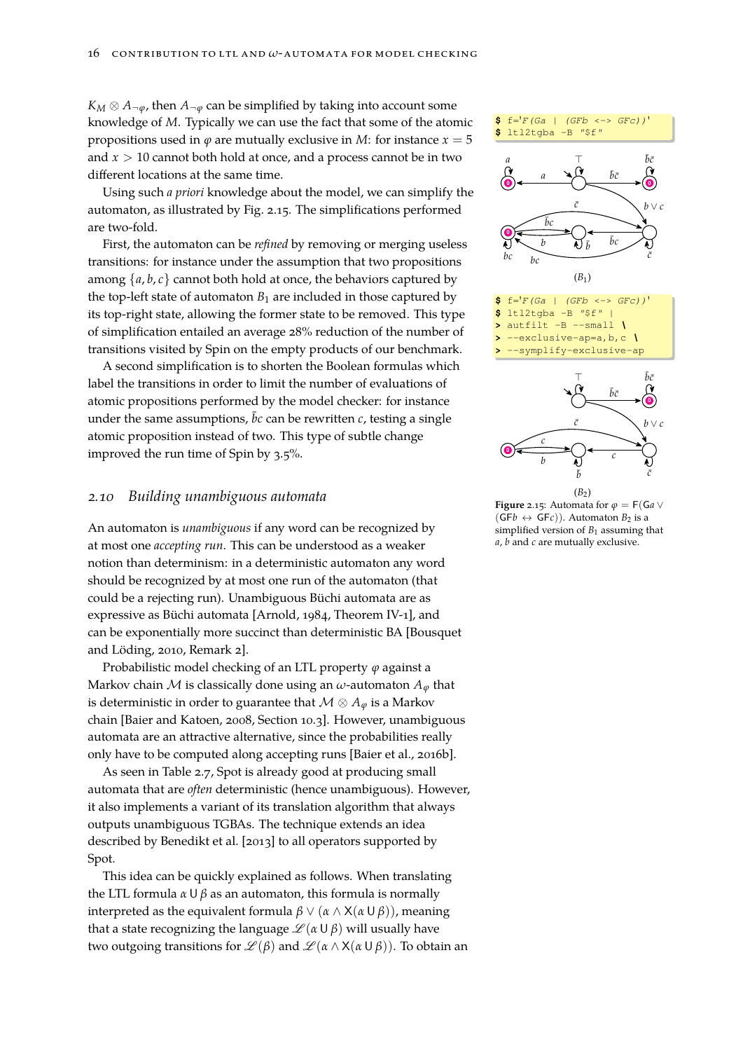$K_M \otimes A_{\neg\varphi}$, then $A_{\neg\varphi}$ can be simplified by taking into account some knowledge of $M$. Typically we can use the fact that some of the atomic propositions used in $\varphi$ are mutually exclusive in $M$: for instance $x = 5$ and $x > 10$ cannot both hold at once, and a process cannot be in two different locations at the same time.

Using such *a priori* knowledge about the model, we can simplify the automaton, as illustrated by Fig. 2.15. The simplifications performed are two-fold.

First, the automaton can be *refined* by removing or merging useless transitions: for instance under the assumption that two propositions among $\{a, b, c\}$ cannot both hold at once, the behaviors captured by the top-left state of automaton $B_1$ are included in those captured by its top-right state, allowing the former state to be removed. This type of simplification entailed an average 28% reduction of the number of transitions visited by Spin on the empty products of our benchmark.

A second simplification is to shorten the Boolean formulas which label the transitions in order to limit the number of evaluations of atomic propositions performed by the model checker: for instance under the same assumptions, $\bar{b}c$ can be rewritten $c$, testing a single atomic proposition instead of two. This type of subtle change improved the run time of Spin by 3.5%.

```
$ f='F(Ga | (GFb <-> GFc))'
$ ltl2tgba -B "$f"
```

$(B_1)$

```
$ f='F(Ga | (GFb <-> GFc))'
$ ltl2tgba -B "$f" |
> autfilt -B --small \
> --exclusive-ap=a,b,c \
> --symplify-exclusive-ap
```

$(B_2)$

**Figure 2.15**: Automata for $\varphi = \mathsf{F}(\mathsf{G}a \vee (\mathsf{GF}b \leftrightarrow \mathsf{GF}c))$. Automaton $B_2$ is a simplified version of $B_1$ assuming that $a$, $b$ and $c$ are mutually exclusive.

## 2.10 Building unambiguous automata

An automaton is *unambiguous* if any word can be recognized by at most one *accepting run*. This can be understood as a weaker notion than determinism: in a deterministic automaton any word should be recognized by at most one run of the automaton (that could be a rejecting run). Unambiguous Büchi automata are as expressive as Büchi automata [Arnold, 1984, Theorem IV-1], and can be exponentially more succinct than deterministic BA [Bousquet and Löding, 2010, Remark 2].

Probabilistic model checking of an LTL property $\varphi$ against a Markov chain $\mathcal{M}$ is classically done using an $\omega$-automaton $A_\varphi$ that is deterministic in order to guarantee that $\mathcal{M} \otimes A_\varphi$ is a Markov chain [Baier and Katoen, 2008, Section 10.3]. However, unambiguous automata are an attractive alternative, since the probabilities really only have to be computed along accepting runs [Baier et al., 2016b].

As seen in Table 2.7, Spot is already good at producing small automata that are *often* deterministic (hence unambiguous). However, it also implements a variant of its translation algorithm that always outputs unambiguous TGBAs. The technique extends an idea described by Benedikt et al. [2013] to all operators supported by Spot.

This idea can be quickly explained as follows. When translating the LTL formula $\alpha \,\mathsf{U}\, \beta$ as an automaton, this formula is normally interpreted as the equivalent formula $\beta \vee (\alpha \wedge \mathsf{X}(\alpha \,\mathsf{U}\, \beta))$, meaning that a state recognizing the language $\mathscr{L}(\alpha \,\mathsf{U}\, \beta)$ will usually have two outgoing transitions for $\mathscr{L}(\beta)$ and $\mathscr{L}(\alpha \wedge \mathsf{X}(\alpha \,\mathsf{U}\, \beta))$. To obtain an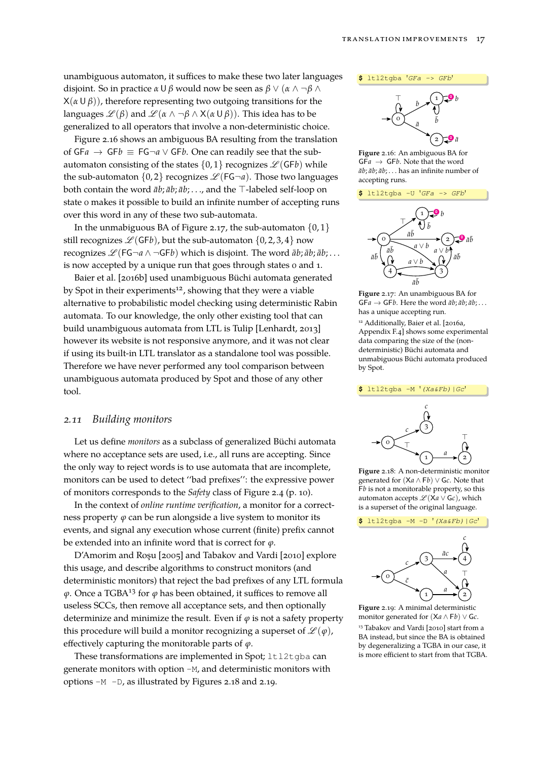unambiguous automaton, it suffices to make these two later languages disjoint. So in practice $\alpha \,\mathsf{U}\, \beta$ would now be seen as $\beta \vee (\alpha \wedge \neg\beta \wedge \mathsf{X}(\alpha \,\mathsf{U}\, \beta))$, therefore representing two outgoing transitions for the languages $\mathscr{L}(\beta)$ and $\mathscr{L}(\alpha \wedge \neg\beta \wedge \mathsf{X}(\alpha \,\mathsf{U}\, \beta))$. This idea has to be generalized to all operators that involve a non-deterministic choice.

Figure 2.16 shows an ambiguous BA resulting from the translation of $\mathsf{GF}a \rightarrow \mathsf{GF}b \equiv \mathsf{FG}\neg a \vee \mathsf{GF}b$. One can readily see that the sub-automaton consisting of the states $\{0,1\}$ recognizes $\mathscr{L}(\mathsf{GF}b)$ while the sub-automaton $\{0,2\}$ recognizes $\mathscr{L}(\mathsf{FG}\neg a)$. Those two languages both contain the word $\bar{a}b;\bar{a}b;\bar{a}b;\ldots$, and the $\top$-labeled self-loop on state 0 makes it possible to build an infinite number of accepting runs over this word in any of these two sub-automata.

In the unmabiguous BA of Figure 2.17, the sub-automaton $\{0,1\}$ still recognizes $\mathscr{L}(\mathsf{GF}b)$, but the sub-automaton $\{0,2,3,4\}$ now recognizes $\mathscr{L}(\mathsf{FG}\neg a \wedge \neg\mathsf{GF}b)$ which is disjoint. The word $\bar{a}b;\bar{a}b;\bar{a}b;\ldots$ is now accepted by a unique run that goes through states 0 and 1.

Baier et al. [2016b] used unambiguous Büchi automata generated by Spot in their experiments[12], showing that they were a viable alternative to probabilistic model checking using deterministic Rabin automata. To our knowledge, the only other existing tool that can build unambiguous automata from LTL is Tulip [Lenhardt, 2013] however its website is not responsive anymore, and it was not clear if using its built-in LTL translator as a standalone tool was possible. Therefore we have never performed any tool comparison between unambiguous automata produced by Spot and those of any other tool.

```
$ ltl2tgba 'GFa -> GFb'
```

**Figure** 2.16: An ambiguous BA for $\mathsf{GF}a \rightarrow \mathsf{GF}b$. Note that the word $\bar{a}b;\bar{a}b;\bar{a}b;\ldots$ has an infinite number of accepting runs.

```
$ ltl2tgba -U 'GFa -> GFb'
```

**Figure** 2.17: An unambiguous BA for $\mathsf{GF}a \rightarrow \mathsf{GF}b$. Here the word $\bar{a}b;\bar{a}b;\bar{a}b;\ldots$ has a unique accepting run.

[12] Additionally, Baier et al. [2016a, Appendix F.4] shows some experimental data comparing the size of the (non-deterministic) Büchi automata and unmabiguous Büchi automata produced by Spot.

## 2.11 *Building monitors*

Let us define *monitors* as a subclass of generalized Büchi automata where no acceptance sets are used, i.e., all runs are accepting. Since the only way to reject words is to use automata that are incomplete, monitors can be used to detect "bad prefixes": the expressive power of monitors corresponds to the *Safety* class of Figure 2.4 (p. 10).

In the context of *online runtime verification*, a monitor for a correctness property $\varphi$ can be run alongside a live system to monitor its events, and signal any execution whose current (finite) prefix cannot be extended into an infinite word that is correct for $\varphi$.

D'Amorim and Roşu [2005] and Tabakov and Vardi [2010] explore this usage, and describe algorithms to construct monitors (and deterministic monitors) that reject the bad prefixes of any LTL formula $\varphi$. Once a TGBA[13] for $\varphi$ has been obtained, it suffices to remove all useless SCCs, then remove all acceptance sets, and then optionally determinize and minimize the result. Even if $\varphi$ is not a safety property this procedure will build a monitor recognizing a superset of $\mathscr{L}(\varphi)$, effectively capturing the monitorable parts of $\varphi$.

These transformations are implemented in Spot; `ltl2tgba` can generate monitors with option `-M`, and deterministic monitors with options `-M -D`, as illustrated by Figures 2.18 and 2.19.

```
$ ltl2tgba -M '(Xa&Fb)|Gc'
```

**Figure** 2.18: A non-deterministic monitor generated for $(\mathsf{X}a \wedge \mathsf{F}b) \vee \mathsf{G}c$. Note that $\mathsf{F}b$ is not a monitorable property, so this automaton accepts $\mathscr{L}(\mathsf{X}a \vee \mathsf{G}c)$, which is a superset of the original language.

```
$ ltl2tgba -M -D '(Xa&Fb)|Gc'
```

**Figure** 2.19: A minimal deterministic monitor generated for $(\mathsf{X}a \wedge \mathsf{F}b) \vee \mathsf{G}c$.

[13] Tabakov and Vardi [2010] start from a BA instead, but since the BA is obtained by degeneralizing a TGBA in our case, it is more efficient to start from that TGBA.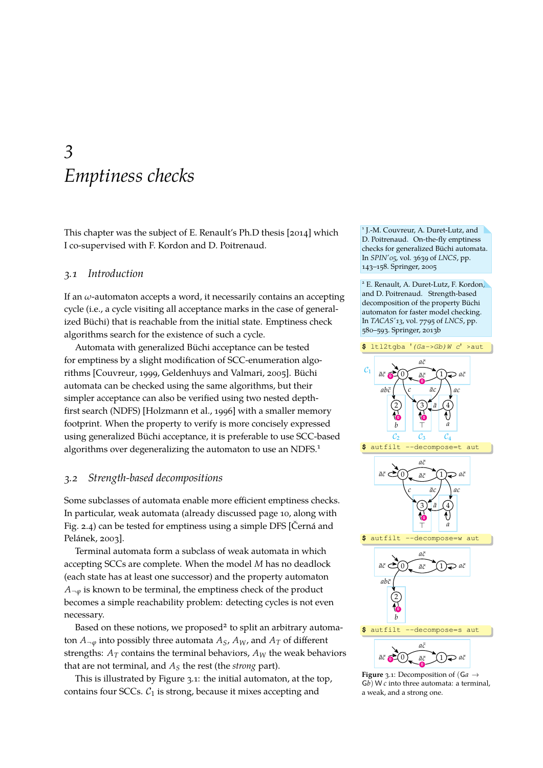// Chapter 3
# Emptiness checks

This chapter was the subject of E. Renault's Ph.D thesis [2014] which I co-supervised with F. Kordon and D. Poitrenaud.

## 3.1 Introduction

If an $\omega$-automaton accepts a word, it necessarily contains an accepting cycle (i.e., a cycle visiting all acceptance marks in the case of generalized Büchi) that is reachable from the initial state. Emptiness check algorithms search for the existence of such a cycle.

Automata with generalized Büchi acceptance can be tested for emptiness by a slight modification of SCC-enumeration algorithms [Couvreur, 1999, Geldenhuys and Valmari, 2005]. Büchi automata can be checked using the same algorithms, but their simpler acceptance can also be verified using two nested depth-first search (NDFS) [Holzmann et al., 1996] with a smaller memory footprint. When the property to verify is more concisely expressed using generalized Büchi acceptance, it is preferable to use SCC-based algorithms over degeneralizing the automaton to use an NDFS.[1]

[1] J.-M. Couvreur, A. Duret-Lutz, and D. Poitrenaud. On-the-fly emptiness checks for generalized Büchi automata. In *SPIN'05*, vol. 3639 of *LNCS*, pp. 143–158. Springer, 2005

## 3.2 Strength-based decompositions

Some subclasses of automata enable more efficient emptiness checks. In particular, weak automata (already discussed page 10, along with Fig. 2.4) can be tested for emptiness using a simple DFS [Černá and Pelánek, 2003].

Terminal automata form a subclass of weak automata in which accepting SCCs are complete. When the model $M$ has no deadlock (each state has at least one successor) and the property automaton $A_{\neg\varphi}$ is known to be terminal, the emptiness check of the product becomes a simple reachability problem: detecting cycles is not even necessary.

Based on these notions, we proposed[2] to split an arbitrary automaton $A_{\neg\varphi}$ into possibly three automata $A_S$, $A_W$, and $A_T$ of different strengths: $A_T$ contains the terminal behaviors, $A_W$ the weak behaviors that are not terminal, and $A_S$ the rest (the *strong* part).

[2] E. Renault, A. Duret-Lutz, F. Kordon, and D. Poitrenaud. Strength-based decomposition of the property Büchi automaton for faster model checking. In *TACAS'13*, vol. 7795 of *LNCS*, pp. 580–593. Springer, 2013b

This is illustrated by Figure 3.1: the initial automaton, at the top, contains four SCCs. $\mathcal{C}_1$ is strong, because it mixes accepting and

```
$ ltl2tgba '(Ga->Gb)W c' >aut
```

```
$ autfilt --decompose=t aut
```

```
$ autfilt --decompose=w aut
```

```
$ autfilt --decompose=s aut
```

**Figure 3.1:** Decomposition of $(\mathsf{G}a \rightarrow \mathsf{G}b)\ \mathsf{W}\ c$ into three automata: a terminal, a weak, and a strong one.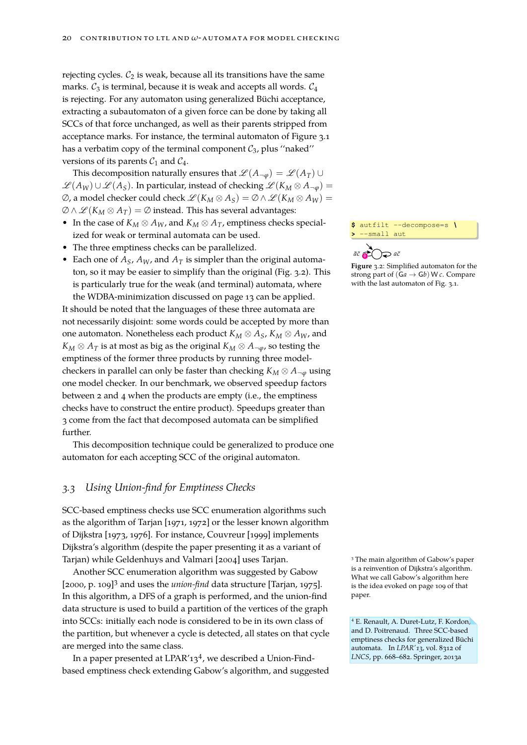rejecting cycles. $\mathcal{C}_2$ is weak, because all its transitions have the same marks. $\mathcal{C}_3$ is terminal, because it is weak and accepts all words. $\mathcal{C}_4$ is rejecting. For any automaton using generalized Büchi acceptance, extracting a subautomaton of a given force can be done by taking all SCCs of that force unchanged, as well as their parents stripped from acceptance marks. For instance, the terminal automaton of Figure 3.1 has a verbatim copy of the terminal component $\mathcal{C}_3$, plus "naked" versions of its parents $\mathcal{C}_1$ and $\mathcal{C}_4$.

This decomposition naturally ensures that $\mathscr{L}(A_{\neg\varphi}) = \mathscr{L}(A_T) \cup \mathscr{L}(A_W) \cup \mathscr{L}(A_S)$. In particular, instead of checking $\mathscr{L}(K_M \otimes A_{\neg\varphi}) = \emptyset$, a model checker could check $\mathscr{L}(K_M \otimes A_S) = \emptyset \wedge \mathscr{L}(K_M \otimes A_W) = \emptyset \wedge \mathscr{L}(K_M \otimes A_T) = \emptyset$ instead. This has several advantages:

- In the case of $K_M \otimes A_W$, and $K_M \otimes A_T$, emptiness checks specialized for weak or terminal automata can be used.
- The three emptiness checks can be parallelized.
- Each one of $A_S$, $A_W$, and $A_T$ is simpler than the original automaton, so it may be easier to simplify than the original (Fig. 3.2). This is particularly true for the weak (and terminal) automata, where the WDBA-minimization discussed on page 13 can be applied.

```
$ autfilt --decompose=s \
> --small aut
```

Figure 3.2: Simplified automaton for the strong part of $(\mathsf{G}a \rightarrow \mathsf{G}b)\,\mathsf{W}\,c$. Compare with the last automaton of Fig. 3.1.

It should be noted that the languages of these three automata are not necessarily disjoint: some words could be accepted by more than one automaton. Nonetheless each product $K_M \otimes A_S$, $K_M \otimes A_W$, and $K_M \otimes A_T$ is at most as big as the original $K_M \otimes A_{\neg\varphi}$, so testing the emptiness of the former three products by running three model-checkers in parallel can only be faster than checking $K_M \otimes A_{\neg\varphi}$ using one model checker. In our benchmark, we observed speedup factors between 2 and 4 when the products are empty (i.e., the emptiness checks have to construct the entire product). Speedups greater than 3 come from the fact that decomposed automata can be simplified further.

This decomposition technique could be generalized to produce one automaton for each accepting SCC of the original automaton.

## 3.3 Using Union-find for Emptiness Checks

SCC-based emptiness checks use SCC enumeration algorithms such as the algorithm of Tarjan [1971, 1972] or the lesser known algorithm of Dijkstra [1973, 1976]. For instance, Couvreur [1999] implements Dijkstra's algorithm (despite the paper presenting it as a variant of Tarjan) while Geldenhuys and Valmari [2004] uses Tarjan.

Another SCC enumeration algorithm was suggested by Gabow [2000, p. 109][3] and uses the *union-find* data structure [Tarjan, 1975]. In this algorithm, a DFS of a graph is performed, and the union-find data structure is used to build a partition of the vertices of the graph into SCCs: initially each node is considered to be in its own class of the partition, but whenever a cycle is detected, all states on that cycle are merged into the same class.

[3] The main algorithm of Gabow's paper is a reinvention of Dijkstra's algorithm. What we call Gabow's algorithm here is the idea evoked on page 109 of that paper.

In a paper presented at LPAR'13[4], we described a Union-Find-based emptiness check extending Gabow's algorithm, and suggested

[4] E. Renault, A. Duret-Lutz, F. Kordon, and D. Poitrenaud. Three SCC-based emptiness checks for generalized Büchi automata. In *LPAR'13*, vol. 8312 of *LNCS*, pp. 668–682. Springer, 2013a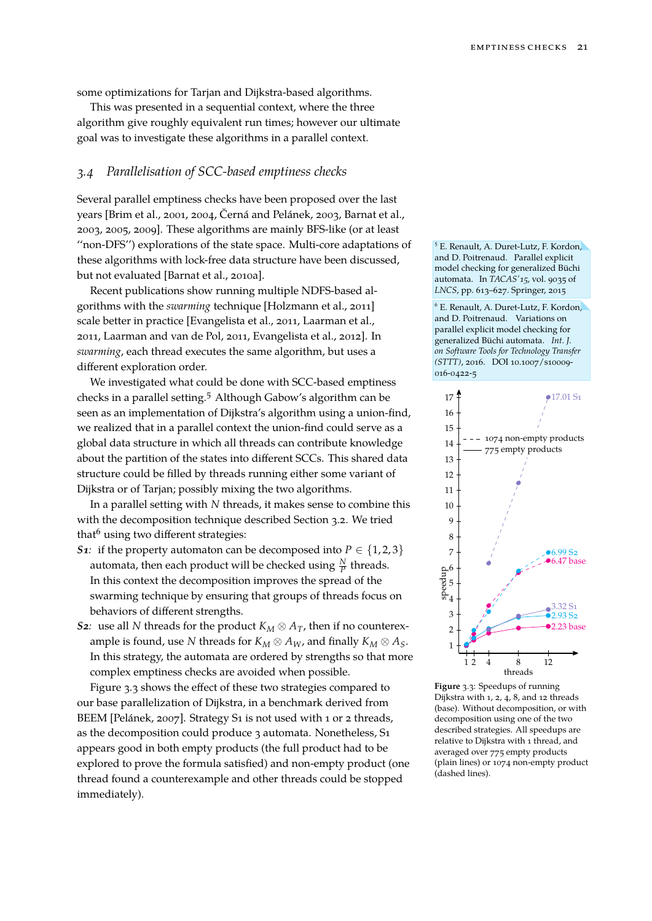some optimizations for Tarjan and Dijkstra-based algorithms.

This was presented in a sequential context, where the three algorithm give roughly equivalent run times; however our ultimate goal was to investigate these algorithms in a parallel context.

## 3.4 *Parallelisation of SCC-based emptiness checks*

Several parallel emptiness checks have been proposed over the last years [Brim et al., 2001, 2004, Černá and Pelánek, 2003, Barnat et al., 2003, 2005, 2009]. These algorithms are mainly BFS-like (or at least "non-DFS") explorations of the state space. Multi-core adaptations of these algorithms with lock-free data structure have been discussed, but not evaluated [Barnat et al., 2010a].

Recent publications show running multiple NDFS-based algorithms with the *swarming* technique [Holzmann et al., 2011] scale better in practice [Evangelista et al., 2011, Laarman et al., 2011, Laarman and van de Pol, 2011, Evangelista et al., 2012]. In *swarming*, each thread executes the same algorithm, but uses a different exploration order.

We investigated what could be done with SCC-based emptiness checks in a parallel setting.[5] Although Gabow's algorithm can be seen as an implementation of Dijkstra's algorithm using a union-find, we realized that in a parallel context the union-find could serve as a global data structure in which all threads can contribute knowledge about the partition of the states into different SCCs. This shared data structure could be filled by threads running either some variant of Dijkstra or of Tarjan; possibly mixing the two algorithms.

In a parallel setting with $N$ threads, it makes sense to combine this with the decomposition technique described Section 3.2. We tried that[6] using two different strategies:

***S1**:* if the property automaton can be decomposed into $P \in \{1, 2, 3\}$ automata, then each product will be checked using $\frac{N}{P}$ threads. In this context the decomposition improves the spread of the swarming technique by ensuring that groups of threads focus on behaviors of different strengths.

***S2**:* use all $N$ threads for the product $K_M \otimes A_T$, then if no counterexample is found, use $N$ threads for $K_M \otimes A_W$, and finally $K_M \otimes A_S$. In this strategy, the automata are ordered by strengths so that more complex emptiness checks are avoided when possible.

Figure 3.3 shows the effect of these two strategies compared to our base parallelization of Dijkstra, in a benchmark derived from BEEM [Pelánek, 2007]. Strategy S1 is not used with 1 or 2 threads, as the decomposition could produce 3 automata. Nonetheless, S1 appears good in both empty products (the full product had to be explored to prove the formula satisfied) and non-empty product (one thread found a counterexample and other threads could be stopped immediately).

[5] E. Renault, A. Duret-Lutz, F. Kordon, and D. Poitrenaud. Parallel explicit model checking for generalized Büchi automata. In *TACAS'15*, vol. 9035 of *LNCS*, pp. 613–627. Springer, 2015

[6] E. Renault, A. Duret-Lutz, F. Kordon, and D. Poitrenaud. Variations on parallel explicit model checking for generalized Büchi automata. *Int. J. on Software Tools for Technology Transfer (STTT)*, 2016. DOI 10.1007/s10009-016-0422-5

**Figure** 3.3: Speedups of running Dijkstra with 1, 2, 4, 8, and 12 threads (base). Without decomposition, or with decomposition using one of the two described strategies. All speedups are relative to Dijkstra with 1 thread, and averaged over 775 empty products (plain lines) or 1074 non-empty product (dashed lines).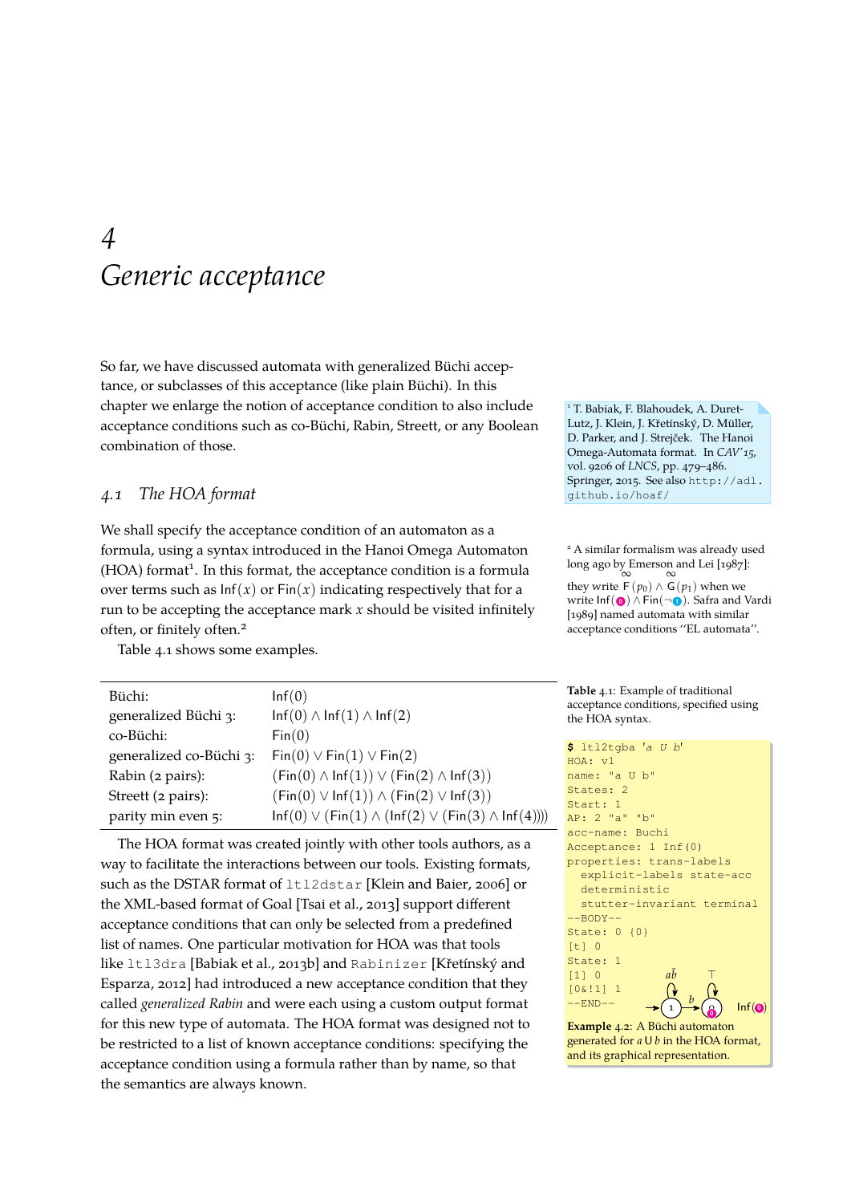# 4 Generic acceptance

So far, we have discussed automata with generalized Büchi acceptance, or subclasses of this acceptance (like plain Büchi). In this chapter we enlarge the notion of acceptance condition to also include acceptance conditions such as co-Büchi, Rabin, Streett, or any Boolean combination of those.

## 4.1 The HOA format

We shall specify the acceptance condition of an automaton as a formula, using a syntax introduced in the Hanoi Omega Automaton (HOA) format[1]. In this format, the acceptance condition is a formula over terms such as $\mathsf{Inf}(x)$ or $\mathsf{Fin}(x)$ indicating respectively that for a run to be accepting the acceptance mark $x$ should be visited infinitely often, or finitely often.[2]

[1] T. Babiak, F. Blahoudek, A. Duret-Lutz, J. Klein, J. Křetínský, D. Müller, D. Parker, and J. Strejček. The Hanoi Omega-Automata format. In *CAV'15*, vol. 9206 of *LNCS*, pp. 479–486. Springer, 2015. See also http://adl.github.io/hoaf/

[2] A similar formalism was already used long ago by Emerson and Lei [1987]: they write $\overset{\infty}{\mathsf{F}}(p_0) \wedge \overset{\infty}{\mathsf{G}}(p_1)$ when we write $\mathsf{Inf}(0) \wedge \mathsf{Fin}(\neg 1)$. Safra and Vardi [1989] named automata with similar acceptance conditions "EL automata".

Table 4.1 shows some examples.

| | |
|---|---|
| Büchi: | $\mathsf{Inf}(0)$ |
| generalized Büchi 3: | $\mathsf{Inf}(0) \wedge \mathsf{Inf}(1) \wedge \mathsf{Inf}(2)$ |
| co-Büchi: | $\mathsf{Fin}(0)$ |
| generalized co-Büchi 3: | $\mathsf{Fin}(0) \vee \mathsf{Fin}(1) \vee \mathsf{Fin}(2)$ |
| Rabin (2 pairs): | $(\mathsf{Fin}(0) \wedge \mathsf{Inf}(1)) \vee (\mathsf{Fin}(2) \wedge \mathsf{Inf}(3))$ |
| Streett (2 pairs): | $(\mathsf{Fin}(0) \vee \mathsf{Inf}(1)) \wedge (\mathsf{Fin}(2) \vee \mathsf{Inf}(3))$ |
| parity min even 5: | $\mathsf{Inf}(0) \vee (\mathsf{Fin}(1) \wedge (\mathsf{Inf}(2) \vee (\mathsf{Fin}(3) \wedge \mathsf{Inf}(4))))$ |

**Table** 4.1: Example of traditional acceptance conditions, specified using the HOA syntax.

The HOA format was created jointly with other tools authors, as a way to facilitate the interactions between our tools. Existing formats, such as the DSTAR format of `ltl2dstar` [Klein and Baier, 2006] or the XML-based format of Goal [Tsai et al., 2013] support different acceptance conditions that can only be selected from a predefined list of names. One particular motivation for HOA was that tools like `ltl3dra` [Babiak et al., 2013b] and `Rabinizer` [Křetínský and Esparza, 2012] had introduced a new acceptance condition that they called *generalized Rabin* and were each using a custom output format for this new type of automata. The HOA format was designed not to be restricted to a list of known acceptance conditions: specifying the acceptance condition using a formula rather than by name, so that the semantics are always known.

```
$ ltl2tgba 'a U b'
HOA: v1
name: "a U b"
States: 2
Start: 1
AP: 2 "a" "b"
acc-name: Buchi
Acceptance: 1 Inf(0)
properties: trans-labels
  explicit-labels state-acc
  deterministic
  stutter-invariant terminal
--BODY--
State: 0 {0}
[t] 0
State: 1
[1] 0
[0&!1] 1
--END--
```

**Example** 4.2: A Büchi automaton generated for $a \mathbin{\mathsf{U}} b$ in the HOA format, and its graphical representation.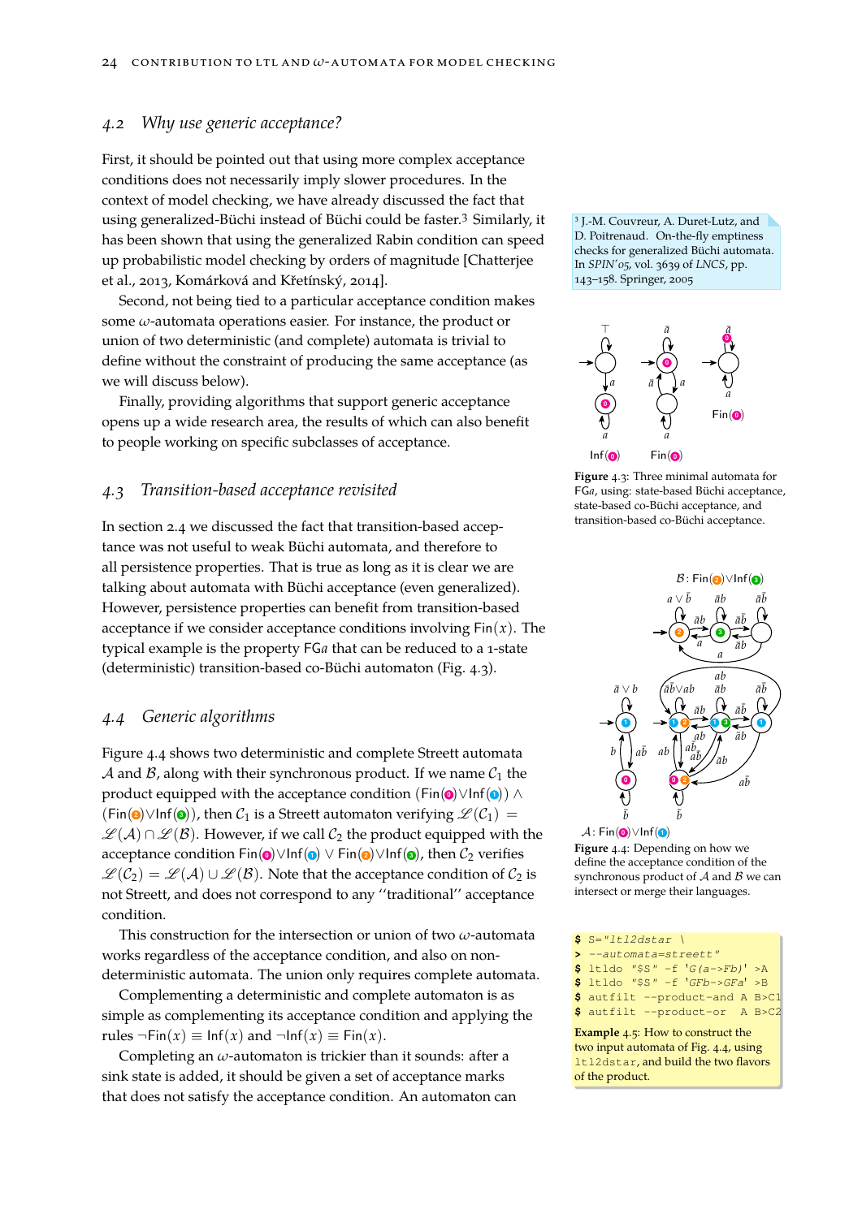## 4.2 *Why use generic acceptance?*

First, it should be pointed out that using more complex acceptance conditions does not necessarily imply slower procedures. In the context of model checking, we have already discussed the fact that using generalized-Büchi instead of Büchi could be faster.[3] Similarly, it has been shown that using the generalized Rabin condition can speed up probabilistic model checking by orders of magnitude [Chatterjee et al., 2013, Komárková and Křetínský, 2014].

[3] J.-M. Couvreur, A. Duret-Lutz, and D. Poitrenaud. On-the-fly emptiness checks for generalized Büchi automata. In *SPIN'05*, vol. 3639 of *LNCS*, pp. 143–158. Springer, 2005

Second, not being tied to a particular acceptance condition makes some $\omega$-automata operations easier. For instance, the product or union of two deterministic (and complete) automata is trivial to define without the constraint of producing the same acceptance (as we will discuss below).

Finally, providing algorithms that support generic acceptance opens up a wide research area, the results of which can also benefit to people working on specific subclasses of acceptance.

## 4.3 *Transition-based acceptance revisited*

In section 2.4 we discussed the fact that transition-based acceptance was not useful to weak Büchi automata, and therefore to all persistence properties. That is true as long as it is clear we are talking about automata with Büchi acceptance (even generalized). However, persistence properties can benefit from transition-based acceptance if we consider acceptance conditions involving $\mathsf{Fin}(x)$. The typical example is the property $\mathsf{FG}a$ that can be reduced to a 1-state (deterministic) transition-based co-Büchi automaton (Fig. 4.3).

**Figure** 4.3: Three minimal automata for $\mathsf{FG}a$, using: state-based Büchi acceptance, state-based co-Büchi acceptance, and transition-based co-Büchi acceptance.

## 4.4 *Generic algorithms*

Figure 4.4 shows two deterministic and complete Streett automata $\mathcal{A}$ and $\mathcal{B}$, along with their synchronous product. If we name $\mathcal{C}_1$ the product equipped with the acceptance condition $(\mathsf{Fin}(0) \vee \mathsf{Inf}(1)) \wedge (\mathsf{Fin}(2) \vee \mathsf{Inf}(3))$, then $\mathcal{C}_1$ is a Streett automaton verifying $\mathscr{L}(\mathcal{C}_1) = \mathscr{L}(\mathcal{A}) \cap \mathscr{L}(\mathcal{B})$. However, if we call $\mathcal{C}_2$ the product equipped with the acceptance condition $\mathsf{Fin}(0) \vee \mathsf{Inf}(1) \vee \mathsf{Fin}(2) \vee \mathsf{Inf}(3)$, then $\mathcal{C}_2$ verifies $\mathscr{L}(\mathcal{C}_2) = \mathscr{L}(\mathcal{A}) \cup \mathscr{L}(\mathcal{B})$. Note that the acceptance condition of $\mathcal{C}_2$ is not Streett, and does not correspond to any "traditional" acceptance condition.

**Figure** 4.4: Depending on how we define the acceptance condition of the synchronous product of $\mathcal{A}$ and $\mathcal{B}$ we can intersect or merge their languages.

This construction for the intersection or union of two $\omega$-automata works regardless of the acceptance condition, and also on non-deterministic automata. The union only requires complete automata.

Complementing a deterministic and complete automaton is as simple as complementing its acceptance condition and applying the rules $\neg\mathsf{Fin}(x) \equiv \mathsf{Inf}(x)$ and $\neg\mathsf{Inf}(x) \equiv \mathsf{Fin}(x)$.

```
$ S="ltl2dstar \
> --automata=streett"
$ ltldo "$S" -f 'G(a->Fb)' >A
$ ltldo "$S" -f 'GFb->GFa' >B
$ autfilt --product-and A B>C1
$ autfilt --product-or  A B>C2
```

**Example** 4.5: How to construct the two input automata of Fig. 4.4, using `ltl2dstar`, and build the two flavors of the product.

Completing an $\omega$-automaton is trickier than it sounds: after a sink state is added, it should be given a set of acceptance marks that does not satisfy the acceptance condition. An automaton can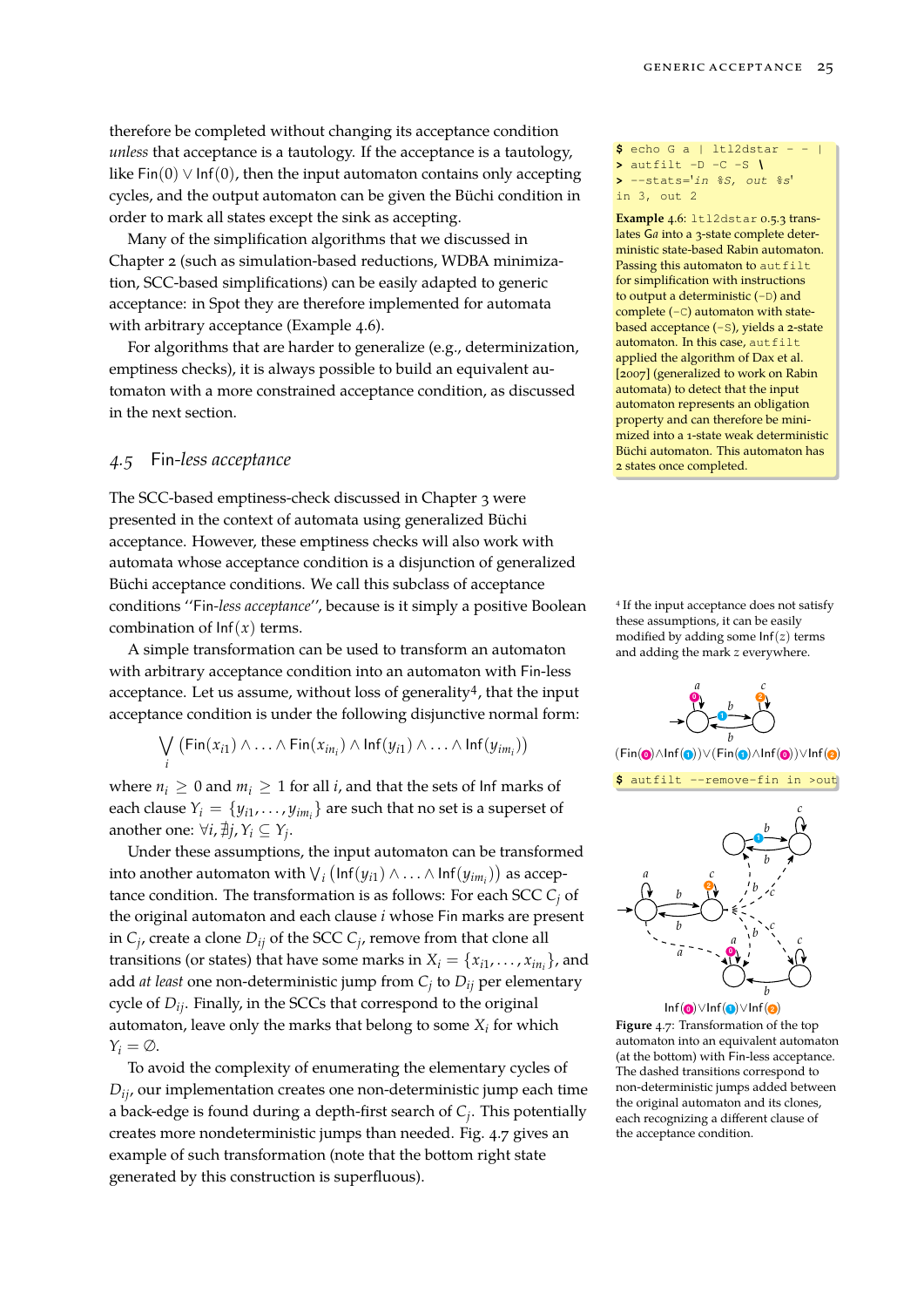therefore be completed without changing its acceptance condition *unless* that acceptance is a tautology. If the acceptance is a tautology, like $\mathsf{Fin}(0) \vee \mathsf{Inf}(0)$, then the input automaton contains only accepting cycles, and the output automaton can be given the Büchi condition in order to mark all states except the sink as accepting.

Many of the simplification algorithms that we discussed in Chapter 2 (such as simulation-based reductions, WDBA minimization, SCC-based simplifications) can be easily adapted to generic acceptance: in Spot they are therefore implemented for automata with arbitrary acceptance (Example 4.6).

For algorithms that are harder to generalize (e.g., determinization, emptiness checks), it is always possible to build an equivalent automaton with a more constrained acceptance condition, as discussed in the next section.

```
$ echo G a | ltl2dstar - - |
> autfilt -D -C -S \
> --stats='in %S, out %s'
in 3, out 2
```

**Example 4.6**: `ltl2dstar` 0.5.3 translates G*a* into a 3-state complete deterministic state-based Rabin automaton. Passing this automaton to `autfilt` for simplification with instructions to output a deterministic (`-D`) and complete (`-C`) automaton with state-based acceptance (`-S`), yields a 2-state automaton. In this case, `autfilt` applied the algorithm of Dax et al. [2007] (generalized to work on Rabin automata) to detect that the input automaton represents an obligation property and can therefore be minimized into a 1-state weak deterministic Büchi automaton. This automaton has 2 states once completed.

## 4.5 Fin-*less acceptance*

The SCC-based emptiness-check discussed in Chapter 3 were presented in the context of automata using generalized Büchi acceptance. However, these emptiness checks will also work with automata whose acceptance condition is a disjunction of generalized Büchi acceptance conditions. We call this subclass of acceptance conditions "Fin-*less acceptance*", because is it simply a positive Boolean combination of $\mathsf{Inf}(x)$ terms.

A simple transformation can be used to transform an automaton with arbitrary acceptance condition into an automaton with Fin-less acceptance. Let us assume, without loss of generality[4], that the input acceptance condition is under the following disjunctive normal form:

$$\bigvee_i \left(\mathsf{Fin}(x_{i1}) \wedge \ldots \wedge \mathsf{Fin}(x_{in_i}) \wedge \mathsf{Inf}(y_{i1}) \wedge \ldots \wedge \mathsf{Inf}(y_{im_i})\right)$$

where $n_i \geq 0$ and $m_i \geq 1$ for all $i$, and that the sets of Inf marks of each clause $Y_i = \{y_{i1}, \ldots, y_{im_i}\}$ are such that no set is a superset of another one: $\forall i, \nexists j, Y_i \subseteq Y_j$.

[4] If the input acceptance does not satisfy these assumptions, it can be easily modified by adding some $\mathsf{Inf}(z)$ terms and adding the mark $z$ everywhere.

Under these assumptions, the input automaton can be transformed into another automaton with $\bigvee_i \left(\mathsf{Inf}(y_{i1}) \wedge \ldots \wedge \mathsf{Inf}(y_{im_i})\right)$ as acceptance condition. The transformation is as follows: For each SCC $C_j$ of the original automaton and each clause $i$ whose Fin marks are present in $C_j$, create a clone $D_{ij}$ of the SCC $C_j$, remove from that clone all transitions (or states) that have some marks in $X_i = \{x_{i1}, \ldots, x_{in_i}\}$, and add *at least* one non-deterministic jump from $C_j$ to $D_{ij}$ per elementary cycle of $D_{ij}$. Finally, in the SCCs that correspond to the original automaton, leave only the marks that belong to some $X_i$ for which $Y_i = \emptyset$.

To avoid the complexity of enumerating the elementary cycles of $D_{ij}$, our implementation creates one non-deterministic jump each time a back-edge is found during a depth-first search of $C_j$. This potentially creates more nondeterministic jumps than needed. Fig. 4.7 gives an example of such transformation (note that the bottom right state generated by this construction is superfluous).

$(\mathsf{Fin}(0) \wedge \mathsf{Inf}(1)) \vee (\mathsf{Fin}(1) \wedge \mathsf{Inf}(0)) \vee \mathsf{Inf}(2)$

```
$ autfilt --remove-fin in >out
```

$\mathsf{Inf}(0) \vee \mathsf{Inf}(1) \vee \mathsf{Inf}(2)$

**Figure 4.7**: Transformation of the top automaton into an equivalent automaton (at the bottom) with Fin-less acceptance. The dashed transitions correspond to non-deterministic jumps added between the original automaton and its clones, each recognizing a different clause of the acceptance condition.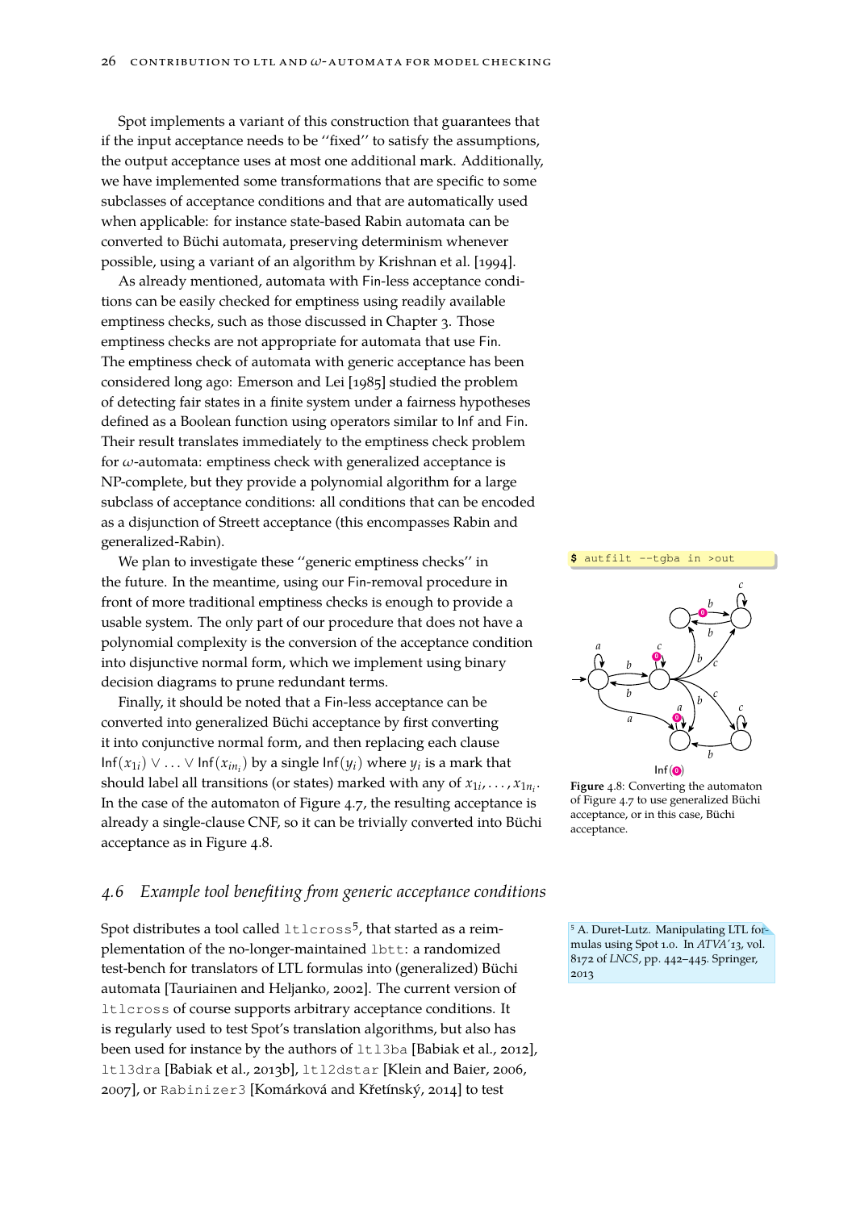Spot implements a variant of this construction that guarantees that if the input acceptance needs to be "fixed" to satisfy the assumptions, the output acceptance uses at most one additional mark. Additionally, we have implemented some transformations that are specific to some subclasses of acceptance conditions and that are automatically used when applicable: for instance state-based Rabin automata can be converted to Büchi automata, preserving determinism whenever possible, using a variant of an algorithm by Krishnan et al. [1994].

As already mentioned, automata with Fin-less acceptance conditions can be easily checked for emptiness using readily available emptiness checks, such as those discussed in Chapter 3. Those emptiness checks are not appropriate for automata that use Fin. The emptiness check of automata with generic acceptance has been considered long ago: Emerson and Lei [1985] studied the problem of detecting fair states in a finite system under a fairness hypotheses defined as a Boolean function using operators similar to Inf and Fin. Their result translates immediately to the emptiness check problem for $\omega$-automata: emptiness check with generalized acceptance is NP-complete, but they provide a polynomial algorithm for a large subclass of acceptance conditions: all conditions that can be encoded as a disjunction of Streett acceptance (this encompasses Rabin and generalized-Rabin).

We plan to investigate these "generic emptiness checks" in the future. In the meantime, using our Fin-removal procedure in front of more traditional emptiness checks is enough to provide a usable system. The only part of our procedure that does not have a polynomial complexity is the conversion of the acceptance condition into disjunctive normal form, which we implement using binary decision diagrams to prune redundant terms.

Finally, it should be noted that a Fin-less acceptance can be converted into generalized Büchi acceptance by first converting it into conjunctive normal form, and then replacing each clause $\mathsf{Inf}(x_{1i}) \vee \ldots \vee \mathsf{Inf}(x_{in_i})$ by a single $\mathsf{Inf}(y_i)$ where $y_i$ is a mark that should label all transitions (or states) marked with any of $x_{1i}, \ldots, x_{1n_i}$. In the case of the automaton of Figure 4.7, the resulting acceptance is already a single-clause CNF, so it can be trivially converted into Büchi acceptance as in Figure 4.8.

```
$ autfilt --tgba in >out
```

$\mathsf{Inf}(0)$

**Figure** 4.8: Converting the automaton of Figure 4.7 to use generalized Büchi acceptance, or in this case, Büchi acceptance.

## 4.6 *Example tool benefiting from generic acceptance conditions*

Spot distributes a tool called `ltlcross`[5], that started as a reimplementation of the no-longer-maintained `lbtt`: a randomized test-bench for translators of LTL formulas into (generalized) Büchi automata [Tauriainen and Heljanko, 2002]. The current version of `ltlcross` of course supports arbitrary acceptance conditions. It is regularly used to test Spot's translation algorithms, but also has been used for instance by the authors of `ltl3ba` [Babiak et al., 2012], `ltl3dra` [Babiak et al., 2013b], `ltl2dstar` [Klein and Baier, 2006, 2007], or `Rabinizer3` [Komárková and Křetínský, 2014] to test

[5] A. Duret-Lutz. Manipulating LTL formulas using Spot 1.0. In *ATVA'13*, vol. 8172 of *LNCS*, pp. 442–445. Springer, 2013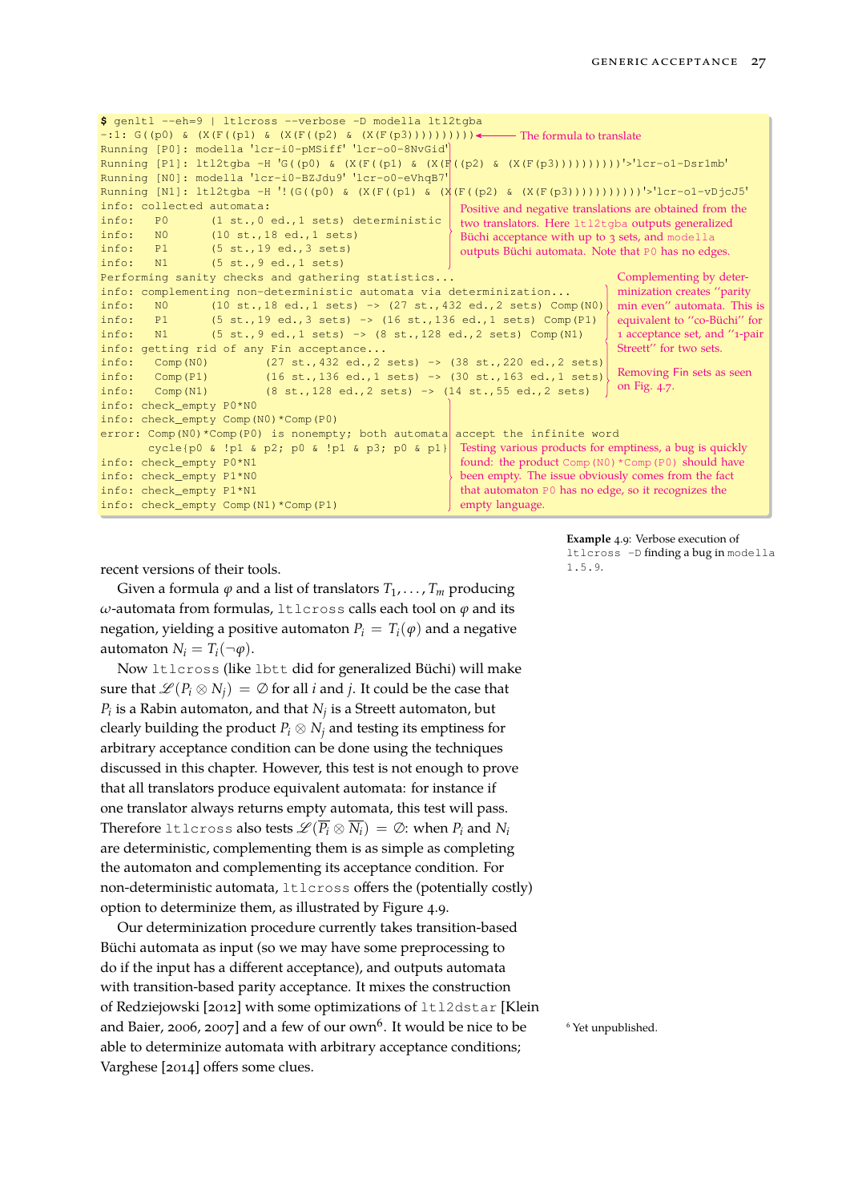```
$ genltl --eh=9 | ltlcross --verbose -D modella ltl2tgba
-:1: G((p0) & (X(F((p1) & (X(F((p2) & (X(F(p3)))))))))) 
Running [P0]: modella 'lcr-i0-pMSiff' 'lcr-o0-8NvGid'
Running [P1]: ltl2tgba -H 'G((p0) & (X(F((p1) & (X(F((p2) & (X(F(p3))))))))))'>'lcr-o1-Dsr1mb'
Running [N0]: modella 'lcr-i0-BZJdu9' 'lcr-o0-eVhqB7'
Running [N1]: ltl2tgba -H '!(G((p0) & (X(F((p1) & (X(F((p2) & (X(F(p3)))))))))))'>'lcr-o1-vDjcJ5'
info: collected automata:
info:   P0      (1 st.,0 ed.,1 sets) deterministic
info:   N0      (10 st.,18 ed.,1 sets)
info:   P1      (5 st.,19 ed.,3 sets)
info:   N1      (5 st.,9 ed.,1 sets)
Performing sanity checks and gathering statistics...
info: complementing non-deterministic automata via determinization...
info:   N0      (10 st.,18 ed.,1 sets) -> (27 st.,432 ed.,2 sets) Comp(N0)
info:   P1      (5 st.,19 ed.,3 sets) -> (16 st.,136 ed.,1 sets) Comp(P1)
info:   N1      (5 st.,9 ed.,1 sets) -> (8 st.,128 ed.,2 sets) Comp(N1)
info: getting rid of any Fin acceptance...
info:   Comp(N0)        (27 st.,432 ed.,2 sets) -> (38 st.,220 ed.,2 sets)
info:   Comp(P1)        (16 st.,136 ed.,1 sets) -> (30 st.,163 ed.,1 sets)
info:   Comp(N1)        (8 st.,128 ed.,2 sets) -> (14 st.,55 ed.,2 sets)
info: check_empty P0*N0
info: check_empty Comp(N0)*Comp(P0)
error: Comp(N0)*Comp(P0) is nonempty; both automata accept the infinite word
       cycle{p0 & !p1 & p2; p0 & !p1 & p3; p0 & p1}
info: check_empty P0*N1
info: check_empty P1*N0
info: check_empty P1*N1
info: check_empty Comp(N1)*Comp(P1)
```

Annotations: The formula to translate. Positive and negative translations are obtained from the two translators. Here ltl2tgba outputs generalized Büchi acceptance with up to 3 sets, and modella outputs Büchi automata. Note that P0 has no edges. Complementing by determinization creates "parity min even" automata. This is equivalent to "co-Büchi" for 1 acceptance set, and "1-pair Streett" for two sets. Removing Fin sets as seen on Fig. 4.7. Testing various products for emptiness, a bug is quickly found: the product Comp(N0)*Comp(P0) should have been empty. The issue obviously comes from the fact that automaton P0 has no edge, so it recognizes the empty language.

**Example 4.9:** Verbose execution of `ltlcross -D` finding a bug in `modella 1.5.9`.

recent versions of their tools.

Given a formula $\varphi$ and a list of translators $T_1, \ldots, T_m$ producing $\omega$-automata from formulas, `ltlcross` calls each tool on $\varphi$ and its negation, yielding a positive automaton $P_i = T_i(\varphi)$ and a negative automaton $N_i = T_i(\neg\varphi)$.

Now `ltlcross` (like `lbtt` did for generalized Büchi) will make sure that $\mathscr{L}(P_i \otimes N_j) = \emptyset$ for all $i$ and $j$. It could be the case that $P_i$ is a Rabin automaton, and that $N_j$ is a Streett automaton, but clearly building the product $P_i \otimes N_j$ and testing its emptiness for arbitrary acceptance condition can be done using the techniques discussed in this chapter. However, this test is not enough to prove that all translators produce equivalent automata: for instance if one translator always returns empty automata, this test will pass. Therefore `ltlcross` also tests $\mathscr{L}(\overline{P_i} \otimes \overline{N_i}) = \emptyset$: when $P_i$ and $N_i$ are deterministic, complementing them is as simple as completing the automaton and complementing its acceptance condition. For non-deterministic automata, `ltlcross` offers the (potentially costly) option to determinize them, as illustrated by Figure 4.9.

Our determinization procedure currently takes transition-based Büchi automata as input (so we may have some preprocessing to do if the input has a different acceptance), and outputs automata with transition-based parity acceptance. It mixes the construction of Redziejowski [2012] with some optimizations of `ltl2dstar` [Klein and Baier, 2006, 2007] and a few of our own[6]. It would be nice to be able to determinize automata with arbitrary acceptance conditions; Varghese [2014] offers some clues.

[6] Yet unpublished.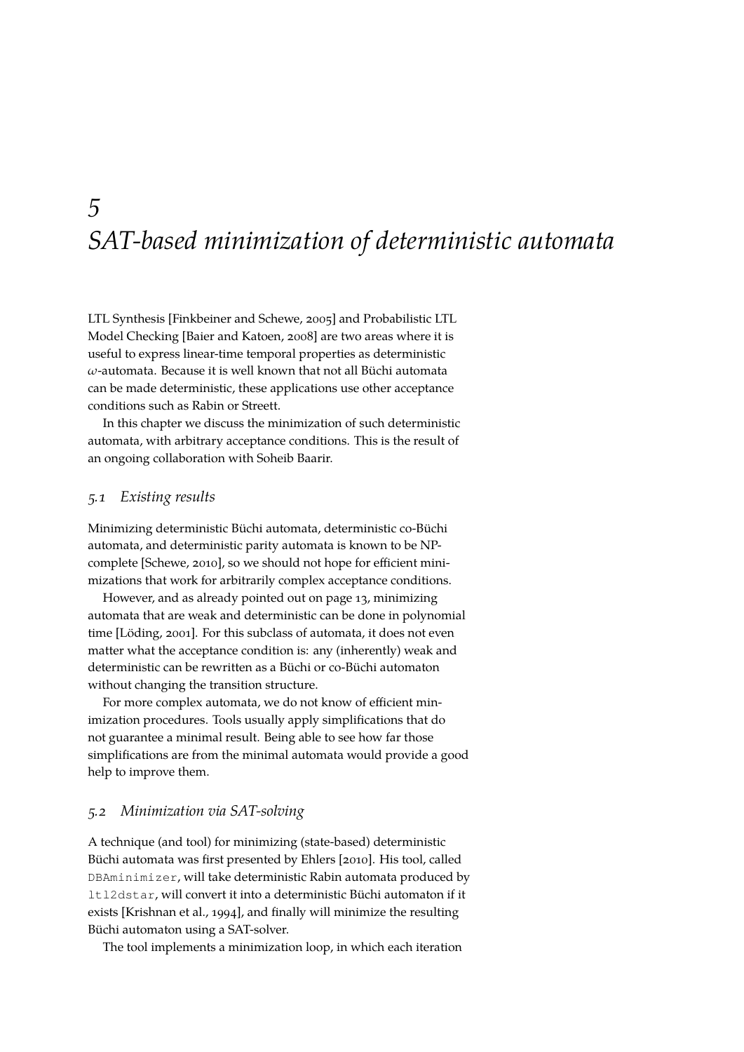# 5 SAT-based minimization of deterministic automata

LTL Synthesis [Finkbeiner and Schewe, 2005] and Probabilistic LTL Model Checking [Baier and Katoen, 2008] are two areas where it is useful to express linear-time temporal properties as deterministic $\omega$-automata. Because it is well known that not all Büchi automata can be made deterministic, these applications use other acceptance conditions such as Rabin or Streett.

In this chapter we discuss the minimization of such deterministic automata, with arbitrary acceptance conditions. This is the result of an ongoing collaboration with Soheib Baarir.

## 5.1 Existing results

Minimizing deterministic Büchi automata, deterministic co-Büchi automata, and deterministic parity automata is known to be NP-complete [Schewe, 2010], so we should not hope for efficient minimizations that work for arbitrarily complex acceptance conditions.

However, and as already pointed out on page 13, minimizing automata that are weak and deterministic can be done in polynomial time [Löding, 2001]. For this subclass of automata, it does not even matter what the acceptance condition is: any (inherently) weak and deterministic can be rewritten as a Büchi or co-Büchi automaton without changing the transition structure.

For more complex automata, we do not know of efficient minimization procedures. Tools usually apply simplifications that do not guarantee a minimal result. Being able to see how far those simplifications are from the minimal automata would provide a good help to improve them.

## 5.2 Minimization via SAT-solving

A technique (and tool) for minimizing (state-based) deterministic Büchi automata was first presented by Ehlers [2010]. His tool, called `DBAminimizer`, will take deterministic Rabin automata produced by `ltl2dstar`, will convert it into a deterministic Büchi automaton if it exists [Krishnan et al., 1994], and finally will minimize the resulting Büchi automaton using a SAT-solver.

The tool implements a minimization loop, in which each iteration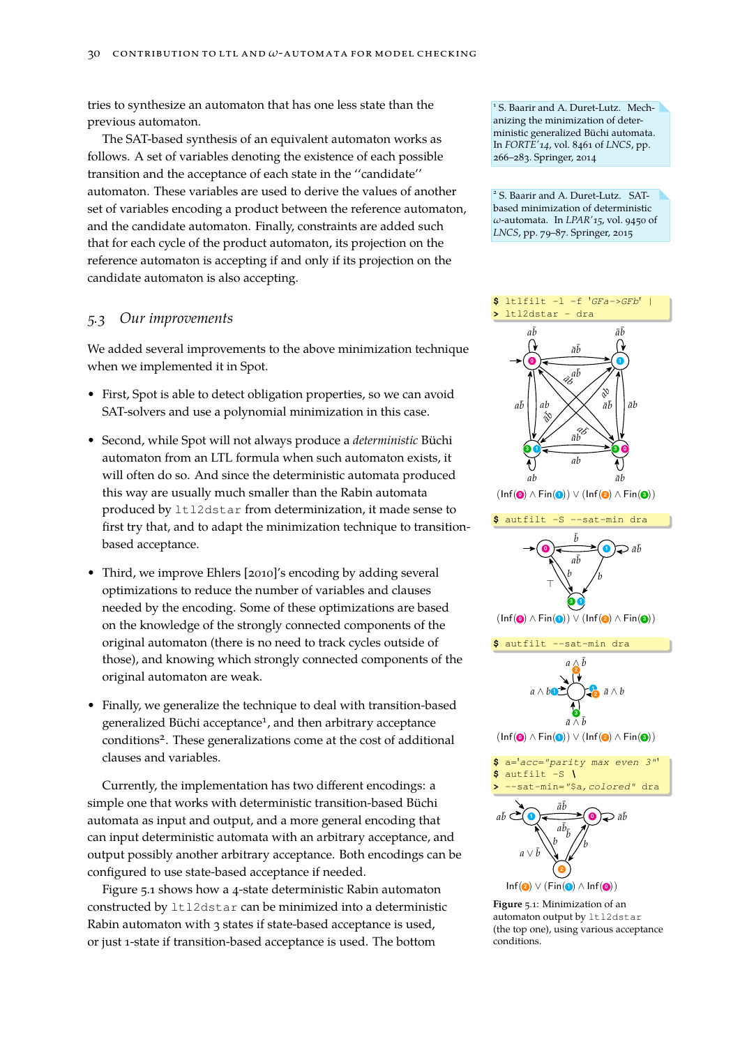tries to synthesize an automaton that has one less state than the previous automaton.

The SAT-based synthesis of an equivalent automaton works as follows. A set of variables denoting the existence of each possible transition and the acceptance of each state in the "candidate" automaton. These variables are used to derive the values of another set of variables encoding a product between the reference automaton, and the candidate automaton. Finally, constraints are added such that for each cycle of the product automaton, its projection on the reference automaton is accepting if and only if its projection on the candidate automaton is also accepting.

## 5.3 Our improvements

We added several improvements to the above minimization technique when we implemented it in Spot.

- First, Spot is able to detect obligation properties, so we can avoid SAT-solvers and use a polynomial minimization in this case.
- Second, while Spot will not always produce a *deterministic* Büchi automaton from an LTL formula when such automaton exists, it will often do so. And since the deterministic automata produced this way are usually much smaller than the Rabin automata produced by `ltl2dstar` from determinization, it made sense to first try that, and to adapt the minimization technique to transition-based acceptance.
- Third, we improve Ehlers [2010]'s encoding by adding several optimizations to reduce the number of variables and clauses needed by the encoding. Some of these optimizations are based on the knowledge of the strongly connected components of the original automaton (there is no need to track cycles outside of those), and knowing which strongly connected components of the original automaton are weak.
- Finally, we generalize the technique to deal with transition-based generalized Büchi acceptance[1], and then arbitrary acceptance conditions[2]. These generalizations come at the cost of additional clauses and variables.

Currently, the implementation has two different encodings: a simple one that works with deterministic transition-based Büchi automata as input and output, and a more general encoding that can input deterministic automata with an arbitrary acceptance, and output possibly another arbitrary acceptance. Both encodings can be configured to use state-based acceptance if needed.

Figure 5.1 shows how a 4-state deterministic Rabin automaton constructed by `ltl2dstar` can be minimized into a deterministic Rabin automaton with 3 states if state-based acceptance is used, or just 1-state if transition-based acceptance is used. The bottom

[1] S. Baarir and A. Duret-Lutz. Mechanizing the minimization of deterministic generalized Büchi automata. In *FORTE'14*, vol. 8461 of *LNCS*, pp. 266–283. Springer, 2014

[2] S. Baarir and A. Duret-Lutz. SAT-based minimization of deterministic $\omega$-automata. In *LPAR'15*, vol. 9450 of *LNCS*, pp. 79–87. Springer, 2015

```
$ ltlfilt -l -f 'GFa->GFb' |
> ltl2dstar - dra
```

$(\mathsf{Inf}(0) \wedge \mathsf{Fin}(1)) \vee (\mathsf{Inf}(2) \wedge \mathsf{Fin}(3))$

```
$ autfilt -S --sat-min dra
```

$(\mathsf{Inf}(0) \wedge \mathsf{Fin}(1)) \vee (\mathsf{Inf}(2) \wedge \mathsf{Fin}(3))$

```
$ autfilt --sat-min dra
```

$(\mathsf{Inf}(0) \wedge \mathsf{Fin}(1)) \vee (\mathsf{Inf}(2) \wedge \mathsf{Fin}(3))$

```
$ a='acc="parity max even 3"'
$ autfilt -S \
> --sat-min="$a,colored" dra
```

$\mathsf{Inf}(2) \vee (\mathsf{Fin}(1) \wedge \mathsf{Inf}(0))$

**Figure 5.1:** Minimization of an automaton output by `ltl2dstar` (the top one), using various acceptance conditions.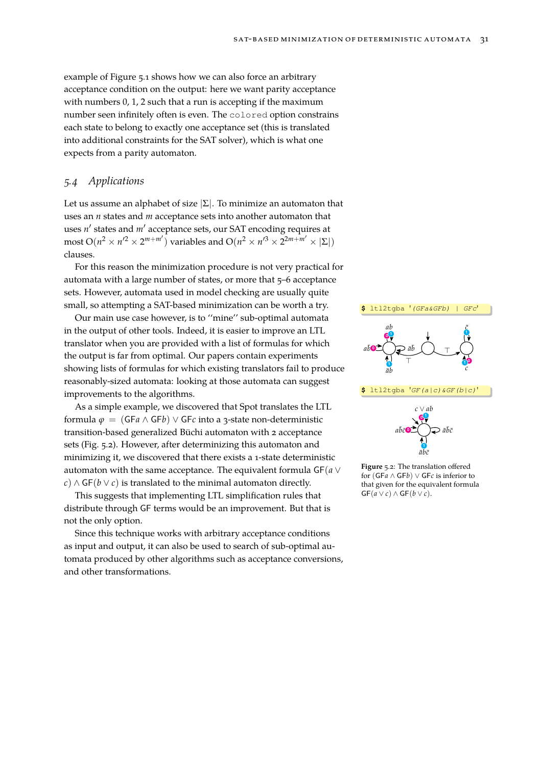example of Figure 5.1 shows how we can also force an arbitrary acceptance condition on the output: here we want parity acceptance with numbers 0, 1, 2 such that a run is accepting if the maximum number seen infinitely often is even. The `colored` option constrains each state to belong to exactly one acceptance set (this is translated into additional constraints for the SAT solver), which is what one expects from a parity automaton.

## 5.4 Applications

Let us assume an alphabet of size $|\Sigma|$. To minimize an automaton that uses an $n$ states and $m$ acceptance sets into another automaton that uses $n'$ states and $m'$ acceptance sets, our SAT encoding requires at most $O(n^2 \times n'^2 \times 2^{m+m'})$ variables and $O(n^2 \times n'^3 \times 2^{2m+m'} \times |\Sigma|)$ clauses.

For this reason the minimization procedure is not very practical for automata with a large number of states, or more that 5–6 acceptance sets. However, automata used in model checking are usually quite small, so attempting a SAT-based minimization can be worth a try.

Our main use case however, is to ''mine'' sub-optimal automata in the output of other tools. Indeed, it is easier to improve an LTL translator when you are provided with a list of formulas for which the output is far from optimal. Our papers contain experiments showing lists of formulas for which existing translators fail to produce reasonably-sized automata: looking at those automata can suggest improvements to the algorithms.

As a simple example, we discovered that Spot translates the LTL formula $\varphi = (\mathsf{GF}a \land \mathsf{GF}b) \lor \mathsf{GF}c$ into a 3-state non-deterministic transition-based generalized Büchi automaton with 2 acceptance sets (Fig. 5.2). However, after determinizing this automaton and minimizing it, we discovered that there exists a 1-state deterministic automaton with the same acceptance. The equivalent formula $\mathsf{GF}(a \lor c) \land \mathsf{GF}(b \lor c)$ is translated to the minimal automaton directly.

This suggests that implementing LTL simplification rules that distribute through GF terms would be an improvement. But that is not the only option.

Since this technique works with arbitrary acceptance conditions as input and output, it can also be used to search of sub-optimal automata produced by other algorithms such as acceptance conversions, and other transformations.

```
$ ltl2tgba '(GFa&GFb) | GFc'
```

```
$ ltl2tgba 'GF(a|c)&GF(b|c)'
```

**Figure** 5.2: The translation offered for $(\mathsf{GF}a \land \mathsf{GF}b) \lor \mathsf{GF}c$ is inferior to that given for the equivalent formula $\mathsf{GF}(a \lor c) \land \mathsf{GF}(b \lor c)$.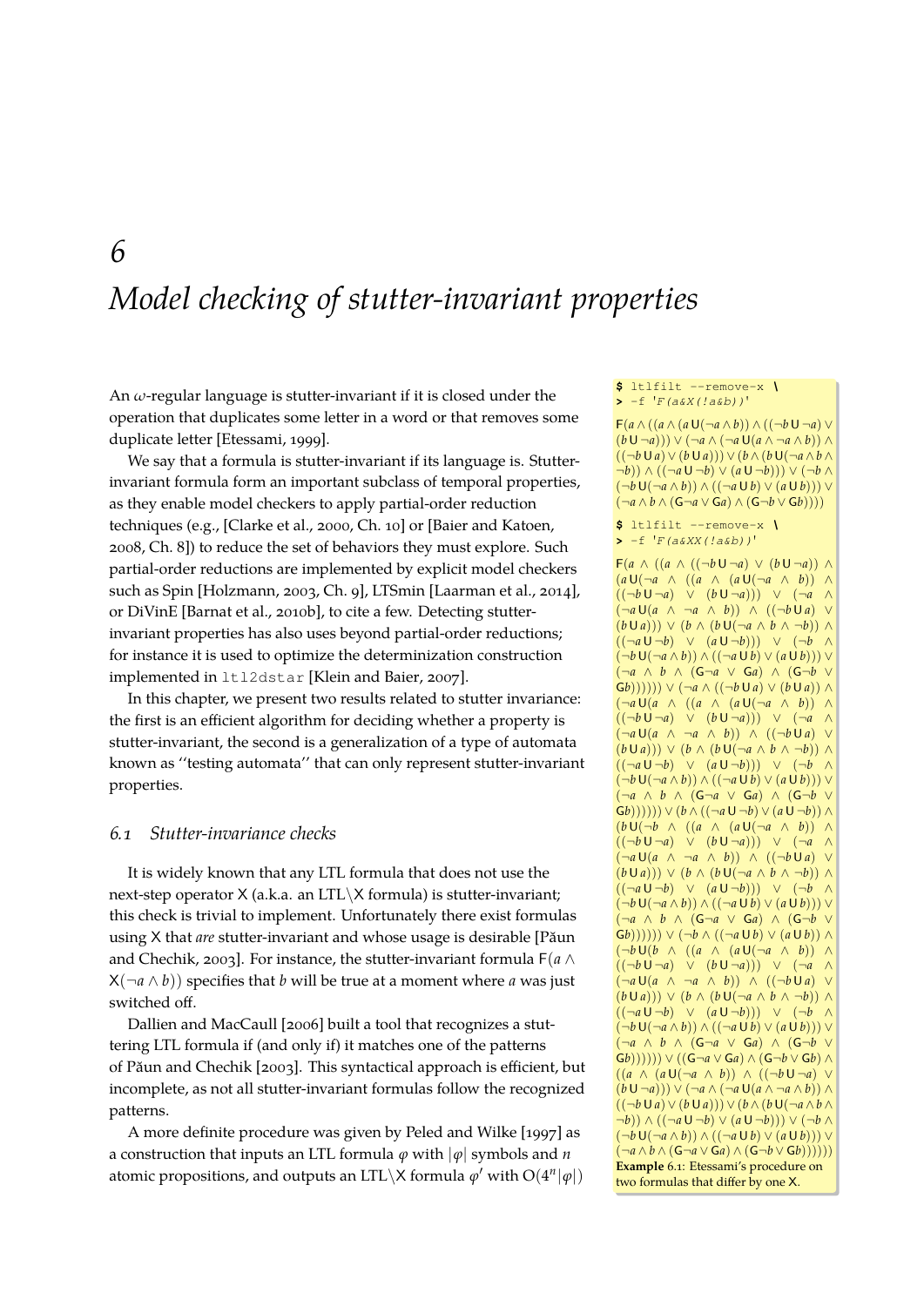# 6 Model checking of stutter-invariant properties

An $\omega$-regular language is stutter-invariant if it is closed under the operation that duplicates some letter in a word or that removes some duplicate letter [Etessami, 1999].

We say that a formula is stutter-invariant if its language is. Stutter-invariant formula form an important subclass of temporal properties, as they enable model checkers to apply partial-order reduction techniques (e.g., [Clarke et al., 2000, Ch. 10] or [Baier and Katoen, 2008, Ch. 8]) to reduce the set of behaviors they must explore. Such partial-order reductions are implemented by explicit model checkers such as Spin [Holzmann, 2003, Ch. 9], LTSmin [Laarman et al., 2014], or DiVinE [Barnat et al., 2010b], to cite a few. Detecting stutter-invariant properties has also uses beyond partial-order reductions; for instance it is used to optimize the determinization construction implemented in `ltl2dstar` [Klein and Baier, 2007].

In this chapter, we present two results related to stutter invariance: the first is an efficient algorithm for deciding whether a property is stutter-invariant, the second is a generalization of a type of automata known as "testing automata" that can only represent stutter-invariant properties.

## 6.1 Stutter-invariance checks

It is widely known that any LTL formula that does not use the next-step operator $\mathsf{X}$ (a.k.a. an LTL$\setminus$X formula) is stutter-invariant; this check is trivial to implement. Unfortunately there exist formulas using $\mathsf{X}$ that *are* stutter-invariant and whose usage is desirable [Păun and Chechik, 2003]. For instance, the stutter-invariant formula $\mathsf{F}(a \land \mathsf{X}(\lnot a \land b))$ specifies that $b$ will be true at a moment where $a$ was just switched off.

Dallien and MacCaull [2006] built a tool that recognizes a stuttering LTL formula if (and only if) it matches one of the patterns of Păun and Chechik [2003]. This syntactical approach is efficient, but incomplete, as not all stutter-invariant formulas follow the recognized patterns.

A more definite procedure was given by Peled and Wilke [1997] as a construction that inputs an LTL formula $\varphi$ with $|\varphi|$ symbols and $n$ atomic propositions, and outputs an LTL$\setminus$X formula $\varphi'$ with $O(4^n|\varphi|)$

```
$ ltlfilt --remove-x \
> -f 'F(a&X(!a&b))'
```

$$\mathsf{F}(a \land ((a \land (a \mathbin{\mathsf{U}} (\lnot a \land b)) \land ((\lnot b \mathbin{\mathsf{U}} \lnot a) \lor (b \mathbin{\mathsf{U}} \lnot a))) \lor (\lnot a \land (\lnot a \mathbin{\mathsf{U}} (a \land \lnot a \land b)) \land ((\lnot b \mathbin{\mathsf{U}} a) \lor (b \mathbin{\mathsf{U}} a))) \lor (b \land (b \mathbin{\mathsf{U}} (\lnot a \land b \land \lnot b)) \land ((\lnot a \mathbin{\mathsf{U}} \lnot b) \lor (a \mathbin{\mathsf{U}} \lnot b))) \lor (\lnot b \land (\lnot b \mathbin{\mathsf{U}} (\lnot a \land b)) \land ((\lnot a \mathbin{\mathsf{U}} b) \lor (a \mathbin{\mathsf{U}} b))) \lor (\lnot a \land b \land (\mathsf{G}\lnot a \lor \mathsf{G}a) \land (\mathsf{G}\lnot b \lor \mathsf{G}b))))$$

```
$ ltlfilt --remove-x \
> -f 'F(a&XX(!a&b))'
```

$$\mathsf{F}(a \land ((a \land ((\lnot b \mathbin{\mathsf{U}} \lnot a) \lor (b \mathbin{\mathsf{U}} \lnot a)) \land (a \mathbin{\mathsf{U}} (\lnot a \land ((a \land (a \mathbin{\mathsf{U}} (\lnot a \land b)) \land ((\lnot b \mathbin{\mathsf{U}} \lnot a) \lor (b \mathbin{\mathsf{U}} \lnot a))) \lor (\lnot a \land (\lnot a \mathbin{\mathsf{U}} (a \land \lnot a \land b)) \land ((\lnot b \mathbin{\mathsf{U}} a) \lor (b \mathbin{\mathsf{U}} a))) \lor (b \land (b \mathbin{\mathsf{U}} (\lnot a \land b \land \lnot b)) \land ((\lnot a \mathbin{\mathsf{U}} \lnot b) \lor (a \mathbin{\mathsf{U}} \lnot b))) \lor (\lnot b \land (\lnot b \mathbin{\mathsf{U}} (\lnot a \land b)) \land ((\lnot a \mathbin{\mathsf{U}} b) \lor (a \mathbin{\mathsf{U}} b))) \lor (\lnot a \land b \land (\mathsf{G}\lnot a \lor \mathsf{G}a) \land (\mathsf{G}\lnot b \lor \mathsf{G}b)))))) \lor (\lnot a \land ((\lnot b \mathbin{\mathsf{U}} a) \lor (b \mathbin{\mathsf{U}} a)) \land (\lnot a \mathbin{\mathsf{U}} (a \land ((a \land (a \mathbin{\mathsf{U}} (\lnot a \land b)) \land ((\lnot b \mathbin{\mathsf{U}} \lnot a) \lor (b \mathbin{\mathsf{U}} \lnot a))) \lor (\lnot a \land (\lnot a \mathbin{\mathsf{U}} (a \land \lnot a \land b)) \land ((\lnot b \mathbin{\mathsf{U}} a) \lor (b \mathbin{\mathsf{U}} a))) \lor (b \land (b \mathbin{\mathsf{U}} (\lnot a \land b \land \lnot b)) \land ((\lnot a \mathbin{\mathsf{U}} \lnot b) \lor (a \mathbin{\mathsf{U}} \lnot b))) \lor (\lnot b \land (\lnot b \mathbin{\mathsf{U}} (\lnot a \land b)) \land ((\lnot a \mathbin{\mathsf{U}} b) \lor (a \mathbin{\mathsf{U}} b))) \lor (\lnot a \land b \land (\mathsf{G}\lnot a \lor \mathsf{G}a) \land (\mathsf{G}\lnot b \lor \mathsf{G}b)))))) \lor (b \land ((\lnot a \mathbin{\mathsf{U}} \lnot b) \lor (a \mathbin{\mathsf{U}} \lnot b)) \land (b \mathbin{\mathsf{U}} (\lnot b \land ((a \land (a \mathbin{\mathsf{U}} (\lnot a \land b)) \land ((\lnot b \mathbin{\mathsf{U}} \lnot a) \lor (b \mathbin{\mathsf{U}} \lnot a))) \lor (\lnot a \land (\lnot a \mathbin{\mathsf{U}} (a \land \lnot a \land b)) \land ((\lnot b \mathbin{\mathsf{U}} a) \lor (b \mathbin{\mathsf{U}} a))) \lor (b \land (b \mathbin{\mathsf{U}} (\lnot a \land b \land \lnot b)) \land ((\lnot a \mathbin{\mathsf{U}} \lnot b) \lor (a \mathbin{\mathsf{U}} \lnot b))) \lor (\lnot b \land (\lnot b \mathbin{\mathsf{U}} (\lnot a \land b)) \land ((\lnot a \mathbin{\mathsf{U}} b) \lor (a \mathbin{\mathsf{U}} b))) \lor (\lnot a \land b \land (\mathsf{G}\lnot a \lor \mathsf{G}a) \land (\mathsf{G}\lnot b \lor \mathsf{G}b)))))) \lor (\lnot b \land ((\lnot a \mathbin{\mathsf{U}} b) \lor (a \mathbin{\mathsf{U}} b)) \land (\lnot b \mathbin{\mathsf{U}} (b \land ((a \land (a \mathbin{\mathsf{U}} (\lnot a \land b)) \land ((\lnot b \mathbin{\mathsf{U}} \lnot a) \lor (b \mathbin{\mathsf{U}} \lnot a))) \lor (\lnot a \land (\lnot a \mathbin{\mathsf{U}} (a \land \lnot a \land b)) \land ((\lnot b \mathbin{\mathsf{U}} a) \lor (b \mathbin{\mathsf{U}} a))) \lor (b \land (b \mathbin{\mathsf{U}} (\lnot a \land b \land \lnot b)) \land ((\lnot a \mathbin{\mathsf{U}} \lnot b) \lor (a \mathbin{\mathsf{U}} \lnot b))) \lor (\lnot b \land (\lnot b \mathbin{\mathsf{U}} (\lnot a \land b)) \land ((\lnot a \mathbin{\mathsf{U}} b) \lor (a \mathbin{\mathsf{U}} b))) \lor (\lnot a \land b \land (\mathsf{G}\lnot a \lor \mathsf{G}a) \land (\mathsf{G}\lnot b \lor \mathsf{G}b)))))) \lor ((\mathsf{G}\lnot a \lor \mathsf{G}a) \land (\mathsf{G}\lnot b \lor \mathsf{G}b) \land ((a \land (a \mathbin{\mathsf{U}} (\lnot a \land b)) \land ((\lnot b \mathbin{\mathsf{U}} \lnot a) \lor (b \mathbin{\mathsf{U}} \lnot a))) \lor (\lnot a \land (\lnot a \mathbin{\mathsf{U}} (a \land \lnot a \land b)) \land ((\lnot b \mathbin{\mathsf{U}} a) \lor (b \mathbin{\mathsf{U}} a))) \lor (b \land (b \mathbin{\mathsf{U}} (\lnot a \land b \land \lnot b)) \land ((\lnot a \mathbin{\mathsf{U}} \lnot b) \lor (a \mathbin{\mathsf{U}} \lnot b))) \lor (\lnot b \land (\lnot b \mathbin{\mathsf{U}} (\lnot a \land b)) \land ((\lnot a \mathbin{\mathsf{U}} b) \lor (a \mathbin{\mathsf{U}} b))) \lor (\lnot a \land b \land (\mathsf{G}\lnot a \lor \mathsf{G}a) \land (\mathsf{G}\lnot b \lor \mathsf{G}b))))))$$

**Example 6.1:** Etessami's procedure on two formulas that differ by one $\mathsf{X}$.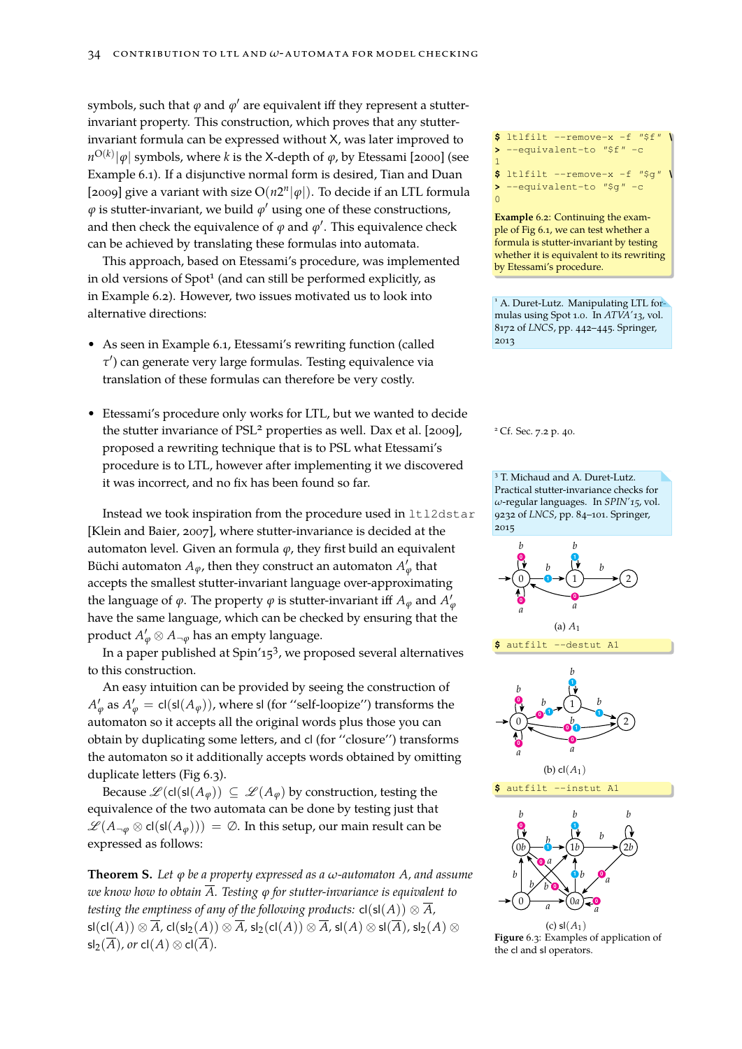symbols, such that $\varphi$ and $\varphi'$ are equivalent iff they represent a stutter-invariant property. This construction, which proves that any stutter-invariant formula can be expressed without X, was later improved to $n^{O(k)}|\varphi|$ symbols, where $k$ is the X-depth of $\varphi$, by Etessami [2000] (see Example 6.1). If a disjunctive normal form is desired, Tian and Duan [2009] give a variant with size $O(n2^n|\varphi|)$. To decide if an LTL formula $\varphi$ is stutter-invariant, we build $\varphi'$ using one of these constructions, and then check the equivalence of $\varphi$ and $\varphi'$. This equivalence check can be achieved by translating these formulas into automata.

This approach, based on Etessami's procedure, was implemented in old versions of Spot[1] (and can still be performed explicitly, as in Example 6.2). However, two issues motivated us to look into alternative directions:

```
$ ltlfilt --remove-x -f "$f" \
> --equivalent-to "$f" -c
1
$ ltlfilt --remove-x -f "$g" \
> --equivalent-to "$g" -c
0
```

**Example** 6.2: Continuing the example of Fig 6.1, we can test whether a formula is stutter-invariant by testing whether it is equivalent to its rewriting by Etessami's procedure.

[1] A. Duret-Lutz. Manipulating LTL formulas using Spot 1.0. In *ATVA'13*, vol. 8172 of *LNCS*, pp. 442–445. Springer, 2013

- As seen in Example 6.1, Etessami's rewriting function (called $\tau'$) can generate very large formulas. Testing equivalence via translation of these formulas can therefore be very costly.
- Etessami's procedure only works for LTL, but we wanted to decide the stutter invariance of PSL[2] properties as well. Dax et al. [2009], proposed a rewriting technique that is to PSL what Etessami's procedure is to LTL, however after implementing it we discovered it was incorrect, and no fix has been found so far.

[2] Cf. Sec. 7.2 p. 40.

Instead we took inspiration from the procedure used in `ltl2dstar` [Klein and Baier, 2007], where stutter-invariance is decided at the automaton level. Given an formula $\varphi$, they first build an equivalent Büchi automaton $A_\varphi$, then they construct an automaton $A'_\varphi$ that accepts the smallest stutter-invariant language over-approximating the language of $\varphi$. The property $\varphi$ is stutter-invariant iff $A_\varphi$ and $A'_\varphi$ have the same language, which can be checked by ensuring that the product $A'_\varphi \otimes A_{\neg\varphi}$ has an empty language.

In a paper published at Spin'15[3], we proposed several alternatives to this construction.

[3] T. Michaud and A. Duret-Lutz. Practical stutter-invariance checks for $\omega$-regular languages. In *SPIN'15*, vol. 9232 of *LNCS*, pp. 84–101. Springer, 2015

An easy intuition can be provided by seeing the construction of $A'_\varphi$ as $A'_\varphi = \mathsf{cl}(\mathsf{sl}(A_\varphi))$, where $\mathsf{sl}$ (for "self-loopize") transforms the automaton so it accepts all the original words plus those you can obtain by duplicating some letters, and $\mathsf{cl}$ (for "closure") transforms the automaton so it additionally accepts words obtained by omitting duplicate letters (Fig 6.3).

(a) $A_1$

```
$ autfilt --destut A1
```

(b) $\mathsf{cl}(A_1)$

```
$ autfilt --instut A1
```

(c) $\mathsf{sl}(A_1)$

**Figure** 6.3: Examples of application of the $\mathsf{cl}$ and $\mathsf{sl}$ operators.

Because $\mathscr{L}(\mathsf{cl}(\mathsf{sl}(A_\varphi)) \subseteq \mathscr{L}(A_\varphi)$ by construction, testing the equivalence of the two automata can be done by testing just that $\mathscr{L}(A_{\neg\varphi} \otimes \mathsf{cl}(\mathsf{sl}(A_\varphi))) = \emptyset$. In this setup, our main result can be expressed as follows:

**Theorem S.** *Let $\varphi$ be a property expressed as a $\omega$-automaton $A$, and assume we know how to obtain $\overline{A}$. Testing $\varphi$ for stutter-invariance is equivalent to testing the emptiness of any of the following products:* $\mathsf{cl}(\mathsf{sl}(A)) \otimes \overline{A}$, $\mathsf{sl}(\mathsf{cl}(A)) \otimes \overline{A}$, $\mathsf{cl}(\mathsf{sl}_2(A)) \otimes \overline{A}$, $\mathsf{sl}_2(\mathsf{cl}(A)) \otimes \overline{A}$, $\mathsf{sl}(A) \otimes \mathsf{sl}(\overline{A})$, $\mathsf{sl}_2(A) \otimes \mathsf{sl}_2(\overline{A})$, *or* $\mathsf{cl}(A) \otimes \mathsf{cl}(\overline{A})$.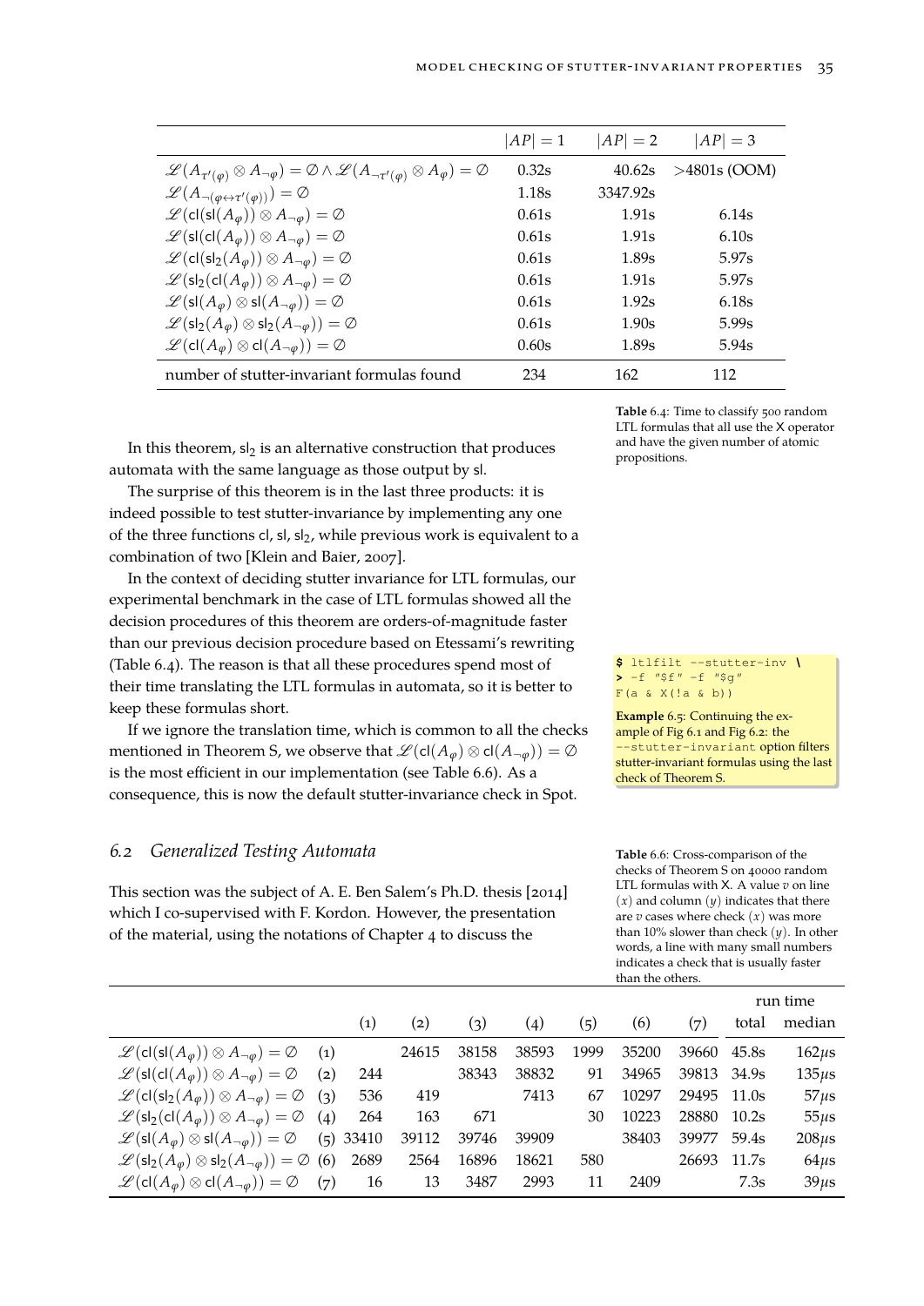| | $\|AP\|=1$ | $\|AP\|=2$ | $\|AP\|=3$ |
|---|---|---|---|
| $\mathscr{L}(A_{\tau'(\varphi)} \otimes A_{\neg\varphi}) = \emptyset \wedge \mathscr{L}(A_{\neg\tau'(\varphi)} \otimes A_{\varphi}) = \emptyset$ | 0.32s | 40.62s | >4801s (OOM) |
| $\mathscr{L}(A_{\neg(\varphi\leftrightarrow\tau'(\varphi))}) = \emptyset$ | 1.18s | 3347.92s | |
| $\mathscr{L}(\mathsf{cl}(\mathsf{sl}(A_\varphi)) \otimes A_{\neg\varphi}) = \emptyset$ | 0.61s | 1.91s | 6.14s |
| $\mathscr{L}(\mathsf{sl}(\mathsf{cl}(A_\varphi)) \otimes A_{\neg\varphi}) = \emptyset$ | 0.61s | 1.91s | 6.10s |
| $\mathscr{L}(\mathsf{cl}(\mathsf{sl}_2(A_\varphi)) \otimes A_{\neg\varphi}) = \emptyset$ | 0.61s | 1.89s | 5.97s |
| $\mathscr{L}(\mathsf{sl}_2(\mathsf{cl}(A_\varphi)) \otimes A_{\neg\varphi}) = \emptyset$ | 0.61s | 1.91s | 5.97s |
| $\mathscr{L}(\mathsf{sl}(A_\varphi) \otimes \mathsf{sl}(A_{\neg\varphi})) = \emptyset$ | 0.61s | 1.92s | 6.18s |
| $\mathscr{L}(\mathsf{sl}_2(A_\varphi) \otimes \mathsf{sl}_2(A_{\neg\varphi})) = \emptyset$ | 0.61s | 1.90s | 5.99s |
| $\mathscr{L}(\mathsf{cl}(A_\varphi) \otimes \mathsf{cl}(A_{\neg\varphi})) = \emptyset$ | 0.60s | 1.89s | 5.94s |
| number of stutter-invariant formulas found | 234 | 162 | 112 |

**Table** 6.4: Time to classify 500 random LTL formulas that all use the X operator and have the given number of atomic propositions.

In this theorem, $\mathsf{sl}_2$ is an alternative construction that produces automata with the same language as those output by $\mathsf{sl}$.

The surprise of this theorem is in the last three products: it is indeed possible to test stutter-invariance by implementing any one of the three functions $\mathsf{cl}$, $\mathsf{sl}$, $\mathsf{sl}_2$, while previous work is equivalent to a combination of two [Klein and Baier, 2007].

In the context of deciding stutter invariance for LTL formulas, our experimental benchmark in the case of LTL formulas showed all the decision procedures of this theorem are orders-of-magnitude faster than our previous decision procedure based on Etessami's rewriting (Table 6.4). The reason is that all these procedures spend most of their time translating the LTL formulas in automata, so it is better to keep these formulas short.

```
$ ltlfilt --stutter-inv \
> -f "$f" -f "$g"
F(a & X(!a & b))
```

**Example** 6.5: Continuing the example of Fig 6.1 and Fig 6.2: the `--stutter-invariant` option filters stutter-invariant formulas using the last check of Theorem S.

If we ignore the translation time, which is common to all the checks mentioned in Theorem S, we observe that $\mathscr{L}(\mathsf{cl}(A_\varphi) \otimes \mathsf{cl}(A_{\neg\varphi})) = \emptyset$ is the most efficient in our implementation (see Table 6.6). As a consequence, this is now the default stutter-invariance check in Spot.

## 6.2 *Generalized Testing Automata*

This section was the subject of A. E. Ben Salem's Ph.D. thesis [2014] which I co-supervised with F. Kordon. However, the presentation of the material, using the notations of Chapter 4 to discuss the

**Table** 6.6: Cross-comparison of the checks of Theorem S on 40000 random LTL formulas with X. A value $v$ on line $(x)$ and column $(y)$ indicates that there are $v$ cases where check $(x)$ was more than 10% slower than check $(y)$. In other words, a line with many small numbers indicates a check that is usually faster than the others.

| | | (1) | (2) | (3) | (4) | (5) | (6) | (7) | run time total | run time median |
|---|---|---|---|---|---|---|---|---|---|---|
| $\mathscr{L}(\mathsf{cl}(\mathsf{sl}(A_\varphi)) \otimes A_{\neg\varphi}) = \emptyset$ | (1) | | 24615 | 38158 | 38593 | 1999 | 35200 | 39660 | 45.8s | 162$\mu$s |
| $\mathscr{L}(\mathsf{sl}(\mathsf{cl}(A_\varphi)) \otimes A_{\neg\varphi}) = \emptyset$ | (2) | 244 | | 38343 | 38832 | 91 | 34965 | 39813 | 34.9s | 135$\mu$s |
| $\mathscr{L}(\mathsf{cl}(\mathsf{sl}_2(A_\varphi)) \otimes A_{\neg\varphi}) = \emptyset$ | (3) | 536 | 419 | | 7413 | 67 | 10297 | 29495 | 11.0s | 57$\mu$s |
| $\mathscr{L}(\mathsf{sl}_2(\mathsf{cl}(A_\varphi)) \otimes A_{\neg\varphi}) = \emptyset$ | (4) | 264 | 163 | 671 | | 30 | 10223 | 28880 | 10.2s | 55$\mu$s |
| $\mathscr{L}(\mathsf{sl}(A_\varphi) \otimes \mathsf{sl}(A_{\neg\varphi})) = \emptyset$ | (5) | 33410 | 39112 | 39746 | 39909 | | 38403 | 39977 | 59.4s | 208$\mu$s |
| $\mathscr{L}(\mathsf{sl}_2(A_\varphi) \otimes \mathsf{sl}_2(A_{\neg\varphi})) = \emptyset$ | (6) | 2689 | 2564 | 16896 | 18621 | 580 | | 26693 | 11.7s | 64$\mu$s |
| $\mathscr{L}(\mathsf{cl}(A_\varphi) \otimes \mathsf{cl}(A_{\neg\varphi})) = \emptyset$ | (7) | 16 | 13 | 3487 | 2993 | 11 | 2409 | | 7.3s | 39$\mu$s |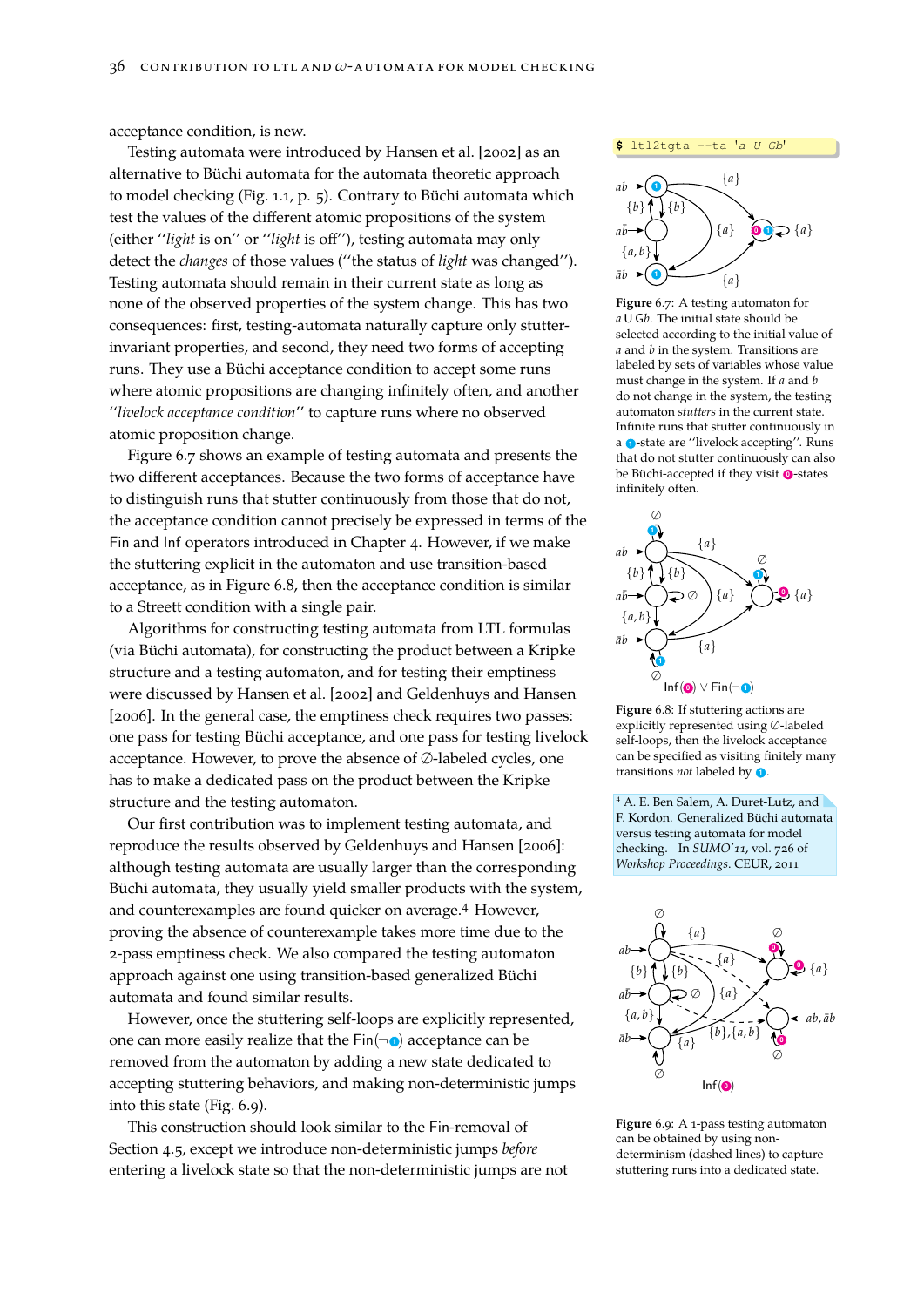acceptance condition, is new.

Testing automata were introduced by Hansen et al. [2002] as an alternative to Büchi automata for the automata theoretic approach to model checking (Fig. 1.1, p. 5). Contrary to Büchi automata which test the values of the different atomic propositions of the system (either "*light* is on" or "*light* is off"), testing automata may only detect the *changes* of those values ("the status of *light* was changed"). Testing automata should remain in their current state as long as none of the observed properties of the system change. This has two consequences: first, testing-automata naturally capture only stutter-invariant properties, and second, they need two forms of accepting runs. They use a Büchi acceptance condition to accept some runs where atomic propositions are changing infinitely often, and another "*livelock acceptance condition*" to capture runs where no observed atomic proposition change.

Figure 6.7 shows an example of testing automata and presents the two different acceptances. Because the two forms of acceptance have to distinguish runs that stutter continuously from those that do not, the acceptance condition cannot precisely be expressed in terms of the Fin and Inf operators introduced in Chapter 4. However, if we make the stuttering explicit in the automaton and use transition-based acceptance, as in Figure 6.8, then the acceptance condition is similar to a Streett condition with a single pair.

Algorithms for constructing testing automata from LTL formulas (via Büchi automata), for constructing the product between a Kripke structure and a testing automaton, and for testing their emptiness were discussed by Hansen et al. [2002] and Geldenhuys and Hansen [2006]. In the general case, the emptiness check requires two passes: one pass for testing Büchi acceptance, and one pass for testing livelock acceptance. However, to prove the absence of ∅-labeled cycles, one has to make a dedicated pass on the product between the Kripke structure and the testing automaton.

Our first contribution was to implement testing automata, and reproduce the results observed by Geldenhuys and Hansen [2006]: although testing automata are usually larger than the corresponding Büchi automata, they usually yield smaller products with the system, and counterexamples are found quicker on average.[4] However, proving the absence of counterexample takes more time due to the 2-pass emptiness check. We also compared the testing automaton approach against one using transition-based generalized Büchi automata and found similar results.

However, once the stuttering self-loops are explicitly represented, one can more easily realize that the Fin(¬❶) acceptance can be removed from the automaton by adding a new state dedicated to accepting stuttering behaviors, and making non-deterministic jumps into this state (Fig. 6.9).

This construction should look similar to the Fin-removal of Section 4.5, except we introduce non-deterministic jumps *before* entering a livelock state so that the non-deterministic jumps are not

```
$ ltl2tgta --ta 'a U Gb'
```

Figure 6.7: A testing automaton for $a \mathsf{U} \mathsf{G} b$. The initial state should be selected according to the initial value of $a$ and $b$ in the system. Transitions are labeled by sets of variables whose value must change in the system. If $a$ and $b$ do not change in the system, the testing automaton *stutters* in the current state. Infinite runs that stutter continuously in a ❶-state are "livelock accepting". Runs that do not stutter continuously can also be Büchi-accepted if they visit ⓿-states infinitely often.

Figure 6.8: If stuttering actions are explicitly represented using ∅-labeled self-loops, then the livelock acceptance can be specified as visiting finitely many transitions *not* labeled by ❶.

[4] A. E. Ben Salem, A. Duret-Lutz, and F. Kordon. Generalized Büchi automata versus testing automata for model checking. In *SUMO'11*, vol. 726 of *Workshop Proceedings*. CEUR, 2011

Figure 6.9: A 1-pass testing automaton can be obtained by using non-determinism (dashed lines) to capture stuttering runs into a dedicated state.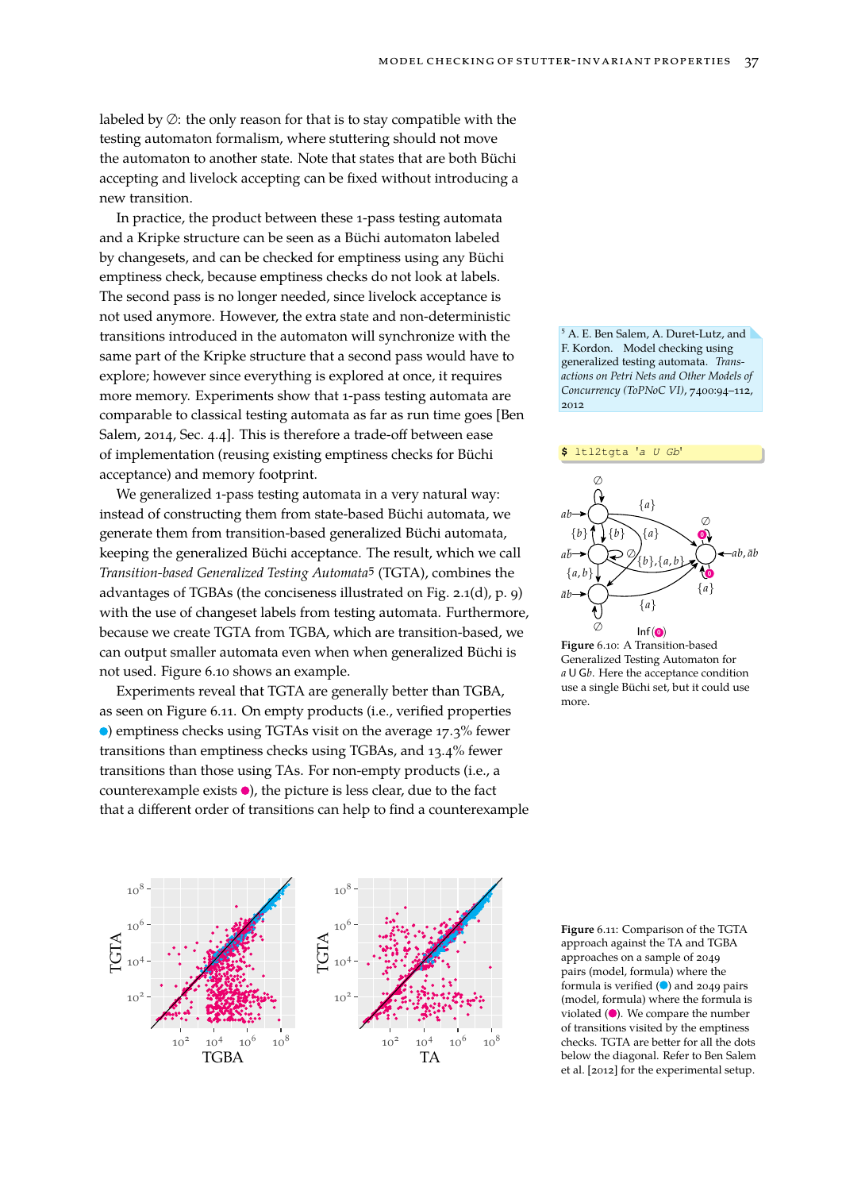labeled by $\emptyset$: the only reason for that is to stay compatible with the testing automaton formalism, where stuttering should not move the automaton to another state. Note that states that are both Büchi accepting and livelock accepting can be fixed without introducing a new transition.

In practice, the product between these 1-pass testing automata and a Kripke structure can be seen as a Büchi automaton labeled by changesets, and can be checked for emptiness using any Büchi emptiness check, because emptiness checks do not look at labels. The second pass is no longer needed, since livelock acceptance is not used anymore. However, the extra state and non-deterministic transitions introduced in the automaton will synchronize with the same part of the Kripke structure that a second pass would have to explore; however since everything is explored at once, it requires more memory. Experiments show that 1-pass testing automata are comparable to classical testing automata as far as run time goes [Ben Salem, 2014, Sec. 4.4]. This is therefore a trade-off between ease of implementation (reusing existing emptiness checks for Büchi acceptance) and memory footprint.

We generalized 1-pass testing automata in a very natural way: instead of constructing them from state-based Büchi automata, we generate them from transition-based generalized Büchi automata, keeping the generalized Büchi acceptance. The result, which we call *Transition-based Generalized Testing Automata*[5] (TGTA), combines the advantages of TGBAs (the conciseness illustrated on Fig. 2.1(d), p. 9) with the use of changeset labels from testing automata. Furthermore, because we create TGTA from TGBA, which are transition-based, we can output smaller automata even when when generalized Büchi is not used. Figure 6.10 shows an example.

Experiments reveal that TGTA are generally better than TGBA, as seen on Figure 6.11. On empty products (i.e., verified properties ●) emptiness checks using TGTAs visit on the average 17.3% fewer transitions than emptiness checks using TGBAs, and 13.4% fewer transitions than those using TAs. For non-empty products (i.e., a counterexample exists ●), the picture is less clear, due to the fact that a different order of transitions can help to find a counterexample

[5] A. E. Ben Salem, A. Duret-Lutz, and F. Kordon. Model checking using generalized testing automata. *Transactions on Petri Nets and Other Models of Concurrency (ToPNoC VI)*, 7400:94–112, 2012

```
$ ltl2tgta 'a U Gb'
```

Figure 6.10: A Transition-based Generalized Testing Automaton for $a \mathbin{\mathsf{U}} \mathsf{G}b$. Here the acceptance condition use a single Büchi set, but it could use more.

Figure 6.11: Comparison of the TGTA approach against the TA and TGBA approaches on a sample of 2049 pairs (model, formula) where the formula is verified (●) and 2049 pairs (model, formula) where the formula is violated (●). We compare the number of transitions visited by the emptiness checks. TGTA are better for all the dots below the diagonal. Refer to Ben Salem et al. [2012] for the experimental setup.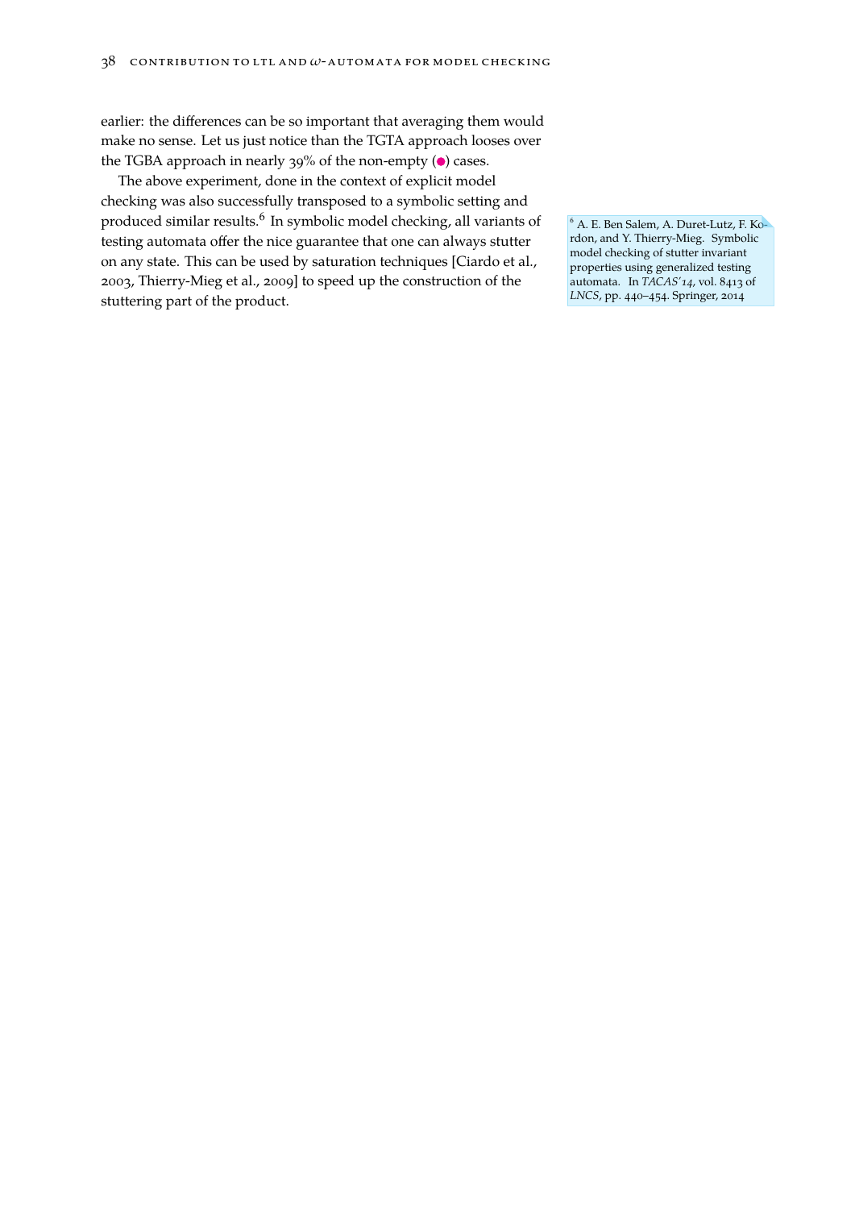earlier: the differences can be so important that averaging them would make no sense. Let us just notice than the TGTA approach looses over the TGBA approach in nearly 39% of the non-empty (●) cases.

The above experiment, done in the context of explicit model checking was also successfully transposed to a symbolic setting and produced similar results.[6] In symbolic model checking, all variants of testing automata offer the nice guarantee that one can always stutter on any state. This can be used by saturation techniques [Ciardo et al., 2003, Thierry-Mieg et al., 2009] to speed up the construction of the stuttering part of the product.

[6] A. E. Ben Salem, A. Duret-Lutz, F. Kordon, and Y. Thierry-Mieg. Symbolic model checking of stutter invariant properties using generalized testing automata. In *TACAS'14*, vol. 8413 of *LNCS*, pp. 440–454. Springer, 2014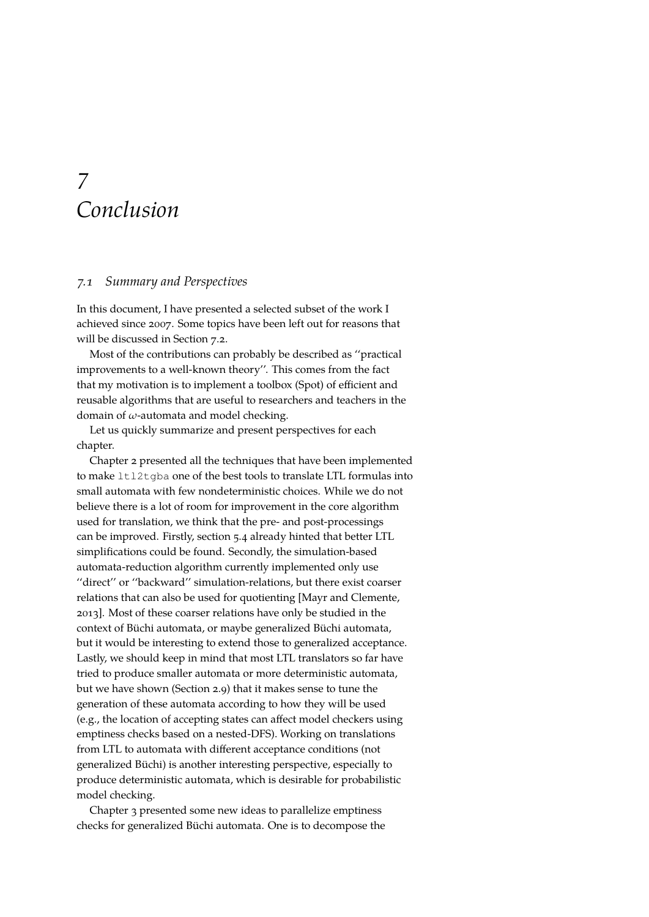// Chapter heading
# 7 Conclusion

## 7.1 Summary and Perspectives

In this document, I have presented a selected subset of the work I achieved since 2007. Some topics have been left out for reasons that will be discussed in Section 7.2.

Most of the contributions can probably be described as ''practical improvements to a well-known theory''. This comes from the fact that my motivation is to implement a toolbox (Spot) of efficient and reusable algorithms that are useful to researchers and teachers in the domain of $\omega$-automata and model checking.

Let us quickly summarize and present perspectives for each chapter.

Chapter 2 presented all the techniques that have been implemented to make `ltl2tgba` one of the best tools to translate LTL formulas into small automata with few nondeterministic choices. While we do not believe there is a lot of room for improvement in the core algorithm used for translation, we think that the pre- and post-processings can be improved. Firstly, section 5.4 already hinted that better LTL simplifications could be found. Secondly, the simulation-based automata-reduction algorithm currently implemented only use ''direct'' or ''backward'' simulation-relations, but there exist coarser relations that can also be used for quotienting [Mayr and Clemente, 2013]. Most of these coarser relations have only be studied in the context of Büchi automata, or maybe generalized Büchi automata, but it would be interesting to extend those to generalized acceptance. Lastly, we should keep in mind that most LTL translators so far have tried to produce smaller automata or more deterministic automata, but we have shown (Section 2.9) that it makes sense to tune the generation of these automata according to how they will be used (e.g., the location of accepting states can affect model checkers using emptiness checks based on a nested-DFS). Working on translations from LTL to automata with different acceptance conditions (not generalized Büchi) is another interesting perspective, especially to produce deterministic automata, which is desirable for probabilistic model checking.

Chapter 3 presented some new ideas to parallelize emptiness checks for generalized Büchi automata. One is to decompose the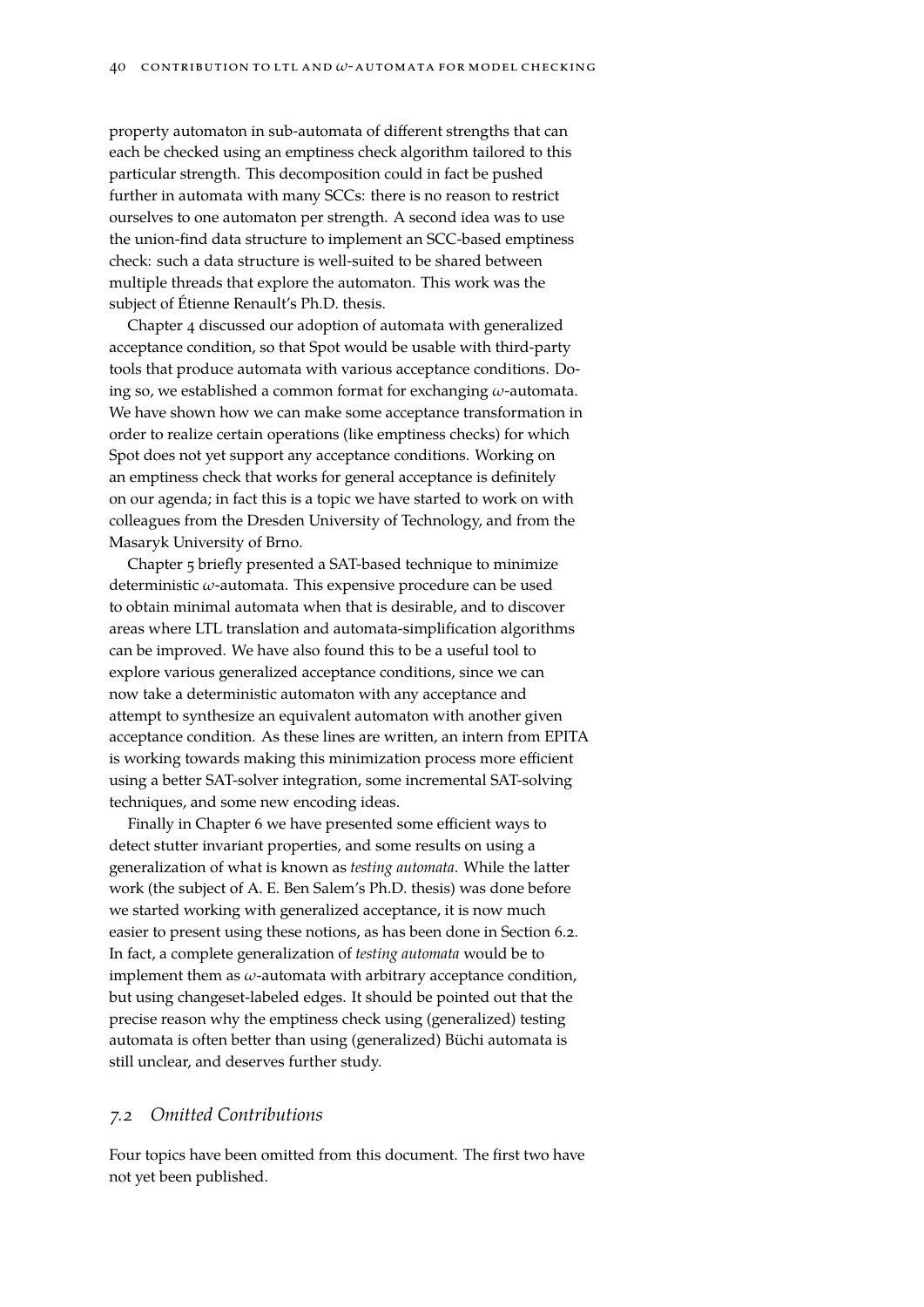property automaton in sub-automata of different strengths that can each be checked using an emptiness check algorithm tailored to this particular strength. This decomposition could in fact be pushed further in automata with many SCCs: there is no reason to restrict ourselves to one automaton per strength. A second idea was to use the union-find data structure to implement an SCC-based emptiness check: such a data structure is well-suited to be shared between multiple threads that explore the automaton. This work was the subject of Étienne Renault's Ph.D. thesis.

Chapter 4 discussed our adoption of automata with generalized acceptance condition, so that Spot would be usable with third-party tools that produce automata with various acceptance conditions. Doing so, we established a common format for exchanging $\omega$-automata. We have shown how we can make some acceptance transformation in order to realize certain operations (like emptiness checks) for which Spot does not yet support any acceptance conditions. Working on an emptiness check that works for general acceptance is definitely on our agenda; in fact this is a topic we have started to work on with colleagues from the Dresden University of Technology, and from the Masaryk University of Brno.

Chapter 5 briefly presented a SAT-based technique to minimize deterministic $\omega$-automata. This expensive procedure can be used to obtain minimal automata when that is desirable, and to discover areas where LTL translation and automata-simplification algorithms can be improved. We have also found this to be a useful tool to explore various generalized acceptance conditions, since we can now take a deterministic automaton with any acceptance and attempt to synthesize an equivalent automaton with another given acceptance condition. As these lines are written, an intern from EPITA is working towards making this minimization process more efficient using a better SAT-solver integration, some incremental SAT-solving techniques, and some new encoding ideas.

Finally in Chapter 6 we have presented some efficient ways to detect stutter invariant properties, and some results on using a generalization of what is known as *testing automata*. While the latter work (the subject of A. E. Ben Salem's Ph.D. thesis) was done before we started working with generalized acceptance, it is now much easier to present using these notions, as has been done in Section 6.2. In fact, a complete generalization of *testing automata* would be to implement them as $\omega$-automata with arbitrary acceptance condition, but using changeset-labeled edges. It should be pointed out that the precise reason why the emptiness check using (generalized) testing automata is often better than using (generalized) Büchi automata is still unclear, and deserves further study.

## 7.2 *Omitted Contributions*

Four topics have been omitted from this document. The first two have not yet been published.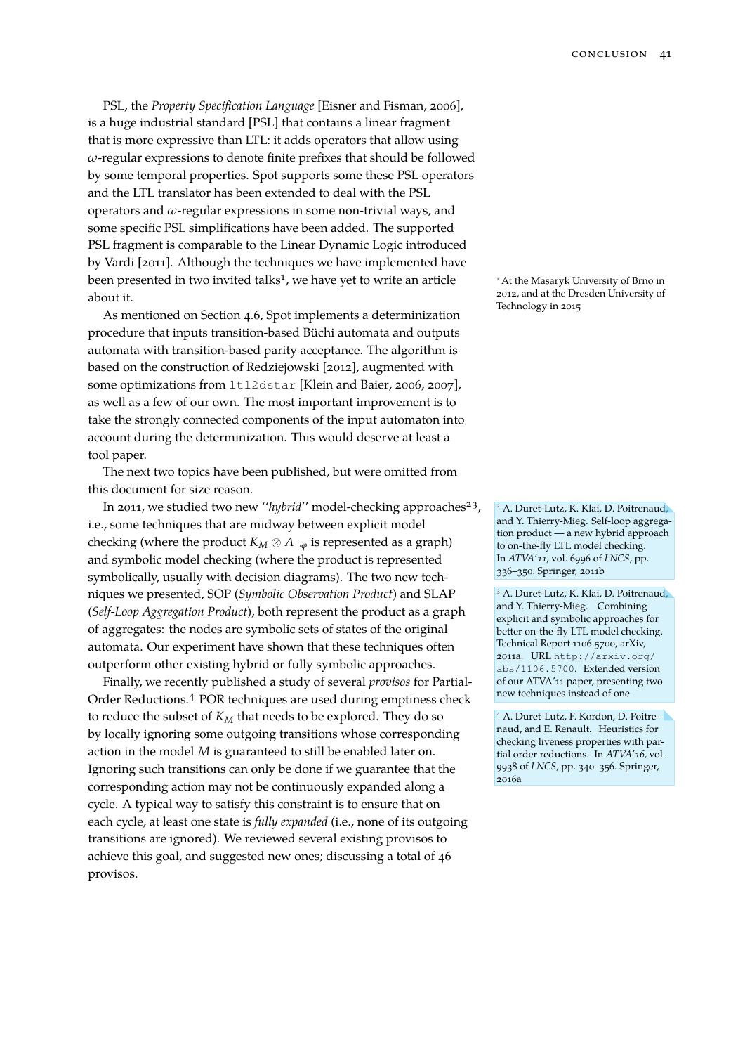PSL, the *Property Specification Language* [Eisner and Fisman, 2006], is a huge industrial standard [PSL] that contains a linear fragment that is more expressive than LTL: it adds operators that allow using $\omega$-regular expressions to denote finite prefixes that should be followed by some temporal properties. Spot supports some these PSL operators and the LTL translator has been extended to deal with the PSL operators and $\omega$-regular expressions in some non-trivial ways, and some specific PSL simplifications have been added. The supported PSL fragment is comparable to the Linear Dynamic Logic introduced by Vardi [2011]. Although the techniques we have implemented have been presented in two invited talks[1], we have yet to write an article about it.

[1] At the Masaryk University of Brno in 2012, and at the Dresden University of Technology in 2015

As mentioned on Section 4.6, Spot implements a determinization procedure that inputs transition-based Büchi automata and outputs automata with transition-based parity acceptance. The algorithm is based on the construction of Redziejowski [2012], augmented with some optimizations from `ltl2dstar` [Klein and Baier, 2006, 2007], as well as a few of our own. The most important improvement is to take the strongly connected components of the input automaton into account during the determinization. This would deserve at least a tool paper.

The next two topics have been published, but were omitted from this document for size reason.

In 2011, we studied two new "*hybrid*" model-checking approaches[2,3], i.e., some techniques that are midway between explicit model checking (where the product $K_M \otimes A_{\neg\varphi}$ is represented as a graph) and symbolic model checking (where the product is represented symbolically, usually with decision diagrams). The two new techniques we presented, SOP (*Symbolic Observation Product*) and SLAP (*Self-Loop Aggregation Product*), both represent the product as a graph of aggregates: the nodes are symbolic sets of states of the original automata. Our experiment have shown that these techniques often outperform other existing hybrid or fully symbolic approaches.

[2] A. Duret-Lutz, K. Klai, D. Poitrenaud, and Y. Thierry-Mieg. Self-loop aggregation product — a new hybrid approach to on-the-fly LTL model checking. In *ATVA'11*, vol. 6996 of *LNCS*, pp. 336–350. Springer, 2011b

[3] A. Duret-Lutz, K. Klai, D. Poitrenaud, and Y. Thierry-Mieg. Combining explicit and symbolic approaches for better on-the-fly LTL model checking. Technical Report 1106.5700, arXiv, 2011a. URL `http://arxiv.org/abs/1106.5700`. Extended version of our ATVA'11 paper, presenting two new techniques instead of one

Finally, we recently published a study of several *provisos* for Partial-Order Reductions.[4] POR techniques are used during emptiness check to reduce the subset of $K_M$ that needs to be explored. They do so by locally ignoring some outgoing transitions whose corresponding action in the model $M$ is guaranteed to still be enabled later on. Ignoring such transitions can only be done if we guarantee that the corresponding action may not be continuously expanded along a cycle. A typical way to satisfy this constraint is to ensure that on each cycle, at least one state is *fully expanded* (i.e., none of its outgoing transitions are ignored). We reviewed several existing provisos to achieve this goal, and suggested new ones; discussing a total of 46 provisos.

[4] A. Duret-Lutz, F. Kordon, D. Poitrenaud, and E. Renault. Heuristics for checking liveness properties with partial order reductions. In *ATVA'16*, vol. 9938 of *LNCS*, pp. 340–356. Springer, 2016a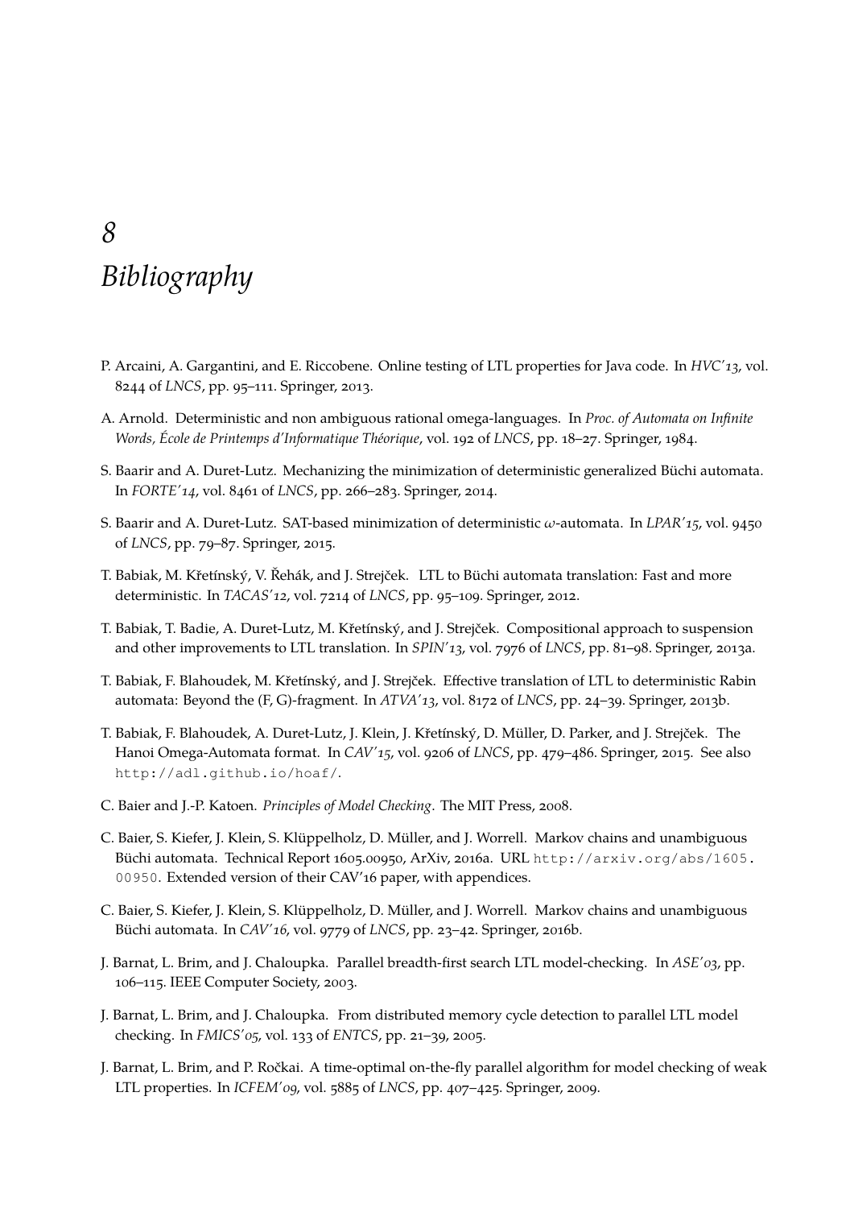# 8 Bibliography

P. Arcaini, A. Gargantini, and E. Riccobene. Online testing of LTL properties for Java code. In *HVC'13*, vol. 8244 of *LNCS*, pp. 95–111. Springer, 2013.

A. Arnold. Deterministic and non ambiguous rational omega-languages. In *Proc. of Automata on Infinite Words, École de Printemps d'Informatique Théorique*, vol. 192 of *LNCS*, pp. 18–27. Springer, 1984.

S. Baarir and A. Duret-Lutz. Mechanizing the minimization of deterministic generalized Büchi automata. In *FORTE'14*, vol. 8461 of *LNCS*, pp. 266–283. Springer, 2014.

S. Baarir and A. Duret-Lutz. SAT-based minimization of deterministic $\omega$-automata. In *LPAR'15*, vol. 9450 of *LNCS*, pp. 79–87. Springer, 2015.

T. Babiak, M. Křetínský, V. Řehák, and J. Strejček. LTL to Büchi automata translation: Fast and more deterministic. In *TACAS'12*, vol. 7214 of *LNCS*, pp. 95–109. Springer, 2012.

T. Babiak, T. Badie, A. Duret-Lutz, M. Křetínský, and J. Strejček. Compositional approach to suspension and other improvements to LTL translation. In *SPIN'13*, vol. 7976 of *LNCS*, pp. 81–98. Springer, 2013a.

T. Babiak, F. Blahoudek, M. Křetínský, and J. Strejček. Effective translation of LTL to deterministic Rabin automata: Beyond the (F, G)-fragment. In *ATVA'13*, vol. 8172 of *LNCS*, pp. 24–39. Springer, 2013b.

T. Babiak, F. Blahoudek, A. Duret-Lutz, J. Klein, J. Křetínský, D. Müller, D. Parker, and J. Strejček. The Hanoi Omega-Automata format. In *CAV'15*, vol. 9206 of *LNCS*, pp. 479–486. Springer, 2015. See also `http://adl.github.io/hoaf/`.

C. Baier and J.-P. Katoen. *Principles of Model Checking*. The MIT Press, 2008.

C. Baier, S. Kiefer, J. Klein, S. Klüppelholz, D. Müller, and J. Worrell. Markov chains and unambiguous Büchi automata. Technical Report 1605.00950, ArXiv, 2016a. URL `http://arxiv.org/abs/1605.00950`. Extended version of their CAV'16 paper, with appendices.

C. Baier, S. Kiefer, J. Klein, S. Klüppelholz, D. Müller, and J. Worrell. Markov chains and unambiguous Büchi automata. In *CAV'16*, vol. 9779 of *LNCS*, pp. 23–42. Springer, 2016b.

J. Barnat, L. Brim, and J. Chaloupka. Parallel breadth-first search LTL model-checking. In *ASE'03*, pp. 106–115. IEEE Computer Society, 2003.

J. Barnat, L. Brim, and J. Chaloupka. From distributed memory cycle detection to parallel LTL model checking. In *FMICS'05*, vol. 133 of *ENTCS*, pp. 21–39, 2005.

J. Barnat, L. Brim, and P. Ročkai. A time-optimal on-the-fly parallel algorithm for model checking of weak LTL properties. In *ICFEM'09*, vol. 5885 of *LNCS*, pp. 407–425. Springer, 2009.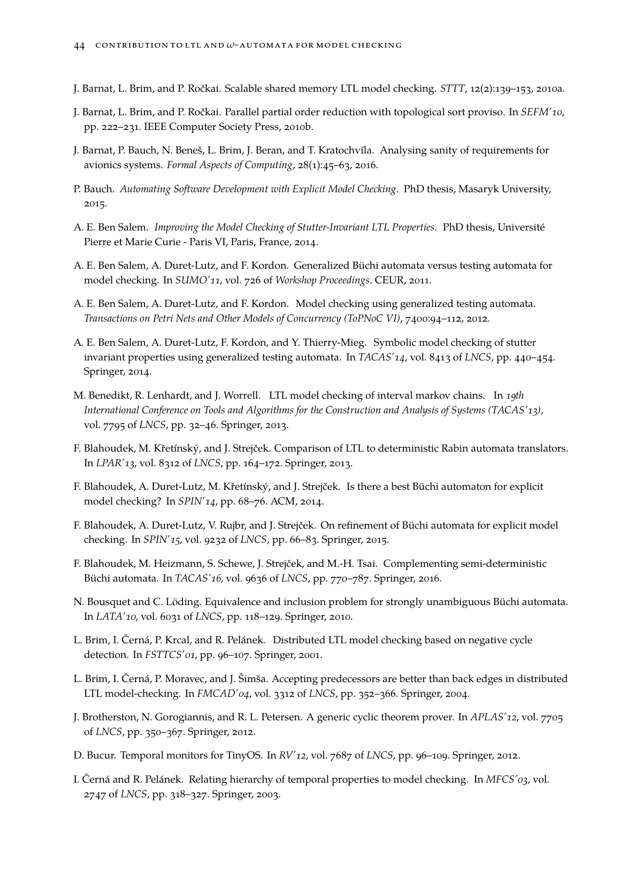J. Barnat, L. Brim, and P. Ročkai. Scalable shared memory LTL model checking. *STTT*, 12(2):139–153, 2010a.

J. Barnat, L. Brim, and P. Ročkai. Parallel partial order reduction with topological sort proviso. In *SEFM'10*, pp. 222–231. IEEE Computer Society Press, 2010b.

J. Barnat, P. Bauch, N. Beneš, L. Brim, J. Beran, and T. Kratochvíla. Analysing sanity of requirements for avionics systems. *Formal Aspects of Computing*, 28(1):45–63, 2016.

P. Bauch. *Automating Software Development with Explicit Model Checking*. PhD thesis, Masaryk University, 2015.

A. E. Ben Salem. *Improving the Model Checking of Stutter-Invariant LTL Properties*. PhD thesis, Université Pierre et Marie Curie - Paris VI, Paris, France, 2014.

A. E. Ben Salem, A. Duret-Lutz, and F. Kordon. Generalized Büchi automata versus testing automata for model checking. In *SUMO'11*, vol. 726 of *Workshop Proceedings*. CEUR, 2011.

A. E. Ben Salem, A. Duret-Lutz, and F. Kordon. Model checking using generalized testing automata. *Transactions on Petri Nets and Other Models of Concurrency (ToPNoC VI)*, 7400:94–112, 2012.

A. E. Ben Salem, A. Duret-Lutz, F. Kordon, and Y. Thierry-Mieg. Symbolic model checking of stutter invariant properties using generalized testing automata. In *TACAS'14*, vol. 8413 of *LNCS*, pp. 440–454. Springer, 2014.

M. Benedikt, R. Lenhardt, and J. Worrell. LTL model checking of interval markov chains. In *19th International Conference on Tools and Algorithms for the Construction and Analysis of Systems (TACAS'13)*, vol. 7795 of *LNCS*, pp. 32–46. Springer, 2013.

F. Blahoudek, M. Křetínský, and J. Strejček. Comparison of LTL to deterministic Rabin automata translators. In *LPAR'13*, vol. 8312 of *LNCS*, pp. 164–172. Springer, 2013.

F. Blahoudek, A. Duret-Lutz, M. Křetínský, and J. Strejček. Is there a best Büchi automaton for explicit model checking? In *SPIN'14*, pp. 68–76. ACM, 2014.

F. Blahoudek, A. Duret-Lutz, V. Rujbr, and J. Strejček. On refinement of Büchi automata for explicit model checking. In *SPIN'15*, vol. 9232 of *LNCS*, pp. 66–83. Springer, 2015.

F. Blahoudek, M. Heizmann, S. Schewe, J. Strejček, and M.-H. Tsai. Complementing semi-deterministic Büchi automata. In *TACAS'16*, vol. 9636 of *LNCS*, pp. 770–787. Springer, 2016.

N. Bousquet and C. Löding. Equivalence and inclusion problem for strongly unambiguous Büchi automata. In *LATA'10*, vol. 6031 of *LNCS*, pp. 118–129. Springer, 2010.

L. Brim, I. Černá, P. Krcal, and R. Pelánek. Distributed LTL model checking based on negative cycle detection. In *FSTTCS'01*, pp. 96–107. Springer, 2001.

L. Brim, I. Černá, P. Moravec, and J. Šimša. Accepting predecessors are better than back edges in distributed LTL model-checking. In *FMCAD'04*, vol. 3312 of *LNCS*, pp. 352–366. Springer, 2004.

J. Brotherston, N. Gorogiannis, and R. L. Petersen. A generic cyclic theorem prover. In *APLAS'12*, vol. 7705 of *LNCS*, pp. 350–367. Springer, 2012.

D. Bucur. Temporal monitors for TinyOS. In *RV'12*, vol. 7687 of *LNCS*, pp. 96–109. Springer, 2012.

I. Černá and R. Pelánek. Relating hierarchy of temporal properties to model checking. In *MFCS'03*, vol. 2747 of *LNCS*, pp. 318–327. Springer, 2003.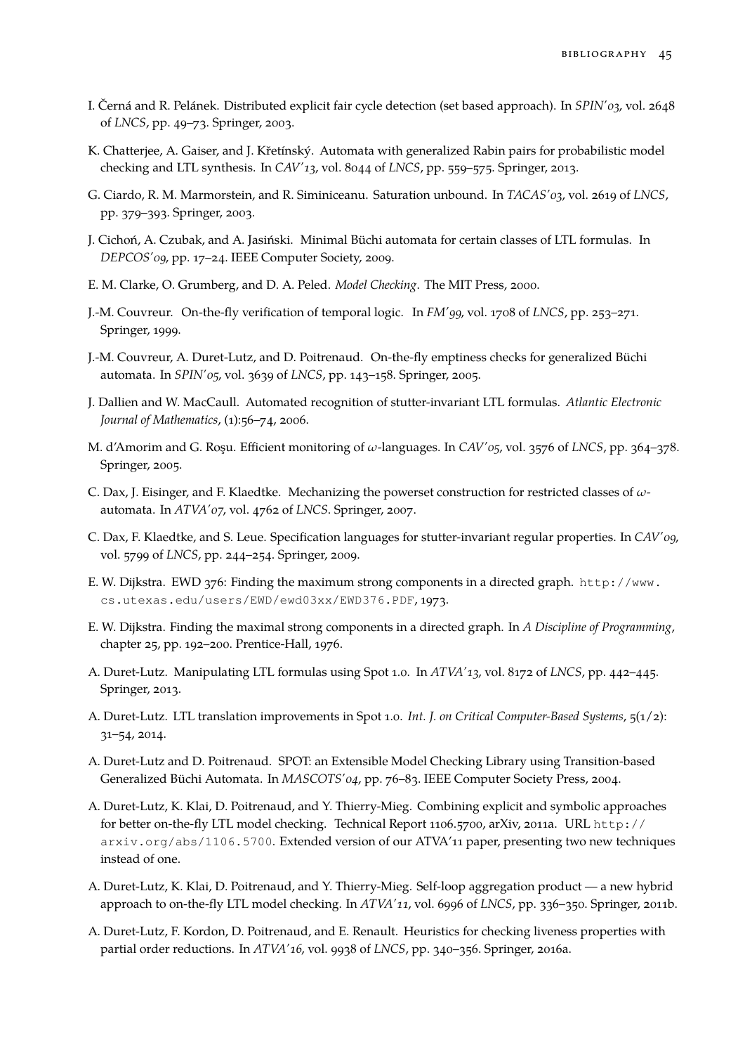I. Černá and R. Pelánek. Distributed explicit fair cycle detection (set based approach). In *SPIN'03*, vol. 2648 of *LNCS*, pp. 49–73. Springer, 2003.

K. Chatterjee, A. Gaiser, and J. Křetínský. Automata with generalized Rabin pairs for probabilistic model checking and LTL synthesis. In *CAV'13*, vol. 8044 of *LNCS*, pp. 559–575. Springer, 2013.

G. Ciardo, R. M. Marmorstein, and R. Siminiceanu. Saturation unbound. In *TACAS'03*, vol. 2619 of *LNCS*, pp. 379–393. Springer, 2003.

J. Cichoń, A. Czubak, and A. Jasiński. Minimal Büchi automata for certain classes of LTL formulas. In *DEPCOS'09*, pp. 17–24. IEEE Computer Society, 2009.

E. M. Clarke, O. Grumberg, and D. A. Peled. *Model Checking*. The MIT Press, 2000.

J.-M. Couvreur. On-the-fly verification of temporal logic. In *FM'99*, vol. 1708 of *LNCS*, pp. 253–271. Springer, 1999.

J.-M. Couvreur, A. Duret-Lutz, and D. Poitrenaud. On-the-fly emptiness checks for generalized Büchi automata. In *SPIN'05*, vol. 3639 of *LNCS*, pp. 143–158. Springer, 2005.

J. Dallien and W. MacCaull. Automated recognition of stutter-invariant LTL formulas. *Atlantic Electronic Journal of Mathematics*, (1):56–74, 2006.

M. d'Amorim and G. Roşu. Efficient monitoring of $\omega$-languages. In *CAV'05*, vol. 3576 of *LNCS*, pp. 364–378. Springer, 2005.

C. Dax, J. Eisinger, and F. Klaedtke. Mechanizing the powerset construction for restricted classes of $\omega$-automata. In *ATVA'07*, vol. 4762 of *LNCS*. Springer, 2007.

C. Dax, F. Klaedtke, and S. Leue. Specification languages for stutter-invariant regular properties. In *CAV'09*, vol. 5799 of *LNCS*, pp. 244–254. Springer, 2009.

E. W. Dijkstra. EWD 376: Finding the maximum strong components in a directed graph. `http://www.cs.utexas.edu/users/EWD/ewd03xx/EWD376.PDF`, 1973.

E. W. Dijkstra. Finding the maximal strong components in a directed graph. In *A Discipline of Programming*, chapter 25, pp. 192–200. Prentice-Hall, 1976.

A. Duret-Lutz. Manipulating LTL formulas using Spot 1.0. In *ATVA'13*, vol. 8172 of *LNCS*, pp. 442–445. Springer, 2013.

A. Duret-Lutz. LTL translation improvements in Spot 1.0. *Int. J. on Critical Computer-Based Systems*, 5(1/2): 31–54, 2014.

A. Duret-Lutz and D. Poitrenaud. SPOT: an Extensible Model Checking Library using Transition-based Generalized Büchi Automata. In *MASCOTS'04*, pp. 76–83. IEEE Computer Society Press, 2004.

A. Duret-Lutz, K. Klai, D. Poitrenaud, and Y. Thierry-Mieg. Combining explicit and symbolic approaches for better on-the-fly LTL model checking. Technical Report 1106.5700, arXiv, 2011a. URL `http://arxiv.org/abs/1106.5700`. Extended version of our ATVA'11 paper, presenting two new techniques instead of one.

A. Duret-Lutz, K. Klai, D. Poitrenaud, and Y. Thierry-Mieg. Self-loop aggregation product — a new hybrid approach to on-the-fly LTL model checking. In *ATVA'11*, vol. 6996 of *LNCS*, pp. 336–350. Springer, 2011b.

A. Duret-Lutz, F. Kordon, D. Poitrenaud, and E. Renault. Heuristics for checking liveness properties with partial order reductions. In *ATVA'16*, vol. 9938 of *LNCS*, pp. 340–356. Springer, 2016a.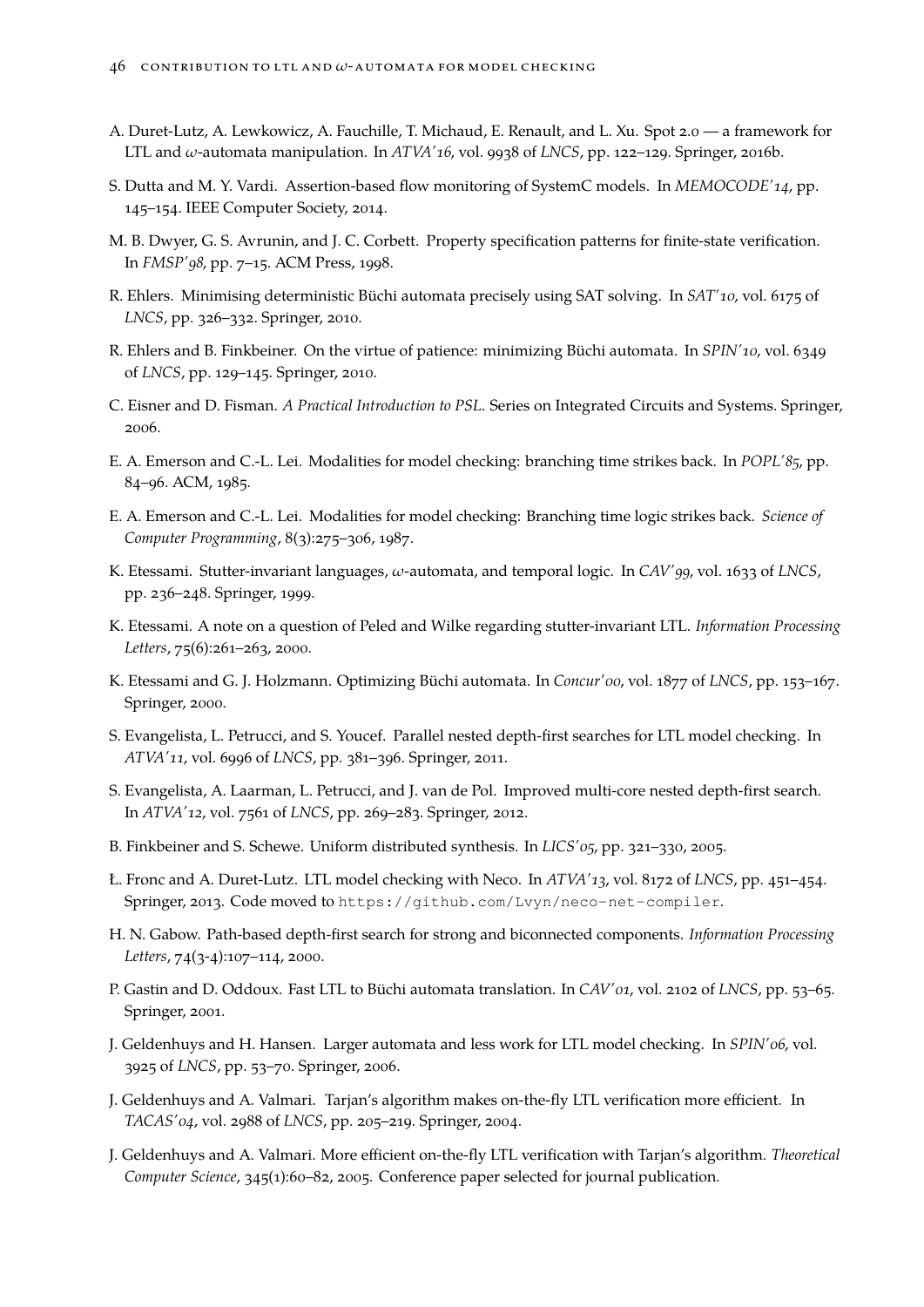A. Duret-Lutz, A. Lewkowicz, A. Fauchille, T. Michaud, E. Renault, and L. Xu. Spot 2.0 — a framework for LTL and $\omega$-automata manipulation. In *ATVA'16*, vol. 9938 of *LNCS*, pp. 122–129. Springer, 2016b.

S. Dutta and M. Y. Vardi. Assertion-based flow monitoring of SystemC models. In *MEMOCODE'14*, pp. 145–154. IEEE Computer Society, 2014.

M. B. Dwyer, G. S. Avrunin, and J. C. Corbett. Property specification patterns for finite-state verification. In *FMSP'98*, pp. 7–15. ACM Press, 1998.

R. Ehlers. Minimising deterministic Büchi automata precisely using SAT solving. In *SAT'10*, vol. 6175 of *LNCS*, pp. 326–332. Springer, 2010.

R. Ehlers and B. Finkbeiner. On the virtue of patience: minimizing Büchi automata. In *SPIN'10*, vol. 6349 of *LNCS*, pp. 129–145. Springer, 2010.

C. Eisner and D. Fisman. *A Practical Introduction to PSL*. Series on Integrated Circuits and Systems. Springer, 2006.

E. A. Emerson and C.-L. Lei. Modalities for model checking: branching time strikes back. In *POPL'85*, pp. 84–96. ACM, 1985.

E. A. Emerson and C.-L. Lei. Modalities for model checking: Branching time logic strikes back. *Science of Computer Programming*, 8(3):275–306, 1987.

K. Etessami. Stutter-invariant languages, $\omega$-automata, and temporal logic. In *CAV'99*, vol. 1633 of *LNCS*, pp. 236–248. Springer, 1999.

K. Etessami. A note on a question of Peled and Wilke regarding stutter-invariant LTL. *Information Processing Letters*, 75(6):261–263, 2000.

K. Etessami and G. J. Holzmann. Optimizing Büchi automata. In *Concur'00*, vol. 1877 of *LNCS*, pp. 153–167. Springer, 2000.

S. Evangelista, L. Petrucci, and S. Youcef. Parallel nested depth-first searches for LTL model checking. In *ATVA'11*, vol. 6996 of *LNCS*, pp. 381–396. Springer, 2011.

S. Evangelista, A. Laarman, L. Petrucci, and J. van de Pol. Improved multi-core nested depth-first search. In *ATVA'12*, vol. 7561 of *LNCS*, pp. 269–283. Springer, 2012.

B. Finkbeiner and S. Schewe. Uniform distributed synthesis. In *LICS'05*, pp. 321–330, 2005.

Ł. Fronc and A. Duret-Lutz. LTL model checking with Neco. In *ATVA'13*, vol. 8172 of *LNCS*, pp. 451–454. Springer, 2013. Code moved to `https://github.com/Lvyn/neco-net-compiler`.

H. N. Gabow. Path-based depth-first search for strong and biconnected components. *Information Processing Letters*, 74(3-4):107–114, 2000.

P. Gastin and D. Oddoux. Fast LTL to Büchi automata translation. In *CAV'01*, vol. 2102 of *LNCS*, pp. 53–65. Springer, 2001.

J. Geldenhuys and H. Hansen. Larger automata and less work for LTL model checking. In *SPIN'06*, vol. 3925 of *LNCS*, pp. 53–70. Springer, 2006.

J. Geldenhuys and A. Valmari. Tarjan's algorithm makes on-the-fly LTL verification more efficient. In *TACAS'04*, vol. 2988 of *LNCS*, pp. 205–219. Springer, 2004.

J. Geldenhuys and A. Valmari. More efficient on-the-fly LTL verification with Tarjan's algorithm. *Theoretical Computer Science*, 345(1):60–82, 2005. Conference paper selected for journal publication.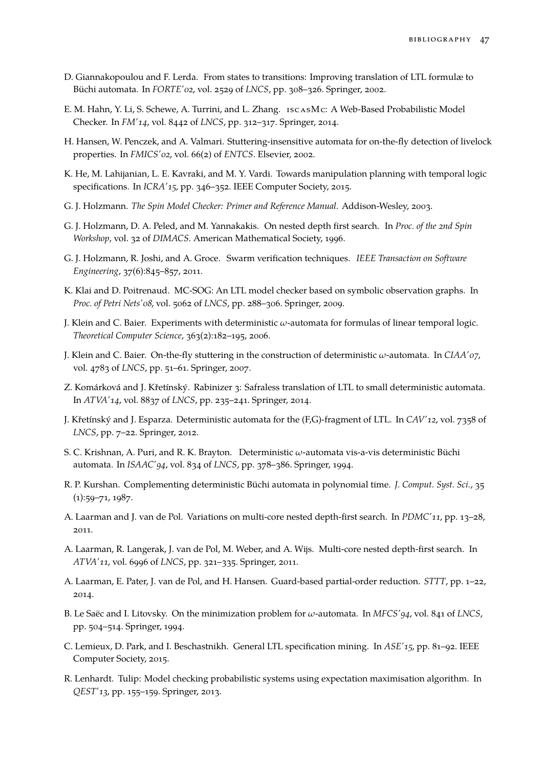D. Giannakopoulou and F. Lerda. From states to transitions: Improving translation of LTL formulæ to Büchi automata. In *FORTE'02*, vol. 2529 of *LNCS*, pp. 308–326. Springer, 2002.

E. M. Hahn, Y. Li, S. Schewe, A. Turrini, and L. Zhang. iscasMc: A Web-Based Probabilistic Model Checker. In *FM'14*, vol. 8442 of *LNCS*, pp. 312–317. Springer, 2014.

H. Hansen, W. Penczek, and A. Valmari. Stuttering-insensitive automata for on-the-fly detection of livelock properties. In *FMICS'02*, vol. 66(2) of *ENTCS*. Elsevier, 2002.

K. He, M. Lahijanian, L. E. Kavraki, and M. Y. Vardi. Towards manipulation planning with temporal logic specifications. In *ICRA'15*, pp. 346–352. IEEE Computer Society, 2015.

G. J. Holzmann. *The Spin Model Checker: Primer and Reference Manual*. Addison-Wesley, 2003.

G. J. Holzmann, D. A. Peled, and M. Yannakakis. On nested depth first search. In *Proc. of the 2nd Spin Workshop*, vol. 32 of *DIMACS*. American Mathematical Society, 1996.

G. J. Holzmann, R. Joshi, and A. Groce. Swarm verification techniques. *IEEE Transaction on Software Engineering*, 37(6):845–857, 2011.

K. Klai and D. Poitrenaud. MC-SOG: An LTL model checker based on symbolic observation graphs. In *Proc. of Petri Nets'08*, vol. 5062 of *LNCS*, pp. 288–306. Springer, 2009.

J. Klein and C. Baier. Experiments with deterministic $\omega$-automata for formulas of linear temporal logic. *Theoretical Computer Science*, 363(2):182–195, 2006.

J. Klein and C. Baier. On-the-fly stuttering in the construction of deterministic $\omega$-automata. In *CIAA'07*, vol. 4783 of *LNCS*, pp. 51–61. Springer, 2007.

Z. Komárková and J. Křetínský. Rabinizer 3: Safraless translation of LTL to small deterministic automata. In *ATVA'14*, vol. 8837 of *LNCS*, pp. 235–241. Springer, 2014.

J. Křetínský and J. Esparza. Deterministic automata for the (F,G)-fragment of LTL. In *CAV'12*, vol. 7358 of *LNCS*, pp. 7–22. Springer, 2012.

S. C. Krishnan, A. Puri, and R. K. Brayton. Deterministic $\omega$-automata vis-a-vis deterministic Büchi automata. In *ISAAC'94*, vol. 834 of *LNCS*, pp. 378–386. Springer, 1994.

R. P. Kurshan. Complementing deterministic Büchi automata in polynomial time. *J. Comput. Syst. Sci.*, 35 (1):59–71, 1987.

A. Laarman and J. van de Pol. Variations on multi-core nested depth-first search. In *PDMC'11*, pp. 13–28, 2011.

A. Laarman, R. Langerak, J. van de Pol, M. Weber, and A. Wijs. Multi-core nested depth-first search. In *ATVA'11*, vol. 6996 of *LNCS*, pp. 321–335. Springer, 2011.

A. Laarman, E. Pater, J. van de Pol, and H. Hansen. Guard-based partial-order reduction. *STTT*, pp. 1–22, 2014.

B. Le Saëc and I. Litovsky. On the minimization problem for $\omega$-automata. In *MFCS'94*, vol. 841 of *LNCS*, pp. 504–514. Springer, 1994.

C. Lemieux, D. Park, and I. Beschastnikh. General LTL specification mining. In *ASE'15*, pp. 81–92. IEEE Computer Society, 2015.

R. Lenhardt. Tulip: Model checking probabilistic systems using expectation maximisation algorithm. In *QEST'13*, pp. 155–159. Springer, 2013.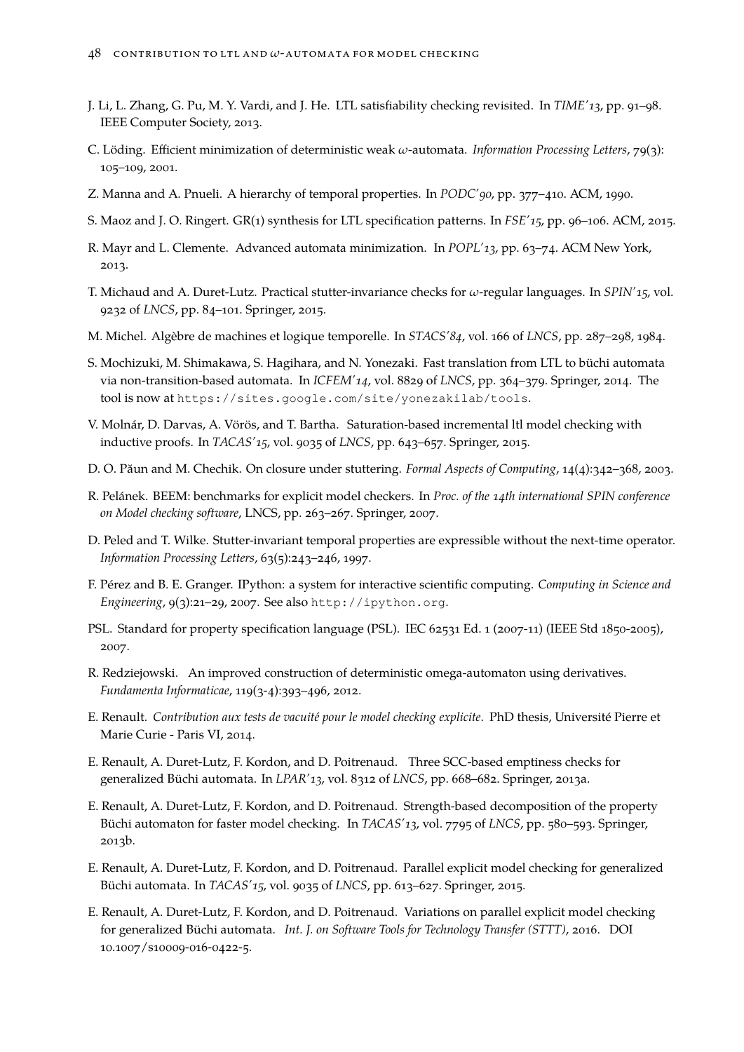J. Li, L. Zhang, G. Pu, M. Y. Vardi, and J. He. LTL satisfiability checking revisited. In *TIME'13*, pp. 91–98. IEEE Computer Society, 2013.

C. Löding. Efficient minimization of deterministic weak $\omega$-automata. *Information Processing Letters*, 79(3): 105–109, 2001.

Z. Manna and A. Pnueli. A hierarchy of temporal properties. In *PODC'90*, pp. 377–410. ACM, 1990.

S. Maoz and J. O. Ringert. GR(1) synthesis for LTL specification patterns. In *FSE'15*, pp. 96–106. ACM, 2015.

R. Mayr and L. Clemente. Advanced automata minimization. In *POPL'13*, pp. 63–74. ACM New York, 2013.

T. Michaud and A. Duret-Lutz. Practical stutter-invariance checks for $\omega$-regular languages. In *SPIN'15*, vol. 9232 of *LNCS*, pp. 84–101. Springer, 2015.

M. Michel. Algèbre de machines et logique temporelle. In *STACS'84*, vol. 166 of *LNCS*, pp. 287–298, 1984.

S. Mochizuki, M. Shimakawa, S. Hagihara, and N. Yonezaki. Fast translation from LTL to büchi automata via non-transition-based automata. In *ICFEM'14*, vol. 8829 of *LNCS*, pp. 364–379. Springer, 2014. The tool is now at `https://sites.google.com/site/yonezakilab/tools`.

V. Molnár, D. Darvas, A. Vörös, and T. Bartha. Saturation-based incremental ltl model checking with inductive proofs. In *TACAS'15*, vol. 9035 of *LNCS*, pp. 643–657. Springer, 2015.

D. O. Păun and M. Chechik. On closure under stuttering. *Formal Aspects of Computing*, 14(4):342–368, 2003.

R. Pelánek. BEEM: benchmarks for explicit model checkers. In *Proc. of the 14th international SPIN conference on Model checking software*, LNCS, pp. 263–267. Springer, 2007.

D. Peled and T. Wilke. Stutter-invariant temporal properties are expressible without the next-time operator. *Information Processing Letters*, 63(5):243–246, 1997.

F. Pérez and B. E. Granger. IPython: a system for interactive scientific computing. *Computing in Science and Engineering*, 9(3):21–29, 2007. See also `http://ipython.org`.

PSL. Standard for property specification language (PSL). IEC 62531 Ed. 1 (2007-11) (IEEE Std 1850-2005), 2007.

R. Redziejowski. An improved construction of deterministic omega-automaton using derivatives. *Fundamenta Informaticae*, 119(3-4):393–496, 2012.

E. Renault. *Contribution aux tests de vacuité pour le model checking explicite*. PhD thesis, Université Pierre et Marie Curie - Paris VI, 2014.

E. Renault, A. Duret-Lutz, F. Kordon, and D. Poitrenaud. Three SCC-based emptiness checks for generalized Büchi automata. In *LPAR'13*, vol. 8312 of *LNCS*, pp. 668–682. Springer, 2013a.

E. Renault, A. Duret-Lutz, F. Kordon, and D. Poitrenaud. Strength-based decomposition of the property Büchi automaton for faster model checking. In *TACAS'13*, vol. 7795 of *LNCS*, pp. 580–593. Springer, 2013b.

E. Renault, A. Duret-Lutz, F. Kordon, and D. Poitrenaud. Parallel explicit model checking for generalized Büchi automata. In *TACAS'15*, vol. 9035 of *LNCS*, pp. 613–627. Springer, 2015.

E. Renault, A. Duret-Lutz, F. Kordon, and D. Poitrenaud. Variations on parallel explicit model checking for generalized Büchi automata. *Int. J. on Software Tools for Technology Transfer (STTT)*, 2016. DOI 10.1007/s10009-016-0422-5.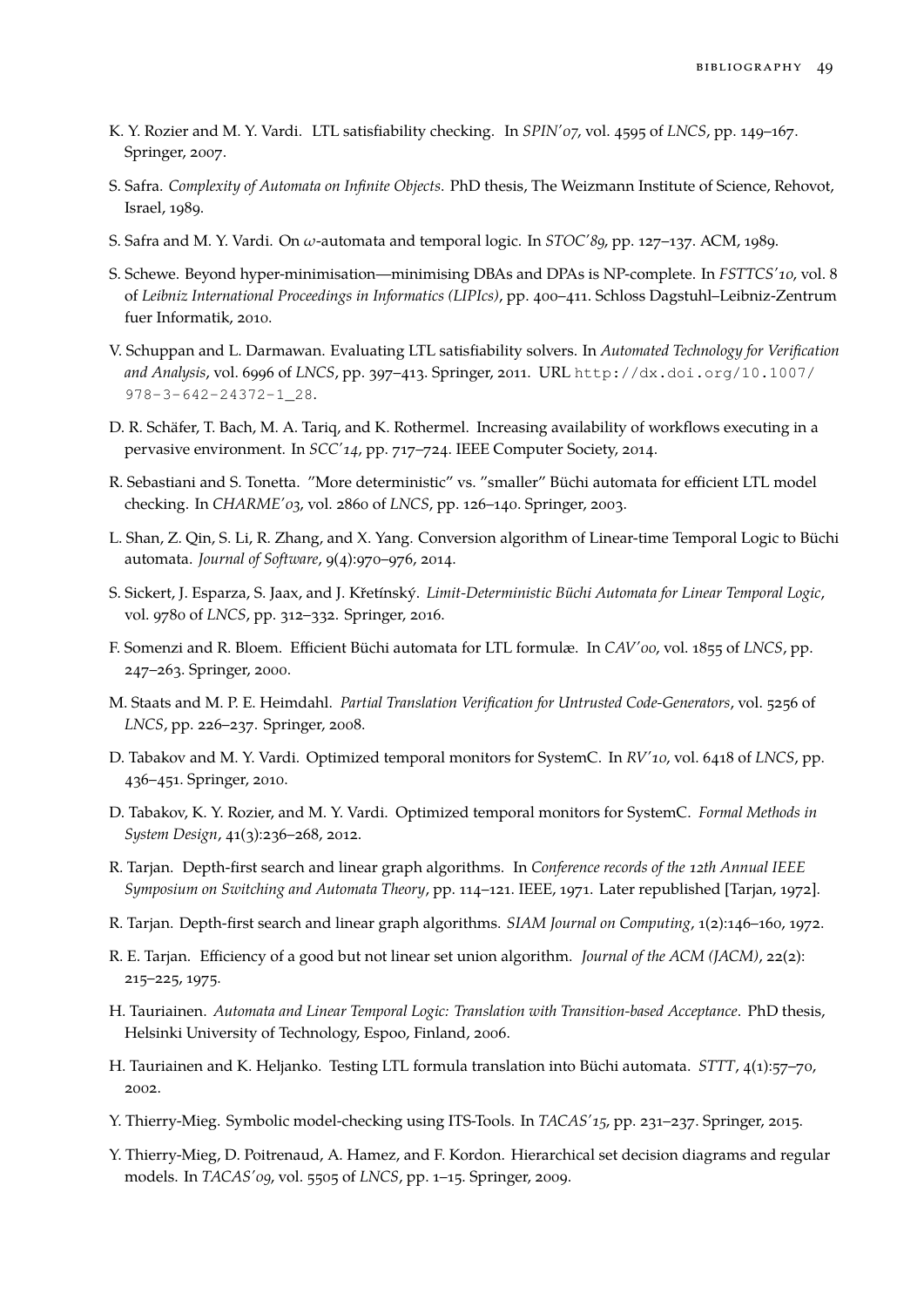K. Y. Rozier and M. Y. Vardi. LTL satisfiability checking. In *SPIN'07*, vol. 4595 of *LNCS*, pp. 149–167. Springer, 2007.

S. Safra. *Complexity of Automata on Infinite Objects*. PhD thesis, The Weizmann Institute of Science, Rehovot, Israel, 1989.

S. Safra and M. Y. Vardi. On $\omega$-automata and temporal logic. In *STOC'89*, pp. 127–137. ACM, 1989.

S. Schewe. Beyond hyper-minimisation—minimising DBAs and DPAs is NP-complete. In *FSTTCS'10*, vol. 8 of *Leibniz International Proceedings in Informatics (LIPIcs)*, pp. 400–411. Schloss Dagstuhl–Leibniz-Zentrum fuer Informatik, 2010.

V. Schuppan and L. Darmawan. Evaluating LTL satisfiability solvers. In *Automated Technology for Verification and Analysis*, vol. 6996 of *LNCS*, pp. 397–413. Springer, 2011. URL http://dx.doi.org/10.1007/978-3-642-24372-1_28.

D. R. Schäfer, T. Bach, M. A. Tariq, and K. Rothermel. Increasing availability of workflows executing in a pervasive environment. In *SCC'14*, pp. 717–724. IEEE Computer Society, 2014.

R. Sebastiani and S. Tonetta. "More deterministic" vs. "smaller" Büchi automata for efficient LTL model checking. In *CHARME'03*, vol. 2860 of *LNCS*, pp. 126–140. Springer, 2003.

L. Shan, Z. Qin, S. Li, R. Zhang, and X. Yang. Conversion algorithm of Linear-time Temporal Logic to Büchi automata. *Journal of Software*, 9(4):970–976, 2014.

S. Sickert, J. Esparza, S. Jaax, and J. Křetínský. *Limit-Deterministic Büchi Automata for Linear Temporal Logic*, vol. 9780 of *LNCS*, pp. 312–332. Springer, 2016.

F. Somenzi and R. Bloem. Efficient Büchi automata for LTL formulæ. In *CAV'00*, vol. 1855 of *LNCS*, pp. 247–263. Springer, 2000.

M. Staats and M. P. E. Heimdahl. *Partial Translation Verification for Untrusted Code-Generators*, vol. 5256 of *LNCS*, pp. 226–237. Springer, 2008.

D. Tabakov and M. Y. Vardi. Optimized temporal monitors for SystemC. In *RV'10*, vol. 6418 of *LNCS*, pp. 436–451. Springer, 2010.

D. Tabakov, K. Y. Rozier, and M. Y. Vardi. Optimized temporal monitors for SystemC. *Formal Methods in System Design*, 41(3):236–268, 2012.

R. Tarjan. Depth-first search and linear graph algorithms. In *Conference records of the 12th Annual IEEE Symposium on Switching and Automata Theory*, pp. 114–121. IEEE, 1971. Later republished [Tarjan, 1972].

R. Tarjan. Depth-first search and linear graph algorithms. *SIAM Journal on Computing*, 1(2):146–160, 1972.

R. E. Tarjan. Efficiency of a good but not linear set union algorithm. *Journal of the ACM (JACM)*, 22(2): 215–225, 1975.

H. Tauriainen. *Automata and Linear Temporal Logic: Translation with Transition-based Acceptance*. PhD thesis, Helsinki University of Technology, Espoo, Finland, 2006.

H. Tauriainen and K. Heljanko. Testing LTL formula translation into Büchi automata. *STTT*, 4(1):57–70, 2002.

Y. Thierry-Mieg. Symbolic model-checking using ITS-Tools. In *TACAS'15*, pp. 231–237. Springer, 2015.

Y. Thierry-Mieg, D. Poitrenaud, A. Hamez, and F. Kordon. Hierarchical set decision diagrams and regular models. In *TACAS'09*, vol. 5505 of *LNCS*, pp. 1–15. Springer, 2009.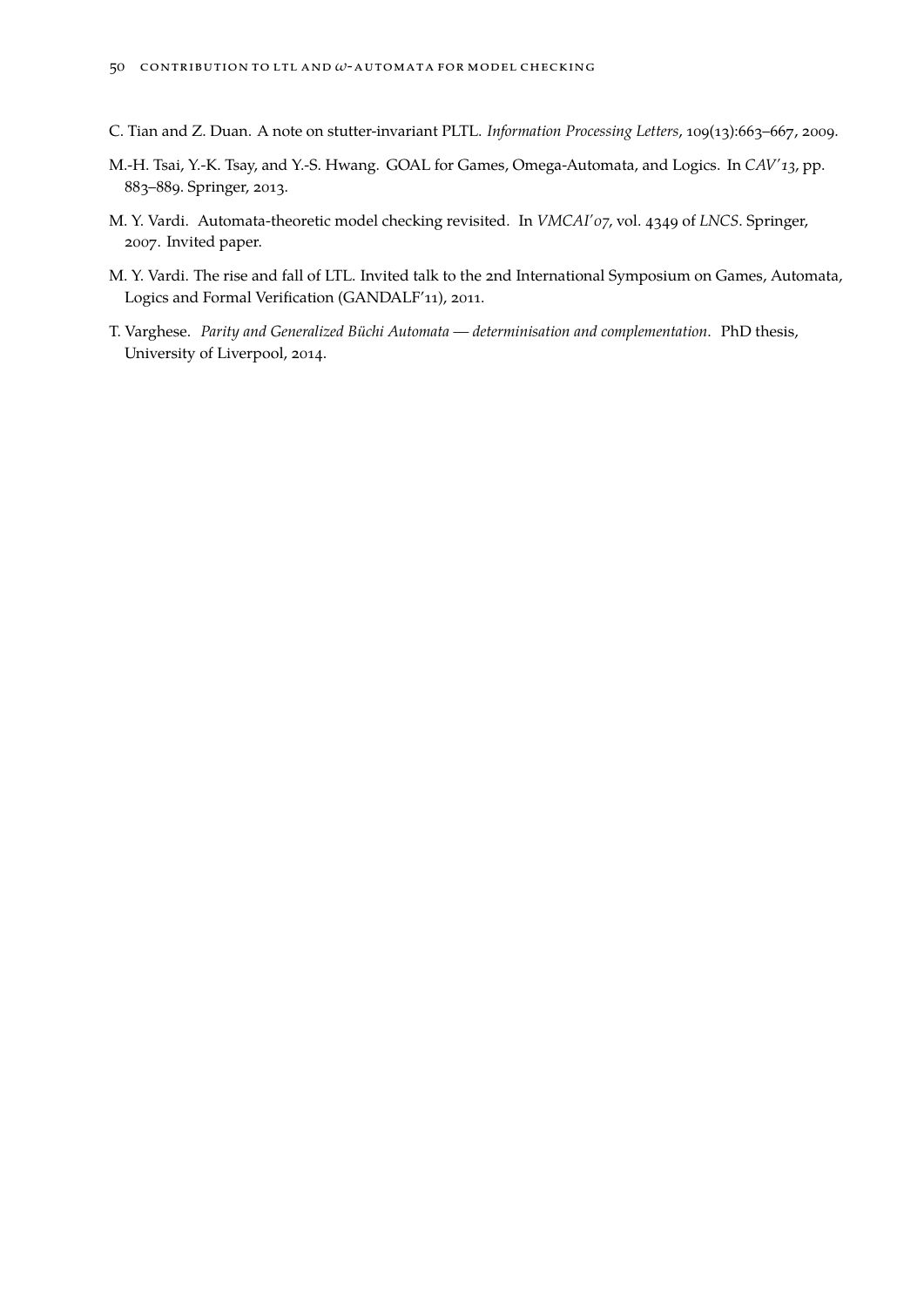C. Tian and Z. Duan. A note on stutter-invariant PLTL. *Information Processing Letters*, 109(13):663–667, 2009.

M.-H. Tsai, Y.-K. Tsay, and Y.-S. Hwang. GOAL for Games, Omega-Automata, and Logics. In *CAV'13*, pp. 883–889. Springer, 2013.

M. Y. Vardi. Automata-theoretic model checking revisited. In *VMCAI'07*, vol. 4349 of *LNCS*. Springer, 2007. Invited paper.

M. Y. Vardi. The rise and fall of LTL. Invited talk to the 2nd International Symposium on Games, Automata, Logics and Formal Verification (GANDALF'11), 2011.

T. Varghese. *Parity and Generalized Büchi Automata — determinisation and complementation*. PhD thesis, University of Liverpool, 2014.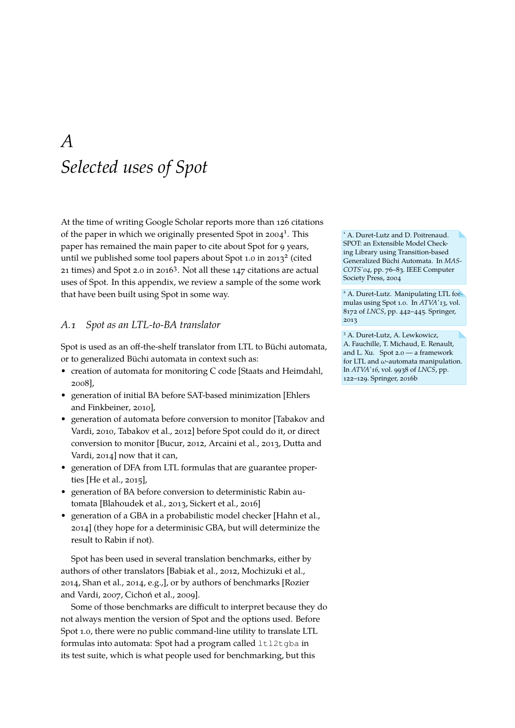# A
# Selected uses of Spot

At the time of writing Google Scholar reports more than 126 citations of the paper in which we originally presented Spot in 2004[1]. This paper has remained the main paper to cite about Spot for 9 years, until we published some tool papers about Spot 1.0 in 2013[2] (cited 21 times) and Spot 2.0 in 2016[3]. Not all these 147 citations are actual uses of Spot. In this appendix, we review a sample of the some work that have been built using Spot in some way.

[1] A. Duret-Lutz and D. Poitrenaud. SPOT: an Extensible Model Checking Library using Transition-based Generalized Büchi Automata. In *MASCOTS'04*, pp. 76–83. IEEE Computer Society Press, 2004

[2] A. Duret-Lutz. Manipulating LTL formulas using Spot 1.0. In *ATVA'13*, vol. 8172 of *LNCS*, pp. 442–445. Springer, 2013

[3] A. Duret-Lutz, A. Lewkowicz, A. Fauchille, T. Michaud, E. Renault, and L. Xu. Spot 2.0 — a framework for LTL and $\omega$-automata manipulation. In *ATVA'16*, vol. 9938 of *LNCS*, pp. 122–129. Springer, 2016b

## A.1 Spot as an LTL-to-BA translator

Spot is used as an off-the-shelf translator from LTL to Büchi automata, or to generalized Büchi automata in context such as:

- creation of automata for monitoring C code [Staats and Heimdahl, 2008],
- generation of initial BA before SAT-based minimization [Ehlers and Finkbeiner, 2010],
- generation of automata before conversion to monitor [Tabakov and Vardi, 2010, Tabakov et al., 2012] before Spot could do it, or direct conversion to monitor [Bucur, 2012, Arcaini et al., 2013, Dutta and Vardi, 2014] now that it can,
- generation of DFA from LTL formulas that are guarantee properties [He et al., 2015],
- generation of BA before conversion to deterministic Rabin automata [Blahoudek et al., 2013, Sickert et al., 2016]
- generation of a GBA in a probabilistic model checker [Hahn et al., 2014] (they hope for a determinisic GBA, but will determinize the result to Rabin if not).

Spot has been used in several translation benchmarks, either by authors of other translators [Babiak et al., 2012, Mochizuki et al., 2014, Shan et al., 2014, e.g.,], or by authors of benchmarks [Rozier and Vardi, 2007, Cichoń et al., 2009].

Some of those benchmarks are difficult to interpret because they do not always mention the version of Spot and the options used. Before Spot 1.0, there were no public command-line utility to translate LTL formulas into automata: Spot had a program called `ltl2tgba` in its test suite, which is what people used for benchmarking, but this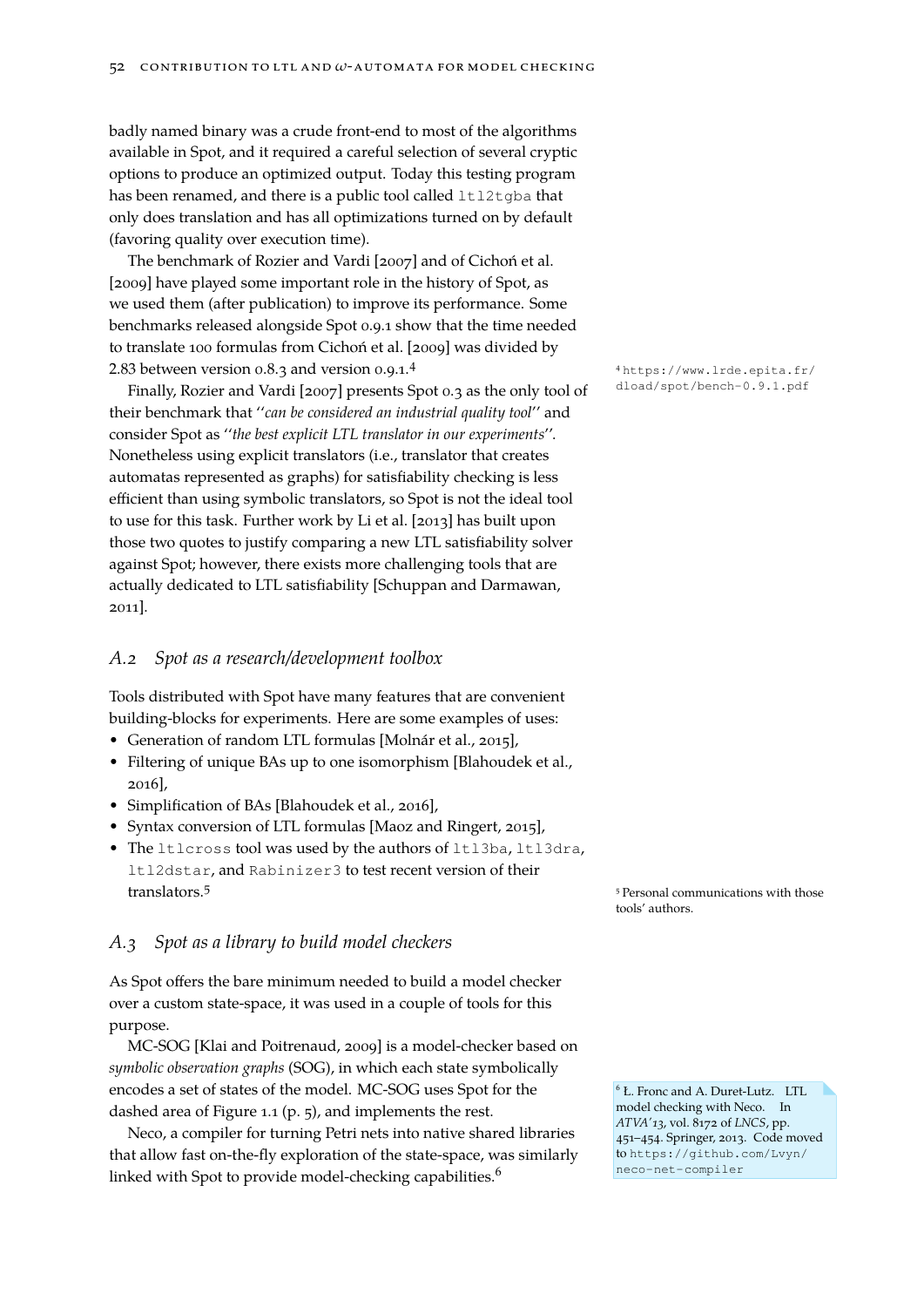badly named binary was a crude front-end to most of the algorithms available in Spot, and it required a careful selection of several cryptic options to produce an optimized output. Today this testing program has been renamed, and there is a public tool called `ltl2tgba` that only does translation and has all optimizations turned on by default (favoring quality over execution time).

The benchmark of Rozier and Vardi [2007] and of Cichoń et al. [2009] have played some important role in the history of Spot, as we used them (after publication) to improve its performance. Some benchmarks released alongside Spot 0.9.1 show that the time needed to translate 100 formulas from Cichoń et al. [2009] was divided by 2.83 between version 0.8.3 and version 0.9.1.[4]

[4] https://www.lrde.epita.fr/dload/spot/bench-0.9.1.pdf

Finally, Rozier and Vardi [2007] presents Spot 0.3 as the only tool of their benchmark that "*can be considered an industrial quality tool*" and consider Spot as "*the best explicit LTL translator in our experiments*". Nonetheless using explicit translators (i.e., translator that creates automatas represented as graphs) for satisfiability checking is less efficient than using symbolic translators, so Spot is not the ideal tool to use for this task. Further work by Li et al. [2013] has built upon those two quotes to justify comparing a new LTL satisfiability solver against Spot; however, there exists more challenging tools that are actually dedicated to LTL satisfiability [Schuppan and Darmawan, 2011].

## A.2 *Spot as a research/development toolbox*

Tools distributed with Spot have many features that are convenient building-blocks for experiments. Here are some examples of uses:

- Generation of random LTL formulas [Molnár et al., 2015],
- Filtering of unique BAs up to one isomorphism [Blahoudek et al., 2016],
- Simplification of BAs [Blahoudek et al., 2016],
- Syntax conversion of LTL formulas [Maoz and Ringert, 2015],
- The `ltlcross` tool was used by the authors of `ltl3ba`, `ltl3dra`, `ltl2dstar`, and `Rabinizer3` to test recent version of their translators.[5]

[5] Personal communications with those tools' authors.

## A.3 *Spot as a library to build model checkers*

As Spot offers the bare minimum needed to build a model checker over a custom state-space, it was used in a couple of tools for this purpose.

MC-SOG [Klai and Poitrenaud, 2009] is a model-checker based on *symbolic observation graphs* (SOG), in which each state symbolically encodes a set of states of the model. MC-SOG uses Spot for the dashed area of Figure 1.1 (p. 5), and implements the rest.

Neco, a compiler for turning Petri nets into native shared libraries that allow fast on-the-fly exploration of the state-space, was similarly linked with Spot to provide model-checking capabilities.[6]

[6] Ł. Fronc and A. Duret-Lutz. LTL model checking with Neco. In *ATVA'13*, vol. 8172 of *LNCS*, pp. 451–454. Springer, 2013. Code moved to https://github.com/Lvyn/neco-net-compiler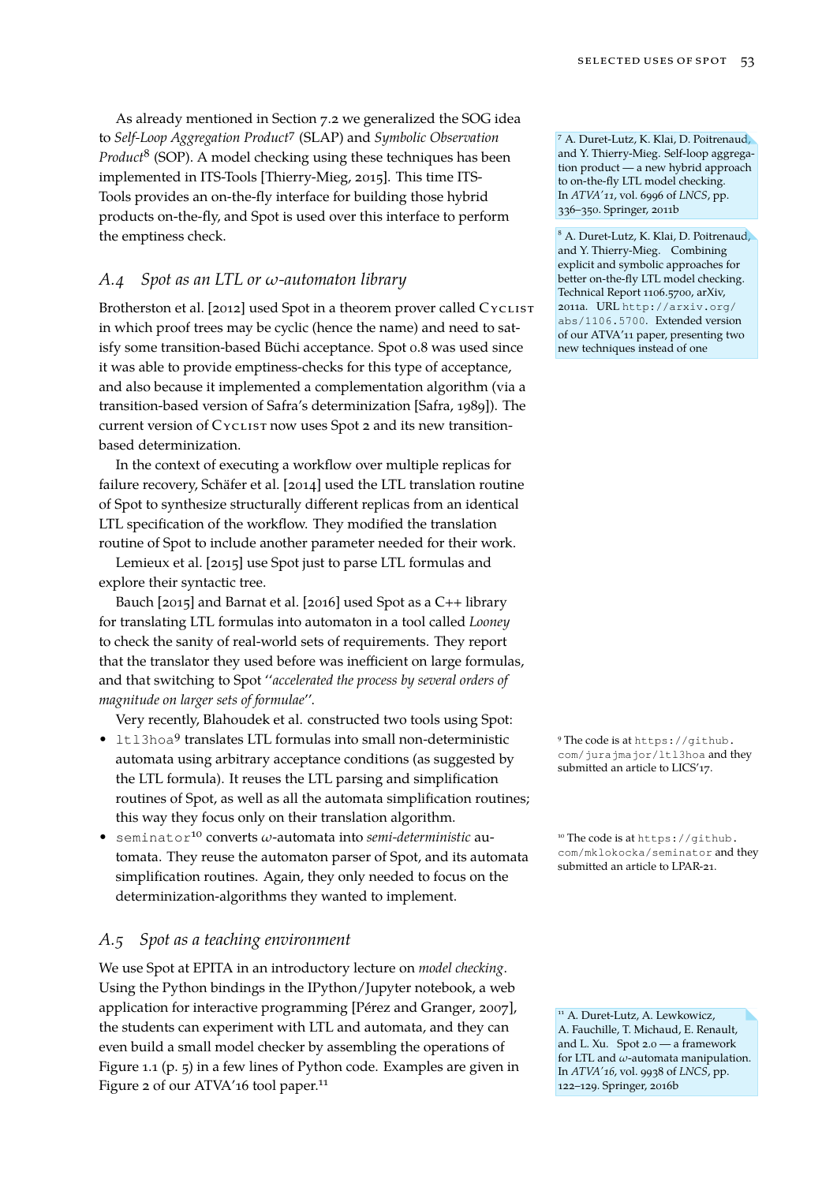As already mentioned in Section 7.2 we generalized the SOG idea to *Self-Loop Aggregation Product*[7] (SLAP) and *Symbolic Observation Product*[8] (SOP). A model checking using these techniques has been implemented in ITS-Tools [Thierry-Mieg, 2015]. This time ITS-Tools provides an on-the-fly interface for building those hybrid products on-the-fly, and Spot is used over this interface to perform the emptiness check.

[7] A. Duret-Lutz, K. Klai, D. Poitrenaud, and Y. Thierry-Mieg. Self-loop aggregation product — a new hybrid approach to on-the-fly LTL model checking. In *ATVA'11*, vol. 6996 of *LNCS*, pp. 336–350. Springer, 2011b

[8] A. Duret-Lutz, K. Klai, D. Poitrenaud, and Y. Thierry-Mieg. Combining explicit and symbolic approaches for better on-the-fly LTL model checking. Technical Report 1106.5700, arXiv, 2011a. URL http://arxiv.org/abs/1106.5700. Extended version of our ATVA'11 paper, presenting two new techniques instead of one

## A.4 Spot as an LTL or $\omega$-automaton library

Brotherston et al. [2012] used Spot in a theorem prover called Cyclist in which proof trees may be cyclic (hence the name) and need to satisfy some transition-based Büchi acceptance. Spot 0.8 was used since it was able to provide emptiness-checks for this type of acceptance, and also because it implemented a complementation algorithm (via a transition-based version of Safra's determinization [Safra, 1989]). The current version of Cyclist now uses Spot 2 and its new transition-based determinization.

In the context of executing a workflow over multiple replicas for failure recovery, Schäfer et al. [2014] used the LTL translation routine of Spot to synthesize structurally different replicas from an identical LTL specification of the workflow. They modified the translation routine of Spot to include another parameter needed for their work.

Lemieux et al. [2015] use Spot just to parse LTL formulas and explore their syntactic tree.

Bauch [2015] and Barnat et al. [2016] used Spot as a C++ library for translating LTL formulas into automaton in a tool called *Looney* to check the sanity of real-world sets of requirements. They report that the translator they used before was inefficient on large formulas, and that switching to Spot "*accelerated the process by several orders of magnitude on larger sets of formulae*".

Very recently, Blahoudek et al. constructed two tools using Spot:

- `ltl3hoa`[9] translates LTL formulas into small non-deterministic automata using arbitrary acceptance conditions (as suggested by the LTL formula). It reuses the LTL parsing and simplification routines of Spot, as well as all the automata simplification routines; this way they focus only on their translation algorithm.
- `seminator`[10] converts $\omega$-automata into *semi-deterministic* automata. They reuse the automaton parser of Spot, and its automata simplification routines. Again, they only needed to focus on the determinization-algorithms they wanted to implement.

[9] The code is at https://github.com/jurajmajor/ltl3hoa and they submitted an article to LICS'17.

[10] The code is at https://github.com/mklokocka/seminator and they submitted an article to LPAR-21.

## A.5 Spot as a teaching environment

We use Spot at EPITA in an introductory lecture on *model checking*. Using the Python bindings in the IPython/Jupyter notebook, a web application for interactive programming [Pérez and Granger, 2007], the students can experiment with LTL and automata, and they can even build a small model checker by assembling the operations of Figure 1.1 (p. 5) in a few lines of Python code. Examples are given in Figure 2 of our ATVA'16 tool paper.[11]

[11] A. Duret-Lutz, A. Lewkowicz, A. Fauchille, T. Michaud, E. Renault, and L. Xu. Spot 2.0 — a framework for LTL and $\omega$-automata manipulation. In *ATVA'16*, vol. 9938 of *LNCS*, pp. 122–129. Springer, 2016b